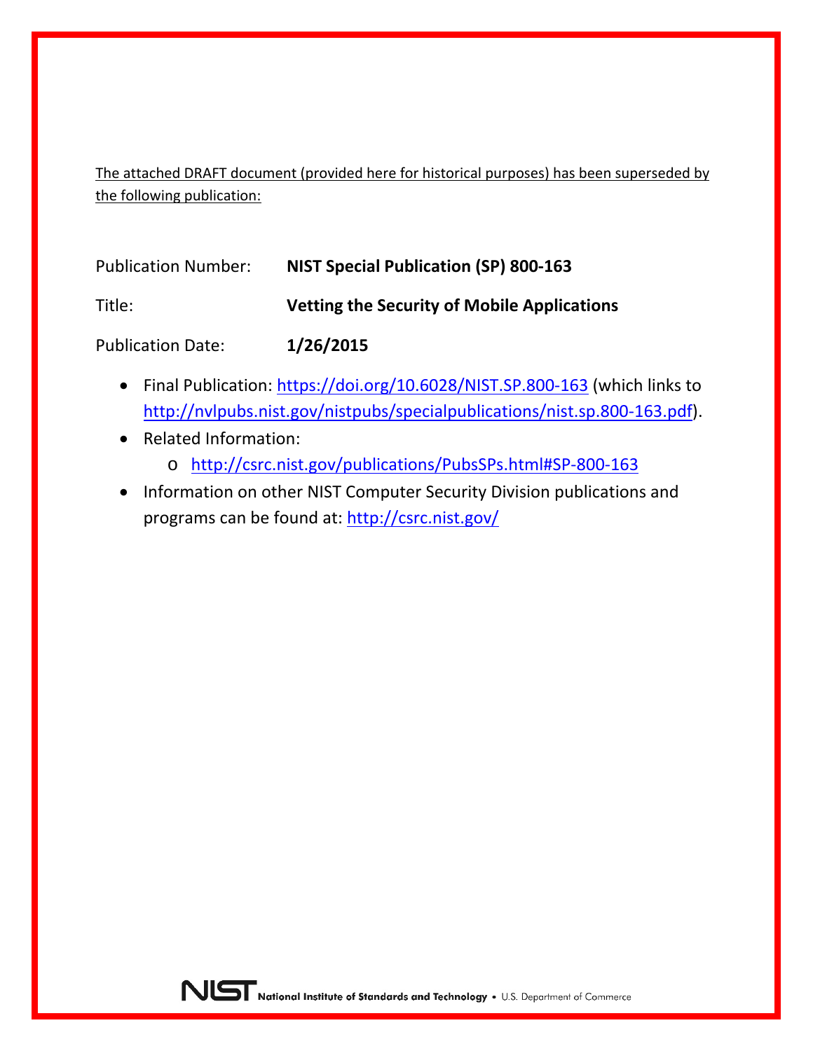The attached DRAFT document (provided here for historical purposes) has been superseded by the following publication:

Publication Number: **NIST Special Publication (SP) 800-163**

Title: **Vetting the Security of Mobile Applications**

Publication Date: **1/26/2015**

- Final Publication: https://doi.org/10.6028/NIST.SP.800-163 (which links to http://nvlpubs.nist.gov/nistpubs/specialpublications/nist.sp.800-163.pdf).
- Related Information:
  - http://csrc.nist.gov/publications/PubsSPs.html#SP-800-163
- Information on other NIST Computer Security Division publications and programs can be found at: http://csrc.nist.gov/

NIST National Institute of Standards and Technology • U.S. Department of Commerce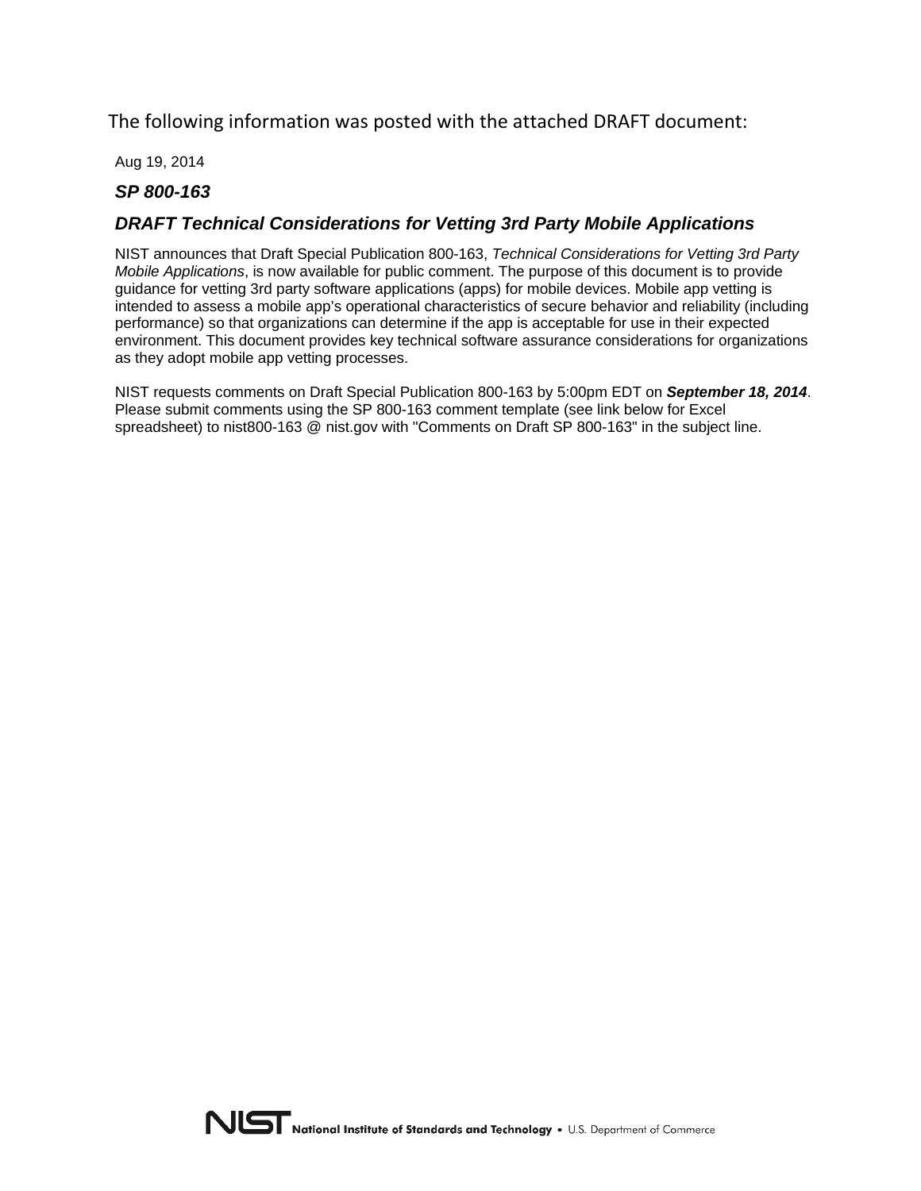The following information was posted with the attached DRAFT document:

Aug 19, 2014

***SP 800-163***

## ***DRAFT Technical Considerations for Vetting 3rd Party Mobile Applications***

NIST announces that Draft Special Publication 800-163, *Technical Considerations for Vetting 3rd Party Mobile Applications*, is now available for public comment. The purpose of this document is to provide guidance for vetting 3rd party software applications (apps) for mobile devices. Mobile app vetting is intended to assess a mobile app's operational characteristics of secure behavior and reliability (including performance) so that organizations can determine if the app is acceptable for use in their expected environment. This document provides key technical software assurance considerations for organizations as they adopt mobile app vetting processes.

NIST requests comments on Draft Special Publication 800-163 by 5:00pm EDT on ***September 18, 2014***. Please submit comments using the SP 800-163 comment template (see link below for Excel spreadsheet) to nist800-163 @ nist.gov with "Comments on Draft SP 800-163" in the subject line.

NIST National Institute of Standards and Technology • U.S. Department of Commerce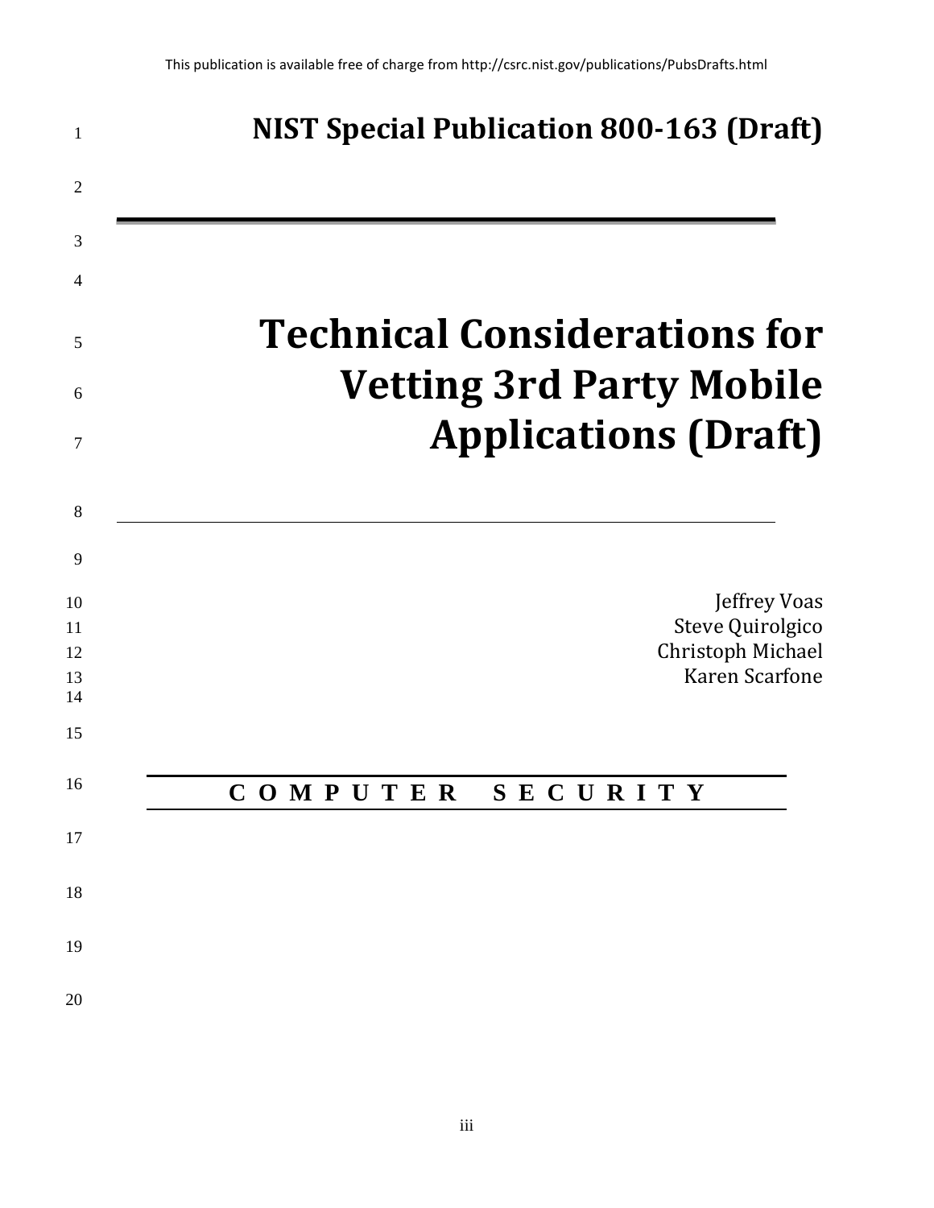# NIST Special Publication 800-163 (Draft)

# Technical Considerations for Vetting 3rd Party Mobile Applications (Draft)

Jeffrey Voas
Steve Quirolgico
Christoph Michael
Karen Scarfone

**C O M P U T E R   S E C U R I T Y**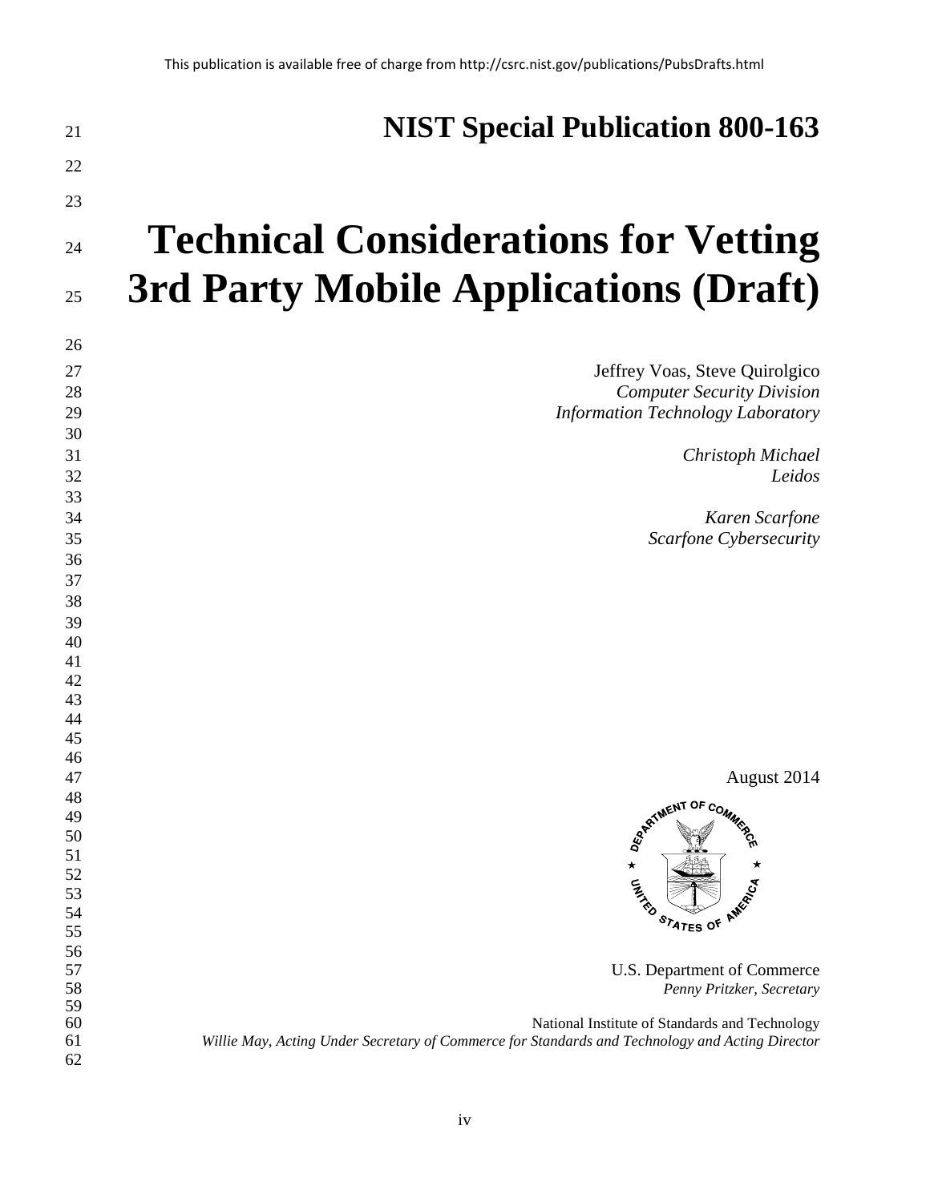# NIST Special Publication 800-163

# Technical Considerations for Vetting 3rd Party Mobile Applications (Draft)

Jeffrey Voas, Steve Quirolgico
*Computer Security Division*
*Information Technology Laboratory*

*Christoph Michael*
*Leidos*

*Karen Scarfone*
*Scarfone Cybersecurity*

August 2014

U.S. Department of Commerce
*Penny Pritzker, Secretary*

National Institute of Standards and Technology
*Willie May, Acting Under Secretary of Commerce for Standards and Technology and Acting Director*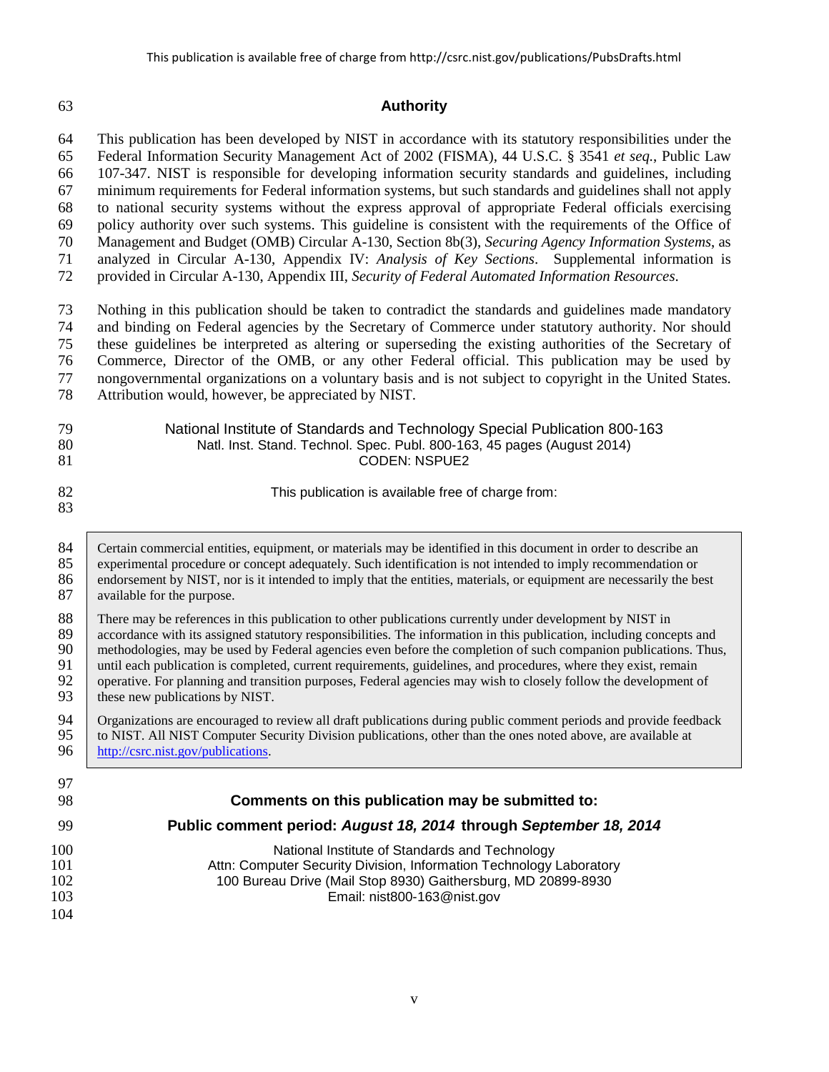## Authority

This publication has been developed by NIST in accordance with its statutory responsibilities under the Federal Information Security Management Act of 2002 (FISMA), 44 U.S.C. § 3541 *et seq.*, Public Law 107-347. NIST is responsible for developing information security standards and guidelines, including minimum requirements for Federal information systems, but such standards and guidelines shall not apply to national security systems without the express approval of appropriate Federal officials exercising policy authority over such systems. This guideline is consistent with the requirements of the Office of Management and Budget (OMB) Circular A-130, Section 8b(3), *Securing Agency Information Systems*, as analyzed in Circular A-130, Appendix IV: *Analysis of Key Sections*. Supplemental information is provided in Circular A-130, Appendix III, *Security of Federal Automated Information Resources*.

Nothing in this publication should be taken to contradict the standards and guidelines made mandatory and binding on Federal agencies by the Secretary of Commerce under statutory authority. Nor should these guidelines be interpreted as altering or superseding the existing authorities of the Secretary of Commerce, Director of the OMB, or any other Federal official. This publication may be used by nongovernmental organizations on a voluntary basis and is not subject to copyright in the United States. Attribution would, however, be appreciated by NIST.

National Institute of Standards and Technology Special Publication 800-163
Natl. Inst. Stand. Technol. Spec. Publ. 800-163, 45 pages (August 2014)
CODEN: NSPUE2

This publication is available free of charge from:

> Certain commercial entities, equipment, or materials may be identified in this document in order to describe an experimental procedure or concept adequately. Such identification is not intended to imply recommendation or endorsement by NIST, nor is it intended to imply that the entities, materials, or equipment are necessarily the best available for the purpose.
>
> There may be references in this publication to other publications currently under development by NIST in accordance with its assigned statutory responsibilities. The information in this publication, including concepts and methodologies, may be used by Federal agencies even before the completion of such companion publications. Thus, until each publication is completed, current requirements, guidelines, and procedures, where they exist, remain operative. For planning and transition purposes, Federal agencies may wish to closely follow the development of these new publications by NIST.
>
> Organizations are encouraged to review all draft publications during public comment periods and provide feedback to NIST. All NIST Computer Security Division publications, other than the ones noted above, are available at http://csrc.nist.gov/publications.

**Comments on this publication may be submitted to:**

**Public comment period: *August 18, 2014* through *September 18, 2014***

National Institute of Standards and Technology
Attn: Computer Security Division, Information Technology Laboratory
100 Bureau Drive (Mail Stop 8930) Gaithersburg, MD 20899-8930
Email: nist800-163@nist.gov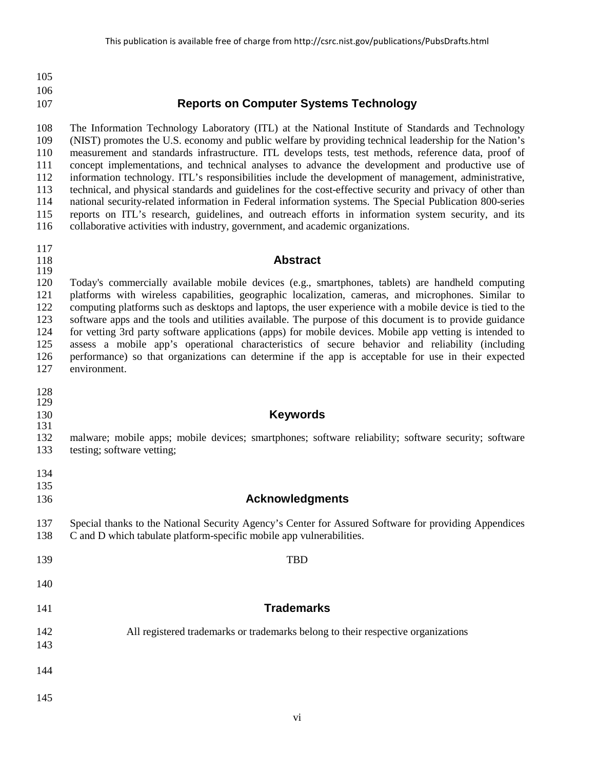## Reports on Computer Systems Technology

The Information Technology Laboratory (ITL) at the National Institute of Standards and Technology (NIST) promotes the U.S. economy and public welfare by providing technical leadership for the Nation's measurement and standards infrastructure. ITL develops tests, test methods, reference data, proof of concept implementations, and technical analyses to advance the development and productive use of information technology. ITL's responsibilities include the development of management, administrative, technical, and physical standards and guidelines for the cost-effective security and privacy of other than national security-related information in Federal information systems. The Special Publication 800-series reports on ITL's research, guidelines, and outreach efforts in information system security, and its collaborative activities with industry, government, and academic organizations.

## Abstract

Today's commercially available mobile devices (e.g., smartphones, tablets) are handheld computing platforms with wireless capabilities, geographic localization, cameras, and microphones. Similar to computing platforms such as desktops and laptops, the user experience with a mobile device is tied to the software apps and the tools and utilities available. The purpose of this document is to provide guidance for vetting 3rd party software applications (apps) for mobile devices. Mobile app vetting is intended to assess a mobile app's operational characteristics of secure behavior and reliability (including performance) so that organizations can determine if the app is acceptable for use in their expected environment.

## Keywords

malware; mobile apps; mobile devices; smartphones; software reliability; software security; software testing; software vetting;

## Acknowledgments

Special thanks to the National Security Agency's Center for Assured Software for providing Appendices C and D which tabulate platform-specific mobile app vulnerabilities.

TBD

## Trademarks

All registered trademarks or trademarks belong to their respective organizations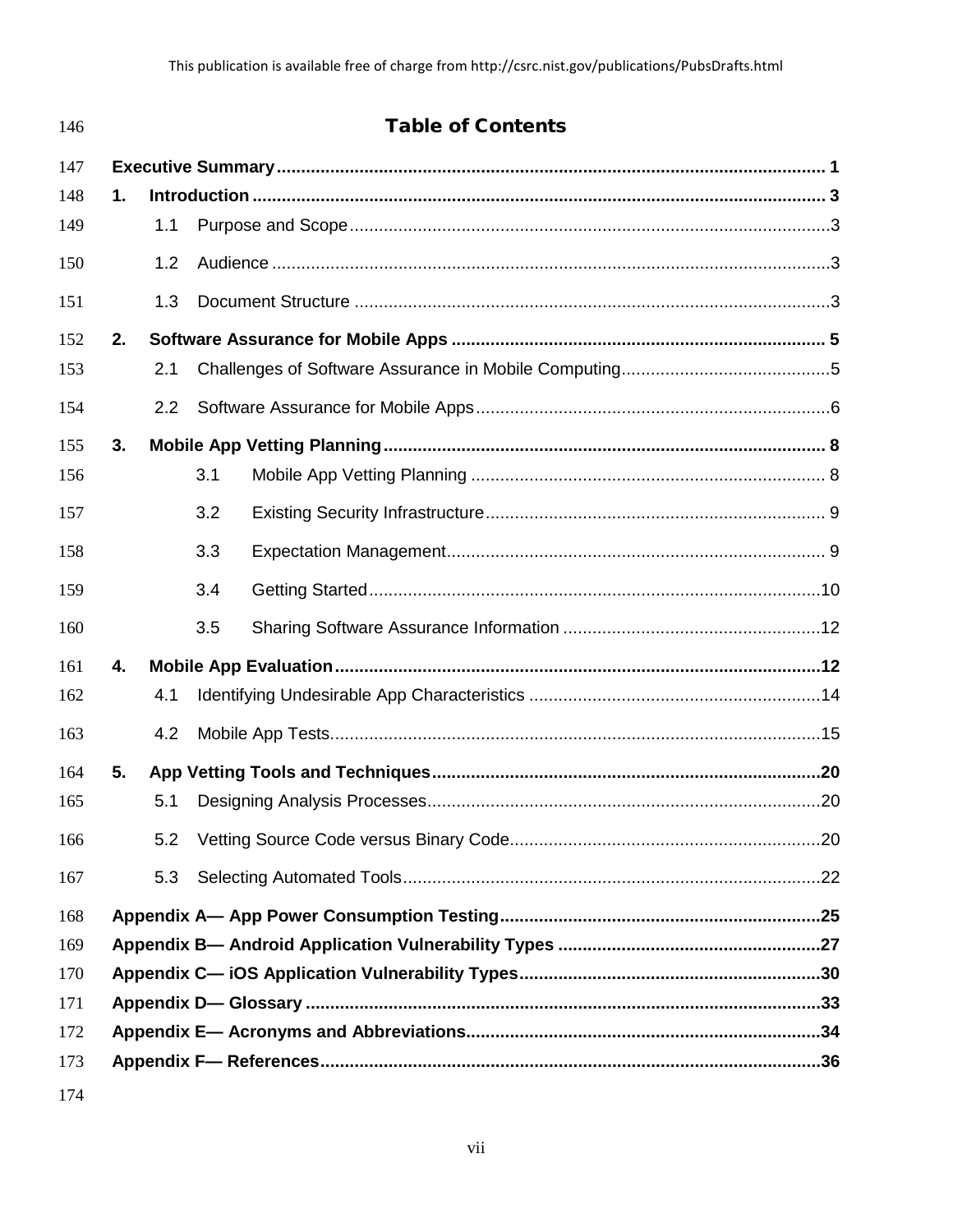# Table of Contents

**Executive Summary** ........ **1**

**1. Introduction** ........ **3**

- 1.1 Purpose and Scope ........ 3
- 1.2 Audience ........ 3
- 1.3 Document Structure ........ 3

**2. Software Assurance for Mobile Apps** ........ **5**

- 2.1 Challenges of Software Assurance in Mobile Computing ........ 5
- 2.2 Software Assurance for Mobile Apps ........ 6

**3. Mobile App Vetting Planning** ........ **8**

- 3.1 Mobile App Vetting Planning ........ 8
- 3.2 Existing Security Infrastructure ........ 9
- 3.3 Expectation Management ........ 9
- 3.4 Getting Started ........ 10
- 3.5 Sharing Software Assurance Information ........ 12

**4. Mobile App Evaluation** ........ **12**

- 4.1 Identifying Undesirable App Characteristics ........ 14
- 4.2 Mobile App Tests ........ 15

**5. App Vetting Tools and Techniques** ........ **20**

- 5.1 Designing Analysis Processes ........ 20
- 5.2 Vetting Source Code versus Binary Code ........ 20
- 5.3 Selecting Automated Tools ........ 22

**Appendix A— App Power Consumption Testing** ........ **25**

**Appendix B— Android Application Vulnerability Types** ........ **27**

**Appendix C— iOS Application Vulnerability Types** ........ **30**

**Appendix D— Glossary** ........ **33**

**Appendix E— Acronyms and Abbreviations** ........ **34**

**Appendix F— References** ........ **36**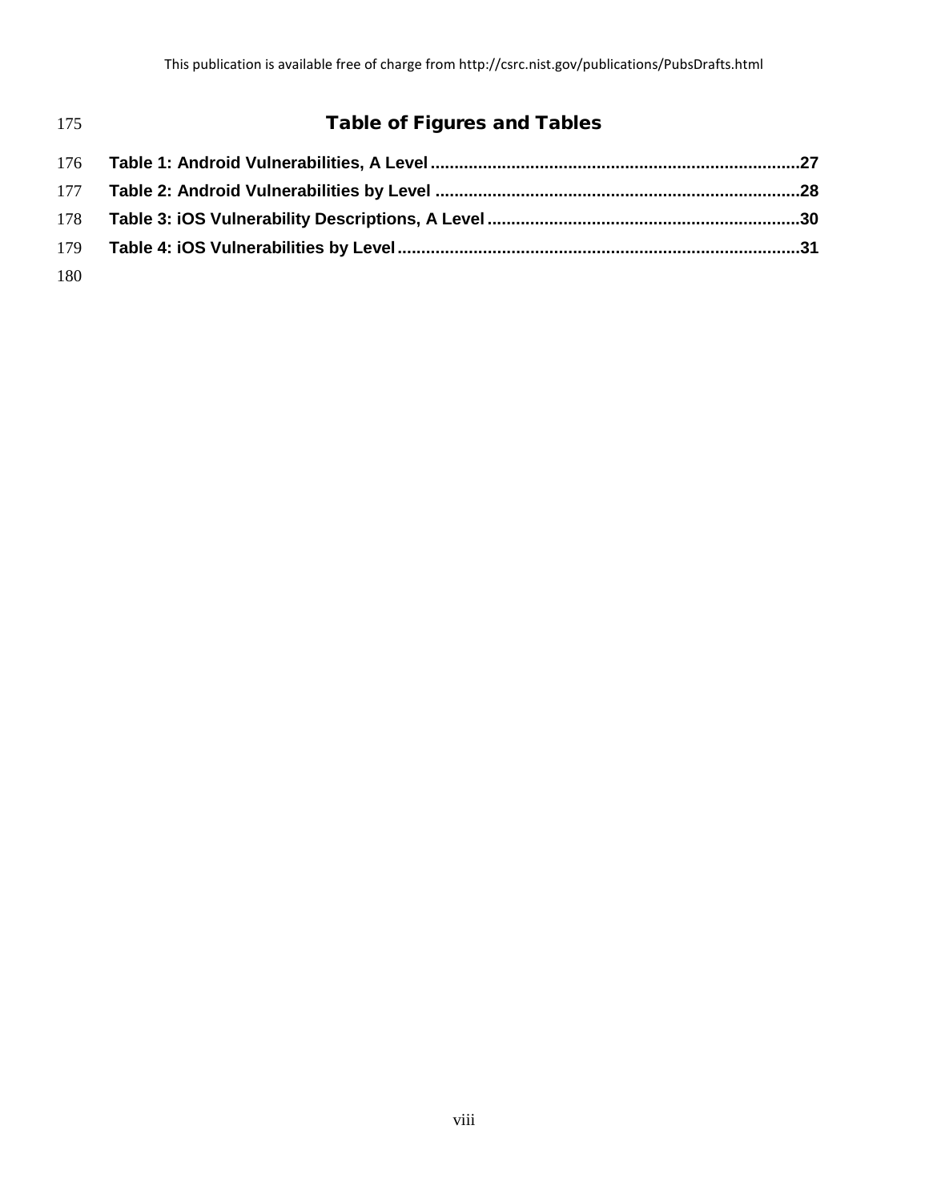# Table of Figures and Tables

**Table 1: Android Vulnerabilities, A Level ............ 27**

**Table 2: Android Vulnerabilities by Level ............ 28**

**Table 3: iOS Vulnerability Descriptions, A Level ............ 30**

**Table 4: iOS Vulnerabilities by Level ............ 31**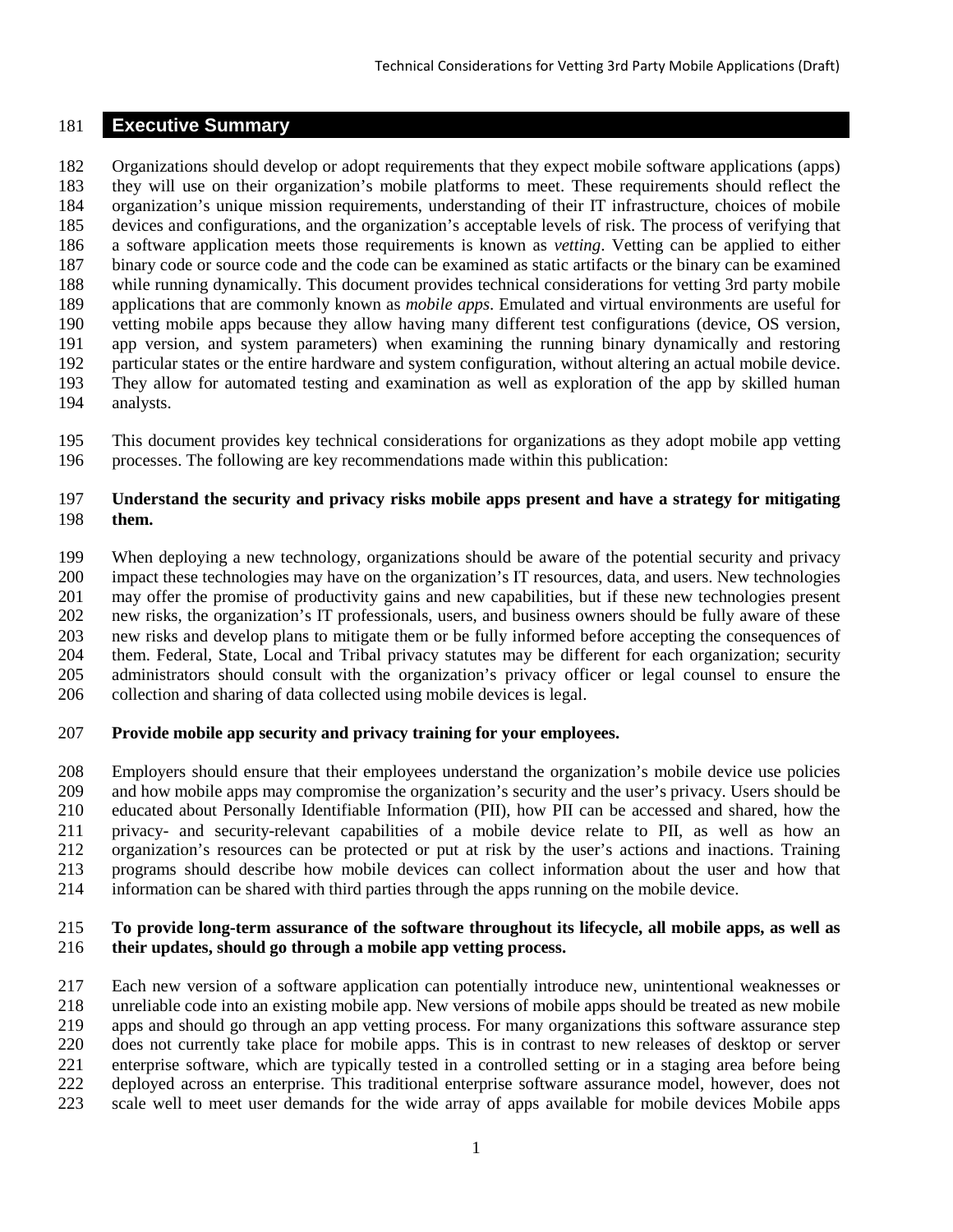# Executive Summary

Organizations should develop or adopt requirements that they expect mobile software applications (apps) they will use on their organization's mobile platforms to meet. These requirements should reflect the organization's unique mission requirements, understanding of their IT infrastructure, choices of mobile devices and configurations, and the organization's acceptable levels of risk. The process of verifying that a software application meets those requirements is known as *vetting*. Vetting can be applied to either binary code or source code and the code can be examined as static artifacts or the binary can be examined while running dynamically. This document provides technical considerations for vetting 3rd party mobile applications that are commonly known as *mobile apps*. Emulated and virtual environments are useful for vetting mobile apps because they allow having many different test configurations (device, OS version, app version, and system parameters) when examining the running binary dynamically and restoring particular states or the entire hardware and system configuration, without altering an actual mobile device. They allow for automated testing and examination as well as exploration of the app by skilled human analysts.

This document provides key technical considerations for organizations as they adopt mobile app vetting processes. The following are key recommendations made within this publication:

**Understand the security and privacy risks mobile apps present and have a strategy for mitigating them.**

When deploying a new technology, organizations should be aware of the potential security and privacy impact these technologies may have on the organization's IT resources, data, and users. New technologies may offer the promise of productivity gains and new capabilities, but if these new technologies present new risks, the organization's IT professionals, users, and business owners should be fully aware of these new risks and develop plans to mitigate them or be fully informed before accepting the consequences of them. Federal, State, Local and Tribal privacy statutes may be different for each organization; security administrators should consult with the organization's privacy officer or legal counsel to ensure the collection and sharing of data collected using mobile devices is legal.

**Provide mobile app security and privacy training for your employees.**

Employers should ensure that their employees understand the organization's mobile device use policies and how mobile apps may compromise the organization's security and the user's privacy. Users should be educated about Personally Identifiable Information (PII), how PII can be accessed and shared, how the privacy- and security-relevant capabilities of a mobile device relate to PII, as well as how an organization's resources can be protected or put at risk by the user's actions and inactions. Training programs should describe how mobile devices can collect information about the user and how that information can be shared with third parties through the apps running on the mobile device.

**To provide long-term assurance of the software throughout its lifecycle, all mobile apps, as well as their updates, should go through a mobile app vetting process.**

Each new version of a software application can potentially introduce new, unintentional weaknesses or unreliable code into an existing mobile app. New versions of mobile apps should be treated as new mobile apps and should go through an app vetting process. For many organizations this software assurance step does not currently take place for mobile apps. This is in contrast to new releases of desktop or server enterprise software, which are typically tested in a controlled setting or in a staging area before being deployed across an enterprise. This traditional enterprise software assurance model, however, does not scale well to meet user demands for the wide array of apps available for mobile devices Mobile apps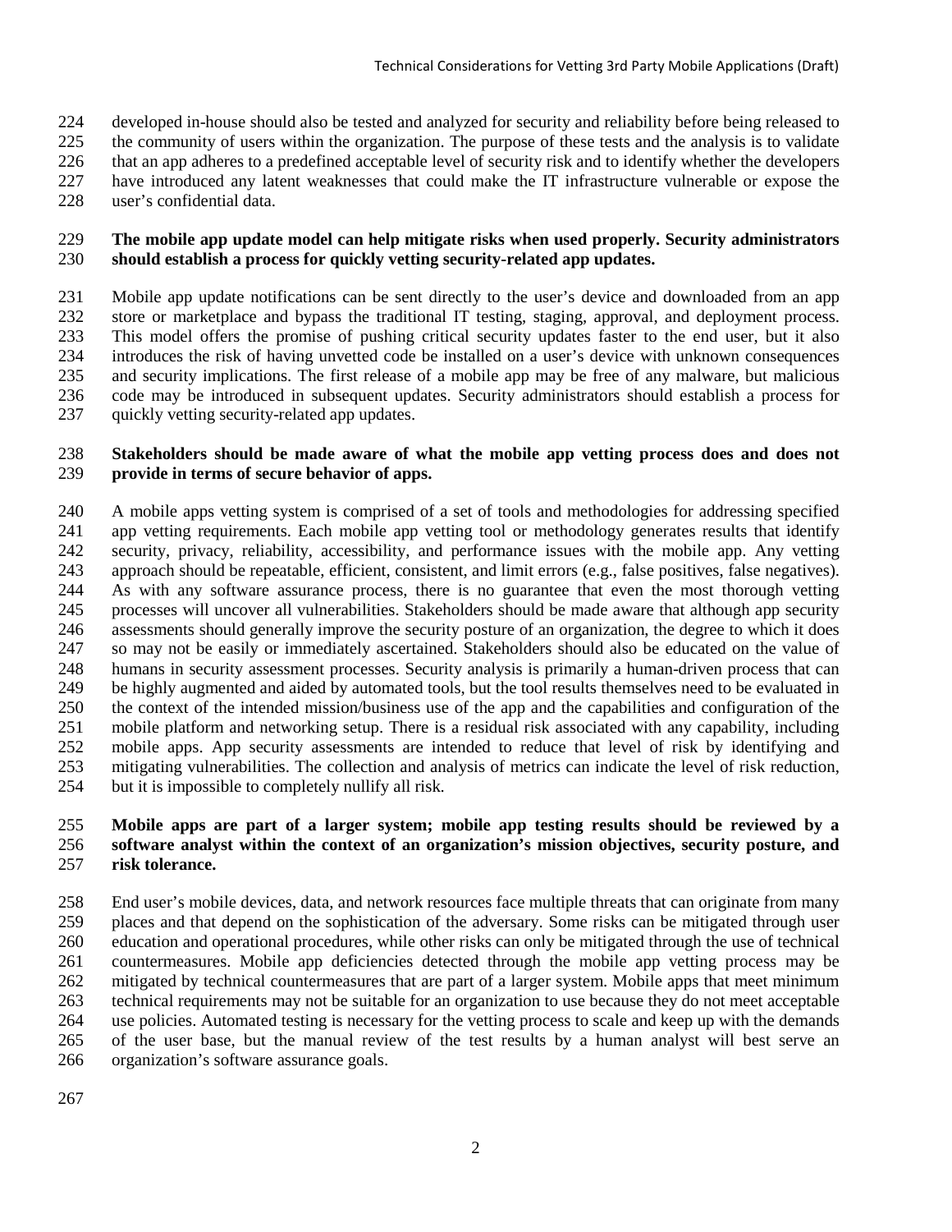developed in-house should also be tested and analyzed for security and reliability before being released to the community of users within the organization. The purpose of these tests and the analysis is to validate that an app adheres to a predefined acceptable level of security risk and to identify whether the developers have introduced any latent weaknesses that could make the IT infrastructure vulnerable or expose the user's confidential data.

**The mobile app update model can help mitigate risks when used properly. Security administrators should establish a process for quickly vetting security-related app updates.**

Mobile app update notifications can be sent directly to the user's device and downloaded from an app store or marketplace and bypass the traditional IT testing, staging, approval, and deployment process. This model offers the promise of pushing critical security updates faster to the end user, but it also introduces the risk of having unvetted code be installed on a user's device with unknown consequences and security implications. The first release of a mobile app may be free of any malware, but malicious code may be introduced in subsequent updates. Security administrators should establish a process for quickly vetting security-related app updates.

**Stakeholders should be made aware of what the mobile app vetting process does and does not provide in terms of secure behavior of apps.**

A mobile apps vetting system is comprised of a set of tools and methodologies for addressing specified app vetting requirements. Each mobile app vetting tool or methodology generates results that identify security, privacy, reliability, accessibility, and performance issues with the mobile app. Any vetting approach should be repeatable, efficient, consistent, and limit errors (e.g., false positives, false negatives). As with any software assurance process, there is no guarantee that even the most thorough vetting processes will uncover all vulnerabilities. Stakeholders should be made aware that although app security assessments should generally improve the security posture of an organization, the degree to which it does so may not be easily or immediately ascertained. Stakeholders should also be educated on the value of humans in security assessment processes. Security analysis is primarily a human-driven process that can be highly augmented and aided by automated tools, but the tool results themselves need to be evaluated in the context of the intended mission/business use of the app and the capabilities and configuration of the mobile platform and networking setup. There is a residual risk associated with any capability, including mobile apps. App security assessments are intended to reduce that level of risk by identifying and mitigating vulnerabilities. The collection and analysis of metrics can indicate the level of risk reduction, but it is impossible to completely nullify all risk.

**Mobile apps are part of a larger system; mobile app testing results should be reviewed by a software analyst within the context of an organization's mission objectives, security posture, and risk tolerance.**

End user's mobile devices, data, and network resources face multiple threats that can originate from many places and that depend on the sophistication of the adversary. Some risks can be mitigated through user education and operational procedures, while other risks can only be mitigated through the use of technical countermeasures. Mobile app deficiencies detected through the mobile app vetting process may be mitigated by technical countermeasures that are part of a larger system. Mobile apps that meet minimum technical requirements may not be suitable for an organization to use because they do not meet acceptable use policies. Automated testing is necessary for the vetting process to scale and keep up with the demands of the user base, but the manual review of the test results by a human analyst will best serve an organization's software assurance goals.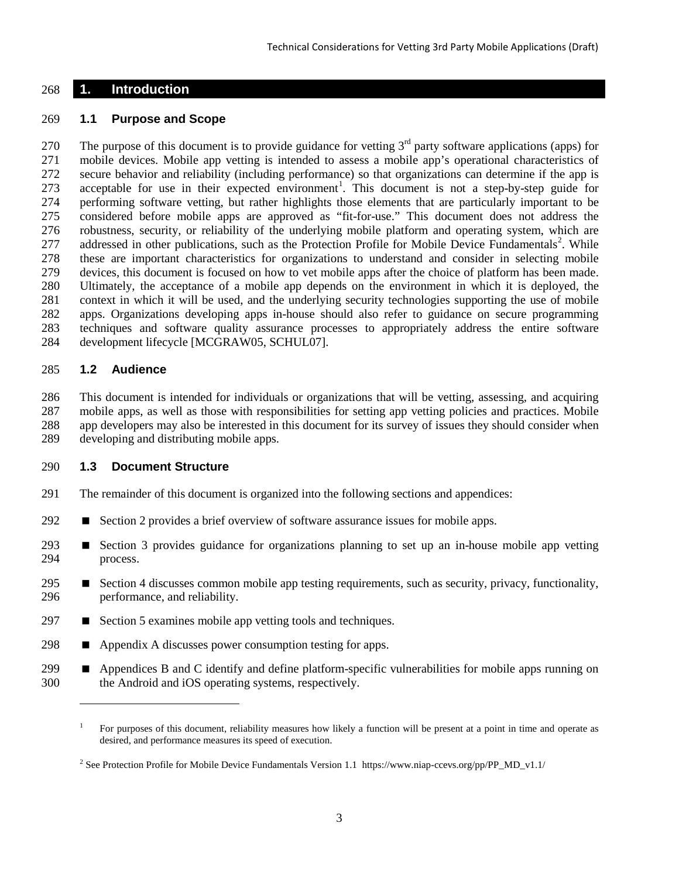# 1. Introduction

## 1.1 Purpose and Scope

The purpose of this document is to provide guidance for vetting 3rd party software applications (apps) for mobile devices. Mobile app vetting is intended to assess a mobile app's operational characteristics of secure behavior and reliability (including performance) so that organizations can determine if the app is acceptable for use in their expected environment[1]. This document is not a step-by-step guide for performing software vetting, but rather highlights those elements that are particularly important to be considered before mobile apps are approved as "fit-for-use." This document does not address the robustness, security, or reliability of the underlying mobile platform and operating system, which are addressed in other publications, such as the Protection Profile for Mobile Device Fundamentals[2]. While these are important characteristics for organizations to understand and consider in selecting mobile devices, this document is focused on how to vet mobile apps after the choice of platform has been made. Ultimately, the acceptance of a mobile app depends on the environment in which it is deployed, the context in which it will be used, and the underlying security technologies supporting the use of mobile apps. Organizations developing apps in-house should also refer to guidance on secure programming techniques and software quality assurance processes to appropriately address the entire software development lifecycle [MCGRAW05, SCHUL07].

## 1.2 Audience

This document is intended for individuals or organizations that will be vetting, assessing, and acquiring mobile apps, as well as those with responsibilities for setting app vetting policies and practices. Mobile app developers may also be interested in this document for its survey of issues they should consider when developing and distributing mobile apps.

## 1.3 Document Structure

The remainder of this document is organized into the following sections and appendices:

- Section 2 provides a brief overview of software assurance issues for mobile apps.
- Section 3 provides guidance for organizations planning to set up an in-house mobile app vetting process.
- Section 4 discusses common mobile app testing requirements, such as security, privacy, functionality, performance, and reliability.
- Section 5 examines mobile app vetting tools and techniques.
- Appendix A discusses power consumption testing for apps.
- Appendices B and C identify and define platform-specific vulnerabilities for mobile apps running on the Android and iOS operating systems, respectively.

---

[1] For purposes of this document, reliability measures how likely a function will be present at a point in time and operate as desired, and performance measures its speed of execution.

[2] See Protection Profile for Mobile Device Fundamentals Version 1.1 https://www.niap-ccevs.org/pp/PP_MD_v1.1/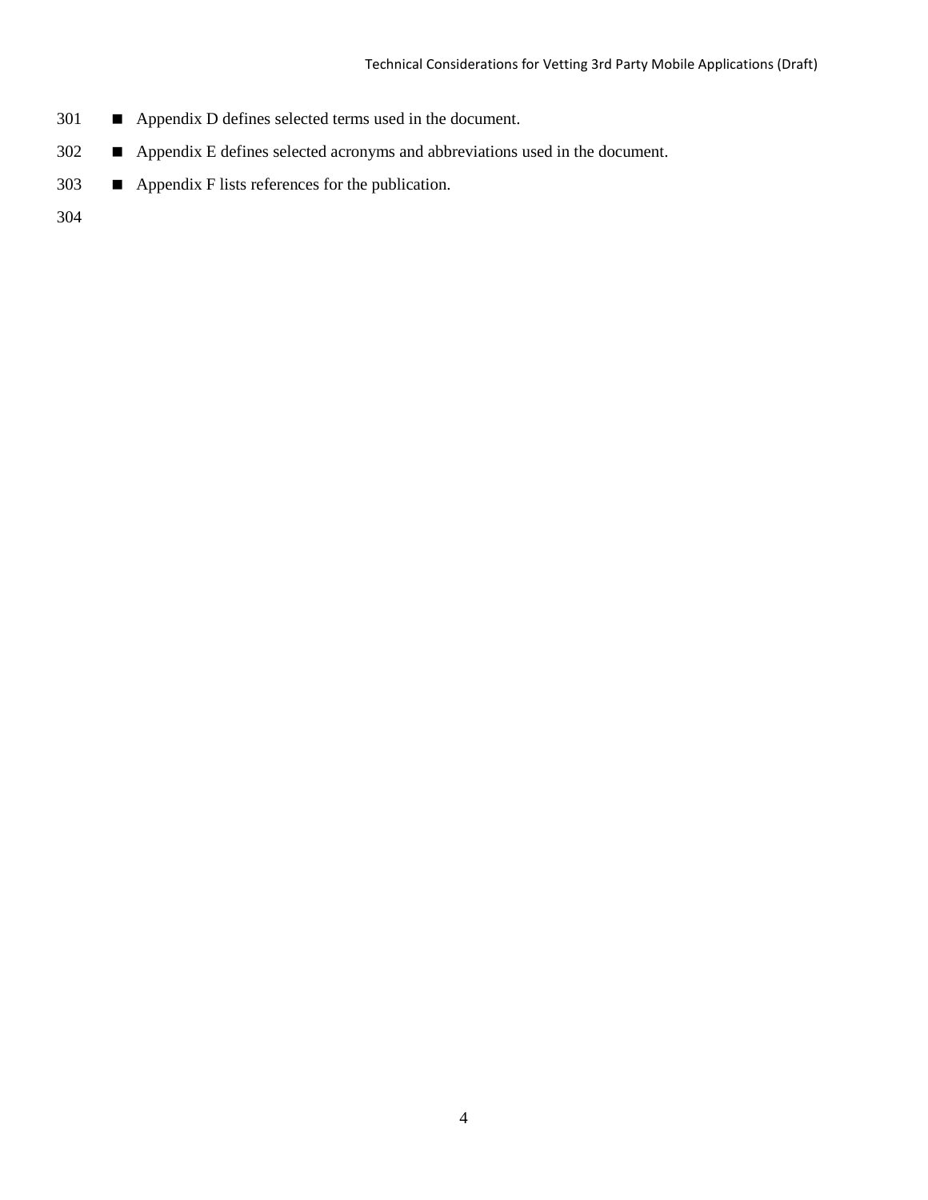- Appendix D defines selected terms used in the document.
- Appendix E defines selected acronyms and abbreviations used in the document.
- Appendix F lists references for the publication.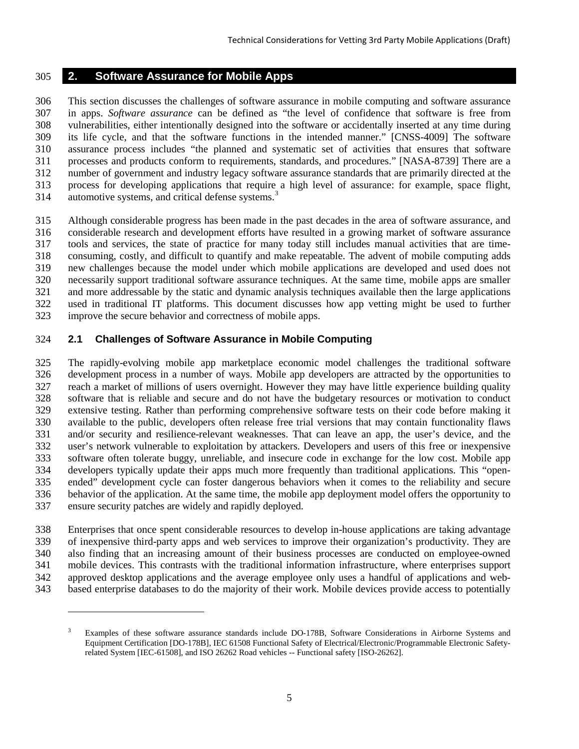# 2. Software Assurance for Mobile Apps

This section discusses the challenges of software assurance in mobile computing and software assurance in apps. *Software assurance* can be defined as "the level of confidence that software is free from vulnerabilities, either intentionally designed into the software or accidentally inserted at any time during its life cycle, and that the software functions in the intended manner." [CNSS-4009] The software assurance process includes "the planned and systematic set of activities that ensures that software processes and products conform to requirements, standards, and procedures." [NASA-8739] There are a number of government and industry legacy software assurance standards that are primarily directed at the process for developing applications that require a high level of assurance: for example, space flight, automotive systems, and critical defense systems.[3]

Although considerable progress has been made in the past decades in the area of software assurance, and considerable research and development efforts have resulted in a growing market of software assurance tools and services, the state of practice for many today still includes manual activities that are time-consuming, costly, and difficult to quantify and make repeatable. The advent of mobile computing adds new challenges because the model under which mobile applications are developed and used does not necessarily support traditional software assurance techniques. At the same time, mobile apps are smaller and more addressable by the static and dynamic analysis techniques available then the large applications used in traditional IT platforms. This document discusses how app vetting might be used to further improve the secure behavior and correctness of mobile apps.

## 2.1 Challenges of Software Assurance in Mobile Computing

The rapidly-evolving mobile app marketplace economic model challenges the traditional software development process in a number of ways. Mobile app developers are attracted by the opportunities to reach a market of millions of users overnight. However they may have little experience building quality software that is reliable and secure and do not have the budgetary resources or motivation to conduct extensive testing. Rather than performing comprehensive software tests on their code before making it available to the public, developers often release free trial versions that may contain functionality flaws and/or security and resilience-relevant weaknesses. That can leave an app, the user's device, and the user's network vulnerable to exploitation by attackers. Developers and users of this free or inexpensive software often tolerate buggy, unreliable, and insecure code in exchange for the low cost. Mobile app developers typically update their apps much more frequently than traditional applications. This "open-ended" development cycle can foster dangerous behaviors when it comes to the reliability and secure behavior of the application. At the same time, the mobile app deployment model offers the opportunity to ensure security patches are widely and rapidly deployed.

Enterprises that once spent considerable resources to develop in-house applications are taking advantage of inexpensive third-party apps and web services to improve their organization's productivity. They are also finding that an increasing amount of their business processes are conducted on employee-owned mobile devices. This contrasts with the traditional information infrastructure, where enterprises support approved desktop applications and the average employee only uses a handful of applications and web-based enterprise databases to do the majority of their work. Mobile devices provide access to potentially

---

[3] Examples of these software assurance standards include DO-178B, Software Considerations in Airborne Systems and Equipment Certification [DO-178B], IEC 61508 Functional Safety of Electrical/Electronic/Programmable Electronic Safety-related System [IEC-61508], and ISO 26262 Road vehicles -- Functional safety [ISO-26262].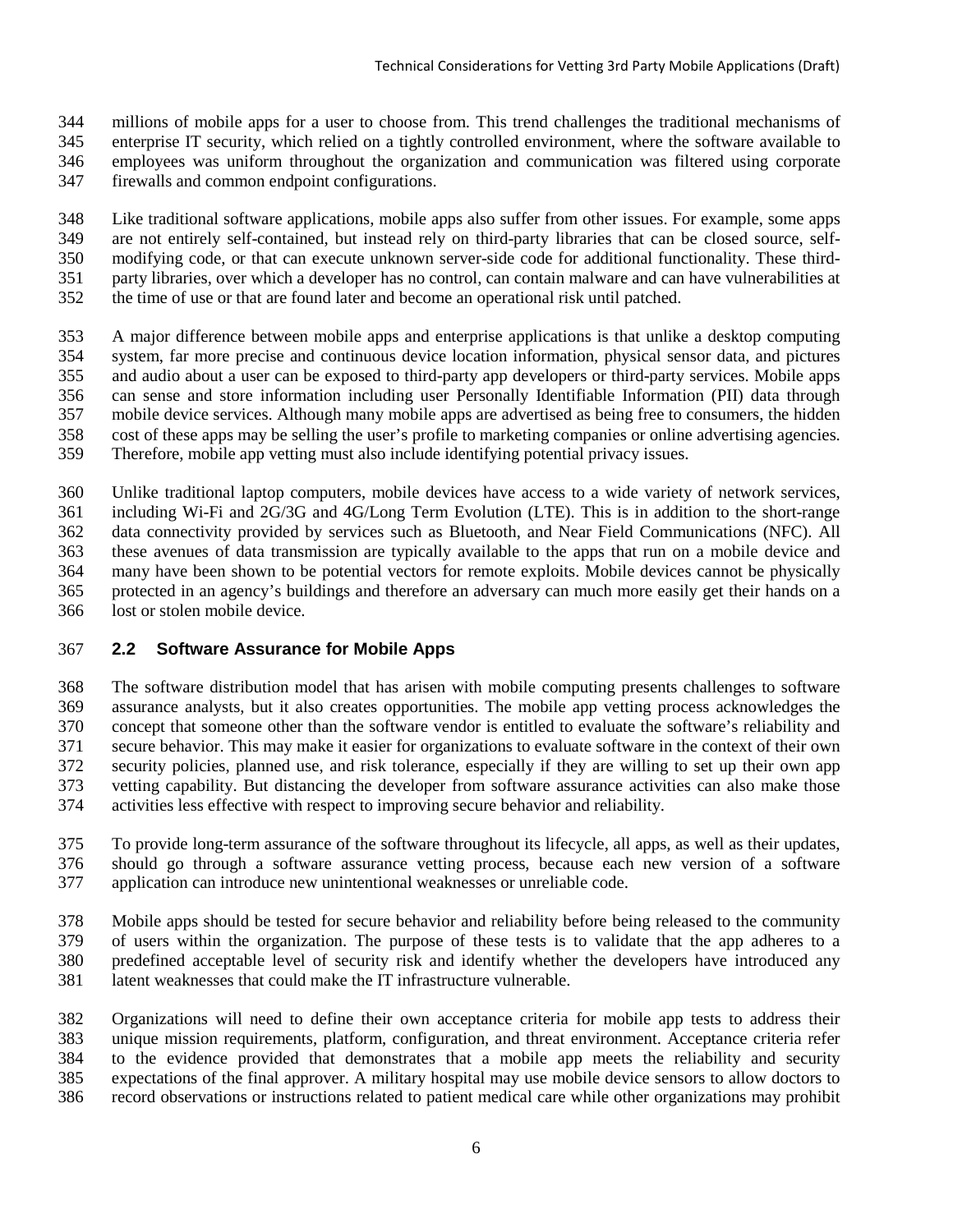millions of mobile apps for a user to choose from. This trend challenges the traditional mechanisms of enterprise IT security, which relied on a tightly controlled environment, where the software available to employees was uniform throughout the organization and communication was filtered using corporate firewalls and common endpoint configurations.

Like traditional software applications, mobile apps also suffer from other issues. For example, some apps are not entirely self-contained, but instead rely on third-party libraries that can be closed source, self-modifying code, or that can execute unknown server-side code for additional functionality. These third-party libraries, over which a developer has no control, can contain malware and can have vulnerabilities at the time of use or that are found later and become an operational risk until patched.

A major difference between mobile apps and enterprise applications is that unlike a desktop computing system, far more precise and continuous device location information, physical sensor data, and pictures and audio about a user can be exposed to third-party app developers or third-party services. Mobile apps can sense and store information including user Personally Identifiable Information (PII) data through mobile device services. Although many mobile apps are advertised as being free to consumers, the hidden cost of these apps may be selling the user's profile to marketing companies or online advertising agencies. Therefore, mobile app vetting must also include identifying potential privacy issues.

Unlike traditional laptop computers, mobile devices have access to a wide variety of network services, including Wi-Fi and 2G/3G and 4G/Long Term Evolution (LTE). This is in addition to the short-range data connectivity provided by services such as Bluetooth, and Near Field Communications (NFC). All these avenues of data transmission are typically available to the apps that run on a mobile device and many have been shown to be potential vectors for remote exploits. Mobile devices cannot be physically protected in an agency's buildings and therefore an adversary can much more easily get their hands on a lost or stolen mobile device.

## 2.2 Software Assurance for Mobile Apps

The software distribution model that has arisen with mobile computing presents challenges to software assurance analysts, but it also creates opportunities. The mobile app vetting process acknowledges the concept that someone other than the software vendor is entitled to evaluate the software's reliability and secure behavior. This may make it easier for organizations to evaluate software in the context of their own security policies, planned use, and risk tolerance, especially if they are willing to set up their own app vetting capability. But distancing the developer from software assurance activities can also make those activities less effective with respect to improving secure behavior and reliability.

To provide long-term assurance of the software throughout its lifecycle, all apps, as well as their updates, should go through a software assurance vetting process, because each new version of a software application can introduce new unintentional weaknesses or unreliable code.

Mobile apps should be tested for secure behavior and reliability before being released to the community of users within the organization. The purpose of these tests is to validate that the app adheres to a predefined acceptable level of security risk and identify whether the developers have introduced any latent weaknesses that could make the IT infrastructure vulnerable.

Organizations will need to define their own acceptance criteria for mobile app tests to address their unique mission requirements, platform, configuration, and threat environment. Acceptance criteria refer to the evidence provided that demonstrates that a mobile app meets the reliability and security expectations of the final approver. A military hospital may use mobile device sensors to allow doctors to record observations or instructions related to patient medical care while other organizations may prohibit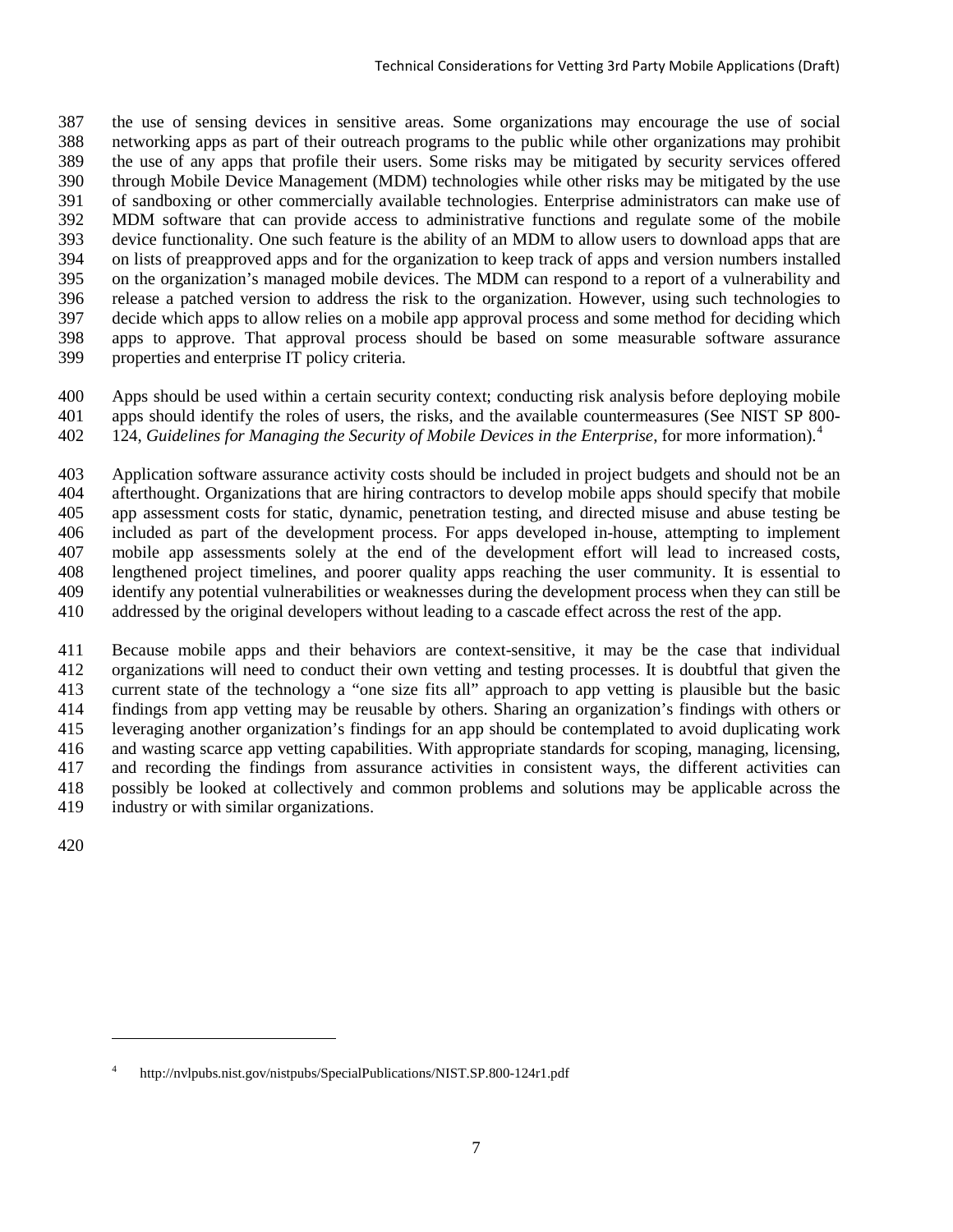the use of sensing devices in sensitive areas. Some organizations may encourage the use of social networking apps as part of their outreach programs to the public while other organizations may prohibit the use of any apps that profile their users. Some risks may be mitigated by security services offered through Mobile Device Management (MDM) technologies while other risks may be mitigated by the use of sandboxing or other commercially available technologies. Enterprise administrators can make use of MDM software that can provide access to administrative functions and regulate some of the mobile device functionality. One such feature is the ability of an MDM to allow users to download apps that are on lists of preapproved apps and for the organization to keep track of apps and version numbers installed on the organization's managed mobile devices. The MDM can respond to a report of a vulnerability and release a patched version to address the risk to the organization. However, using such technologies to decide which apps to allow relies on a mobile app approval process and some method for deciding which apps to approve. That approval process should be based on some measurable software assurance properties and enterprise IT policy criteria.

Apps should be used within a certain security context; conducting risk analysis before deploying mobile apps should identify the roles of users, the risks, and the available countermeasures (See NIST SP 800-124, *Guidelines for Managing the Security of Mobile Devices in the Enterprise*, for more information).[4]

Application software assurance activity costs should be included in project budgets and should not be an afterthought. Organizations that are hiring contractors to develop mobile apps should specify that mobile app assessment costs for static, dynamic, penetration testing, and directed misuse and abuse testing be included as part of the development process. For apps developed in-house, attempting to implement mobile app assessments solely at the end of the development effort will lead to increased costs, lengthened project timelines, and poorer quality apps reaching the user community. It is essential to identify any potential vulnerabilities or weaknesses during the development process when they can still be addressed by the original developers without leading to a cascade effect across the rest of the app.

Because mobile apps and their behaviors are context-sensitive, it may be the case that individual organizations will need to conduct their own vetting and testing processes. It is doubtful that given the current state of the technology a "one size fits all" approach to app vetting is plausible but the basic findings from app vetting may be reusable by others. Sharing an organization's findings with others or leveraging another organization's findings for an app should be contemplated to avoid duplicating work and wasting scarce app vetting capabilities. With appropriate standards for scoping, managing, licensing, and recording the findings from assurance activities in consistent ways, the different activities can possibly be looked at collectively and common problems and solutions may be applicable across the industry or with similar organizations.

---

[4] http://nvlpubs.nist.gov/nistpubs/SpecialPublications/NIST.SP.800-124r1.pdf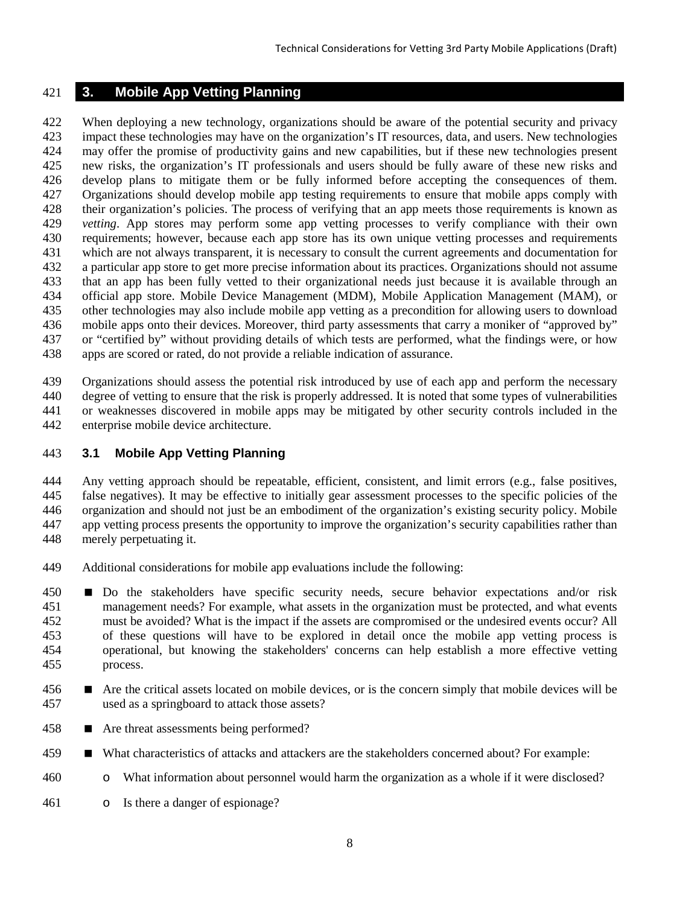## 3. Mobile App Vetting Planning

When deploying a new technology, organizations should be aware of the potential security and privacy impact these technologies may have on the organization's IT resources, data, and users. New technologies may offer the promise of productivity gains and new capabilities, but if these new technologies present new risks, the organization's IT professionals and users should be fully aware of these new risks and develop plans to mitigate them or be fully informed before accepting the consequences of them. Organizations should develop mobile app testing requirements to ensure that mobile apps comply with their organization's policies. The process of verifying that an app meets those requirements is known as *vetting*. App stores may perform some app vetting processes to verify compliance with their own requirements; however, because each app store has its own unique vetting processes and requirements which are not always transparent, it is necessary to consult the current agreements and documentation for a particular app store to get more precise information about its practices. Organizations should not assume that an app has been fully vetted to their organizational needs just because it is available through an official app store. Mobile Device Management (MDM), Mobile Application Management (MAM), or other technologies may also include mobile app vetting as a precondition for allowing users to download mobile apps onto their devices. Moreover, third party assessments that carry a moniker of "approved by" or "certified by" without providing details of which tests are performed, what the findings were, or how apps are scored or rated, do not provide a reliable indication of assurance.

Organizations should assess the potential risk introduced by use of each app and perform the necessary degree of vetting to ensure that the risk is properly addressed. It is noted that some types of vulnerabilities or weaknesses discovered in mobile apps may be mitigated by other security controls included in the enterprise mobile device architecture.

### 3.1 Mobile App Vetting Planning

Any vetting approach should be repeatable, efficient, consistent, and limit errors (e.g., false positives, false negatives). It may be effective to initially gear assessment processes to the specific policies of the organization and should not just be an embodiment of the organization's existing security policy. Mobile app vetting process presents the opportunity to improve the organization's security capabilities rather than merely perpetuating it.

Additional considerations for mobile app evaluations include the following:

- Do the stakeholders have specific security needs, secure behavior expectations and/or risk management needs? For example, what assets in the organization must be protected, and what events must be avoided? What is the impact if the assets are compromised or the undesired events occur? All of these questions will have to be explored in detail once the mobile app vetting process is operational, but knowing the stakeholders' concerns can help establish a more effective vetting process.
- Are the critical assets located on mobile devices, or is the concern simply that mobile devices will be used as a springboard to attack those assets?
- Are threat assessments being performed?
- What characteristics of attacks and attackers are the stakeholders concerned about? For example:
  - What information about personnel would harm the organization as a whole if it were disclosed?
  - Is there a danger of espionage?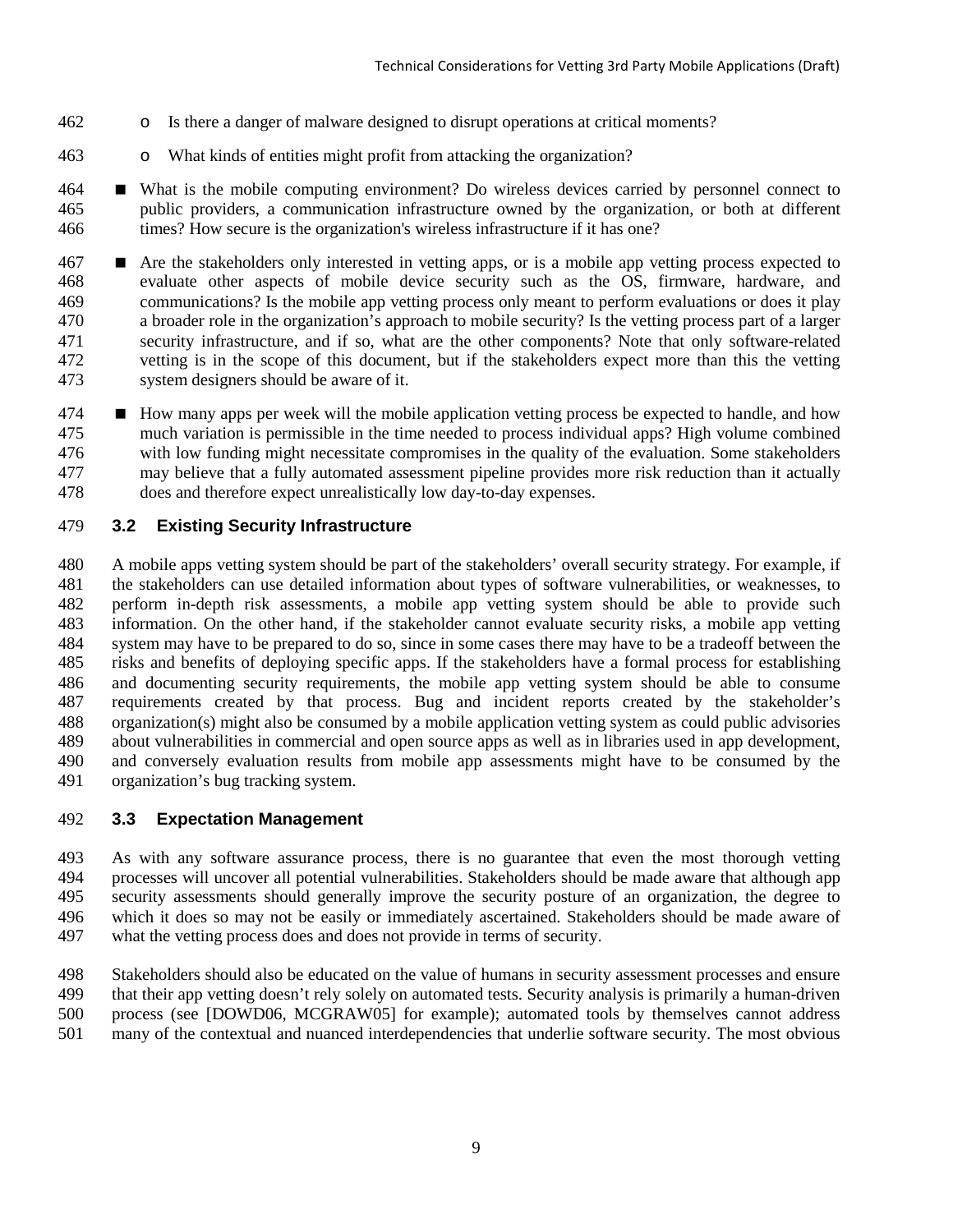- Is there a danger of malware designed to disrupt operations at critical moments?
  - What kinds of entities might profit from attacking the organization?

- What is the mobile computing environment? Do wireless devices carried by personnel connect to public providers, a communication infrastructure owned by the organization, or both at different times? How secure is the organization's wireless infrastructure if it has one?

- Are the stakeholders only interested in vetting apps, or is a mobile app vetting process expected to evaluate other aspects of mobile device security such as the OS, firmware, hardware, and communications? Is the mobile app vetting process only meant to perform evaluations or does it play a broader role in the organization's approach to mobile security? Is the vetting process part of a larger security infrastructure, and if so, what are the other components? Note that only software-related vetting is in the scope of this document, but if the stakeholders expect more than this the vetting system designers should be aware of it.

- How many apps per week will the mobile application vetting process be expected to handle, and how much variation is permissible in the time needed to process individual apps? High volume combined with low funding might necessitate compromises in the quality of the evaluation. Some stakeholders may believe that a fully automated assessment pipeline provides more risk reduction than it actually does and therefore expect unrealistically low day-to-day expenses.

## 3.2 Existing Security Infrastructure

A mobile apps vetting system should be part of the stakeholders' overall security strategy. For example, if the stakeholders can use detailed information about types of software vulnerabilities, or weaknesses, to perform in-depth risk assessments, a mobile app vetting system should be able to provide such information. On the other hand, if the stakeholder cannot evaluate security risks, a mobile app vetting system may have to be prepared to do so, since in some cases there may have to be a tradeoff between the risks and benefits of deploying specific apps. If the stakeholders have a formal process for establishing and documenting security requirements, the mobile app vetting system should be able to consume requirements created by that process. Bug and incident reports created by the stakeholder's organization(s) might also be consumed by a mobile application vetting system as could public advisories about vulnerabilities in commercial and open source apps as well as in libraries used in app development, and conversely evaluation results from mobile app assessments might have to be consumed by the organization's bug tracking system.

## 3.3 Expectation Management

As with any software assurance process, there is no guarantee that even the most thorough vetting processes will uncover all potential vulnerabilities. Stakeholders should be made aware that although app security assessments should generally improve the security posture of an organization, the degree to which it does so may not be easily or immediately ascertained. Stakeholders should be made aware of what the vetting process does and does not provide in terms of security.

Stakeholders should also be educated on the value of humans in security assessment processes and ensure that their app vetting doesn't rely solely on automated tests. Security analysis is primarily a human-driven process (see [DOWD06, MCGRAW05] for example); automated tools by themselves cannot address many of the contextual and nuanced interdependencies that underlie software security. The most obvious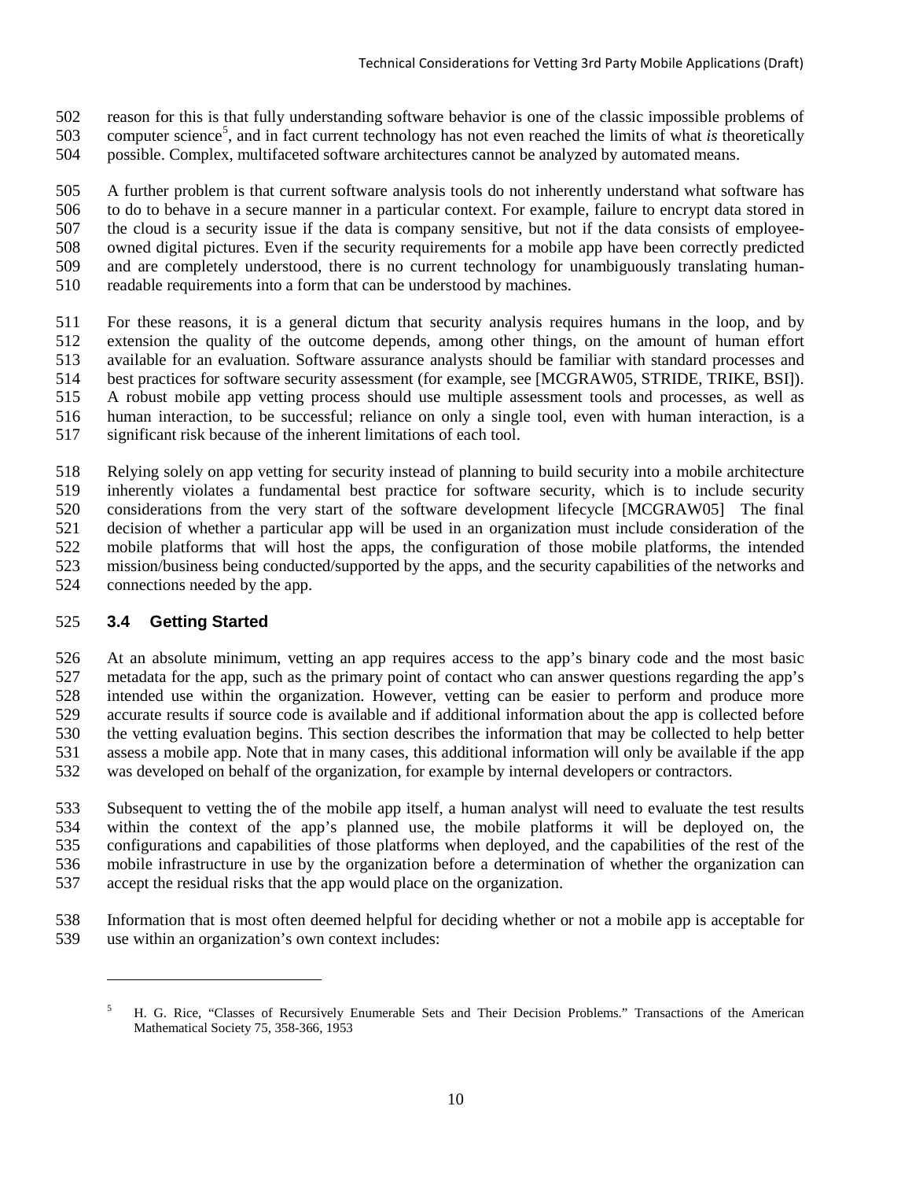reason for this is that fully understanding software behavior is one of the classic impossible problems of computer science[5], and in fact current technology has not even reached the limits of what *is* theoretically possible. Complex, multifaceted software architectures cannot be analyzed by automated means.

A further problem is that current software analysis tools do not inherently understand what software has to do to behave in a secure manner in a particular context. For example, failure to encrypt data stored in the cloud is a security issue if the data is company sensitive, but not if the data consists of employee-owned digital pictures. Even if the security requirements for a mobile app have been correctly predicted and are completely understood, there is no current technology for unambiguously translating human-readable requirements into a form that can be understood by machines.

For these reasons, it is a general dictum that security analysis requires humans in the loop, and by extension the quality of the outcome depends, among other things, on the amount of human effort available for an evaluation. Software assurance analysts should be familiar with standard processes and best practices for software security assessment (for example, see [MCGRAW05, STRIDE, TRIKE, BSI]). A robust mobile app vetting process should use multiple assessment tools and processes, as well as human interaction, to be successful; reliance on only a single tool, even with human interaction, is a significant risk because of the inherent limitations of each tool.

Relying solely on app vetting for security instead of planning to build security into a mobile architecture inherently violates a fundamental best practice for software security, which is to include security considerations from the very start of the software development lifecycle [MCGRAW05] The final decision of whether a particular app will be used in an organization must include consideration of the mobile platforms that will host the apps, the configuration of those mobile platforms, the intended mission/business being conducted/supported by the apps, and the security capabilities of the networks and connections needed by the app.

### 3.4 Getting Started

At an absolute minimum, vetting an app requires access to the app's binary code and the most basic metadata for the app, such as the primary point of contact who can answer questions regarding the app's intended use within the organization. However, vetting can be easier to perform and produce more accurate results if source code is available and if additional information about the app is collected before the vetting evaluation begins. This section describes the information that may be collected to help better assess a mobile app. Note that in many cases, this additional information will only be available if the app was developed on behalf of the organization, for example by internal developers or contractors.

Subsequent to vetting the of the mobile app itself, a human analyst will need to evaluate the test results within the context of the app's planned use, the mobile platforms it will be deployed on, the configurations and capabilities of those platforms when deployed, and the capabilities of the rest of the mobile infrastructure in use by the organization before a determination of whether the organization can accept the residual risks that the app would place on the organization.

Information that is most often deemed helpful for deciding whether or not a mobile app is acceptable for use within an organization's own context includes:

---

[5] H. G. Rice, "Classes of Recursively Enumerable Sets and Their Decision Problems." Transactions of the American Mathematical Society 75, 358-366, 1953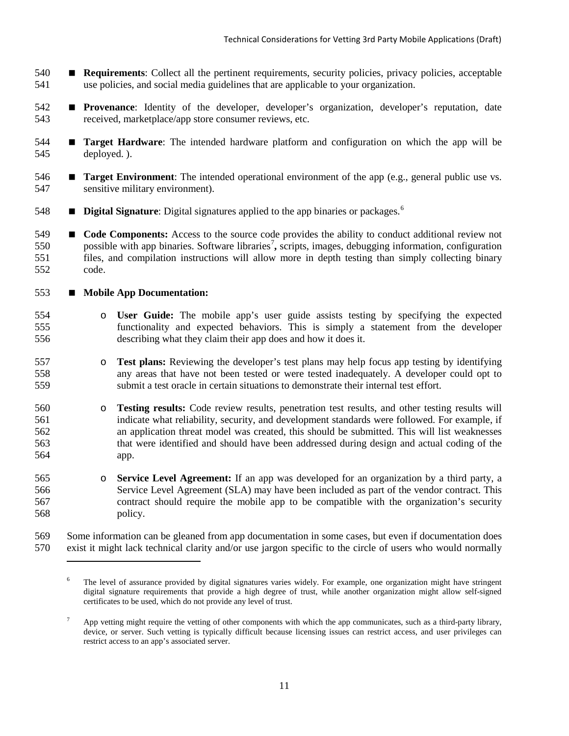- **Requirements**: Collect all the pertinent requirements, security policies, privacy policies, acceptable use policies, and social media guidelines that are applicable to your organization.
- **Provenance**: Identity of the developer, developer's organization, developer's reputation, date received, marketplace/app store consumer reviews, etc.
- **Target Hardware**: The intended hardware platform and configuration on which the app will be deployed. ).
- **Target Environment**: The intended operational environment of the app (e.g., general public use vs. sensitive military environment).
- **Digital Signature**: Digital signatures applied to the app binaries or packages.[6]
- **Code Components:** Access to the source code provides the ability to conduct additional review not possible with app binaries. Software libraries[7]**,** scripts, images, debugging information, configuration files, and compilation instructions will allow more in depth testing than simply collecting binary code.
- **Mobile App Documentation:**
  - **User Guide:** The mobile app's user guide assists testing by specifying the expected functionality and expected behaviors. This is simply a statement from the developer describing what they claim their app does and how it does it.
  - **Test plans:** Reviewing the developer's test plans may help focus app testing by identifying any areas that have not been tested or were tested inadequately. A developer could opt to submit a test oracle in certain situations to demonstrate their internal test effort.
  - **Testing results:** Code review results, penetration test results, and other testing results will indicate what reliability, security, and development standards were followed. For example, if an application threat model was created, this should be submitted. This will list weaknesses that were identified and should have been addressed during design and actual coding of the app.
  - **Service Level Agreement:** If an app was developed for an organization by a third party, a Service Level Agreement (SLA) may have been included as part of the vendor contract. This contract should require the mobile app to be compatible with the organization's security policy.

Some information can be gleaned from app documentation in some cases, but even if documentation does exist it might lack technical clarity and/or use jargon specific to the circle of users who would normally

---

[6] The level of assurance provided by digital signatures varies widely. For example, one organization might have stringent digital signature requirements that provide a high degree of trust, while another organization might allow self-signed certificates to be used, which do not provide any level of trust.

[7] App vetting might require the vetting of other components with which the app communicates, such as a third-party library, device, or server. Such vetting is typically difficult because licensing issues can restrict access, and user privileges can restrict access to an app's associated server.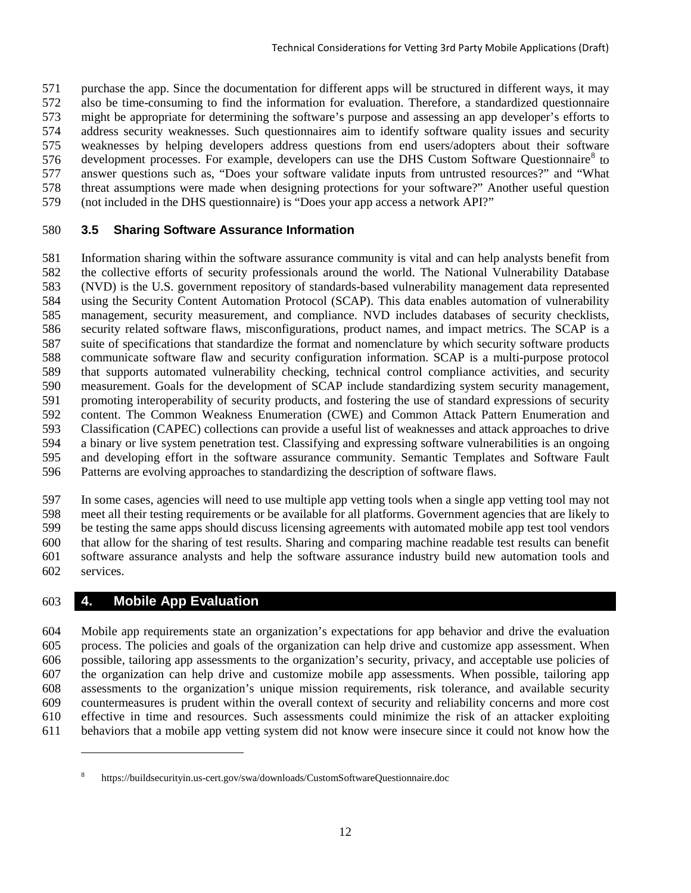purchase the app. Since the documentation for different apps will be structured in different ways, it may also be time-consuming to find the information for evaluation. Therefore, a standardized questionnaire might be appropriate for determining the software's purpose and assessing an app developer's efforts to address security weaknesses. Such questionnaires aim to identify software quality issues and security weaknesses by helping developers address questions from end users/adopters about their software development processes. For example, developers can use the DHS Custom Software Questionnaire[8] to answer questions such as, "Does your software validate inputs from untrusted resources?" and "What threat assumptions were made when designing protections for your software?" Another useful question (not included in the DHS questionnaire) is "Does your app access a network API?"

### 3.5 Sharing Software Assurance Information

Information sharing within the software assurance community is vital and can help analysts benefit from the collective efforts of security professionals around the world. The National Vulnerability Database (NVD) is the U.S. government repository of standards-based vulnerability management data represented using the Security Content Automation Protocol (SCAP). This data enables automation of vulnerability management, security measurement, and compliance. NVD includes databases of security checklists, security related software flaws, misconfigurations, product names, and impact metrics. The SCAP is a suite of specifications that standardize the format and nomenclature by which security software products communicate software flaw and security configuration information. SCAP is a multi-purpose protocol that supports automated vulnerability checking, technical control compliance activities, and security measurement. Goals for the development of SCAP include standardizing system security management, promoting interoperability of security products, and fostering the use of standard expressions of security content. The Common Weakness Enumeration (CWE) and Common Attack Pattern Enumeration and Classification (CAPEC) collections can provide a useful list of weaknesses and attack approaches to drive a binary or live system penetration test. Classifying and expressing software vulnerabilities is an ongoing and developing effort in the software assurance community. Semantic Templates and Software Fault Patterns are evolving approaches to standardizing the description of software flaws.

In some cases, agencies will need to use multiple app vetting tools when a single app vetting tool may not meet all their testing requirements or be available for all platforms. Government agencies that are likely to be testing the same apps should discuss licensing agreements with automated mobile app test tool vendors that allow for the sharing of test results. Sharing and comparing machine readable test results can benefit software assurance analysts and help the software assurance industry build new automation tools and services.

## 4. Mobile App Evaluation

Mobile app requirements state an organization's expectations for app behavior and drive the evaluation process. The policies and goals of the organization can help drive and customize app assessment. When possible, tailoring app assessments to the organization's security, privacy, and acceptable use policies of the organization can help drive and customize mobile app assessments. When possible, tailoring app assessments to the organization's unique mission requirements, risk tolerance, and available security countermeasures is prudent within the overall context of security and reliability concerns and more cost effective in time and resources. Such assessments could minimize the risk of an attacker exploiting behaviors that a mobile app vetting system did not know were insecure since it could not know how the

---

[8] https://buildsecurityin.us-cert.gov/swa/downloads/CustomSoftwareQuestionnaire.doc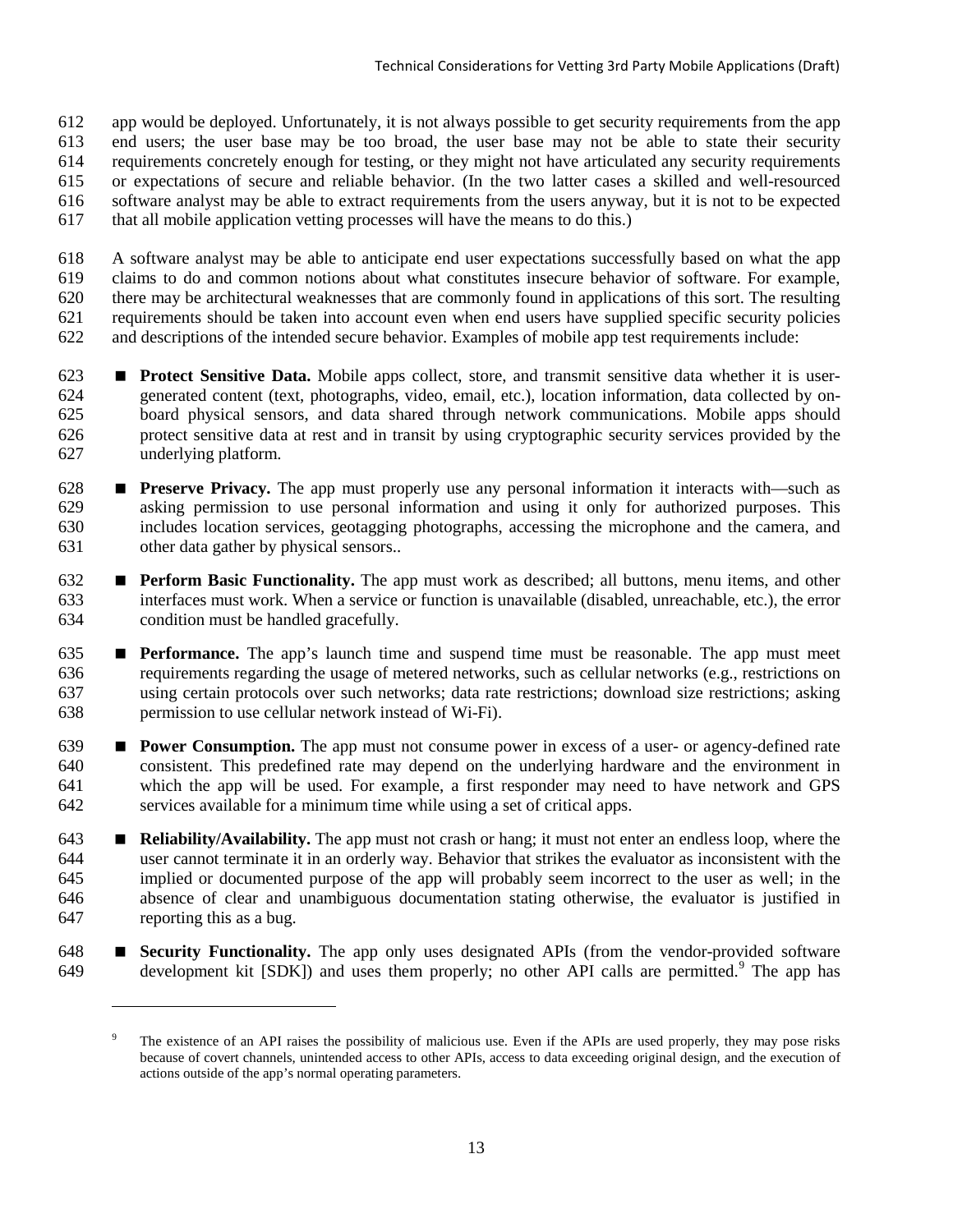app would be deployed. Unfortunately, it is not always possible to get security requirements from the app end users; the user base may be too broad, the user base may not be able to state their security requirements concretely enough for testing, or they might not have articulated any security requirements or expectations of secure and reliable behavior. (In the two latter cases a skilled and well-resourced software analyst may be able to extract requirements from the users anyway, but it is not to be expected that all mobile application vetting processes will have the means to do this.)

A software analyst may be able to anticipate end user expectations successfully based on what the app claims to do and common notions about what constitutes insecure behavior of software. For example, there may be architectural weaknesses that are commonly found in applications of this sort. The resulting requirements should be taken into account even when end users have supplied specific security policies and descriptions of the intended secure behavior. Examples of mobile app test requirements include:

- **Protect Sensitive Data.** Mobile apps collect, store, and transmit sensitive data whether it is user-generated content (text, photographs, video, email, etc.), location information, data collected by on-board physical sensors, and data shared through network communications. Mobile apps should protect sensitive data at rest and in transit by using cryptographic security services provided by the underlying platform.
- **Preserve Privacy.** The app must properly use any personal information it interacts with—such as asking permission to use personal information and using it only for authorized purposes. This includes location services, geotagging photographs, accessing the microphone and the camera, and other data gather by physical sensors..
- **Perform Basic Functionality.** The app must work as described; all buttons, menu items, and other interfaces must work. When a service or function is unavailable (disabled, unreachable, etc.), the error condition must be handled gracefully.
- **Performance.** The app's launch time and suspend time must be reasonable. The app must meet requirements regarding the usage of metered networks, such as cellular networks (e.g., restrictions on using certain protocols over such networks; data rate restrictions; download size restrictions; asking permission to use cellular network instead of Wi-Fi).
- **Power Consumption.** The app must not consume power in excess of a user- or agency-defined rate consistent. This predefined rate may depend on the underlying hardware and the environment in which the app will be used. For example, a first responder may need to have network and GPS services available for a minimum time while using a set of critical apps.
- **Reliability/Availability.** The app must not crash or hang; it must not enter an endless loop, where the user cannot terminate it in an orderly way. Behavior that strikes the evaluator as inconsistent with the implied or documented purpose of the app will probably seem incorrect to the user as well; in the absence of clear and unambiguous documentation stating otherwise, the evaluator is justified in reporting this as a bug.
- **Security Functionality.** The app only uses designated APIs (from the vendor-provided software development kit [SDK]) and uses them properly; no other API calls are permitted.[9] The app has

---

[9] The existence of an API raises the possibility of malicious use. Even if the APIs are used properly, they may pose risks because of covert channels, unintended access to other APIs, access to data exceeding original design, and the execution of actions outside of the app's normal operating parameters.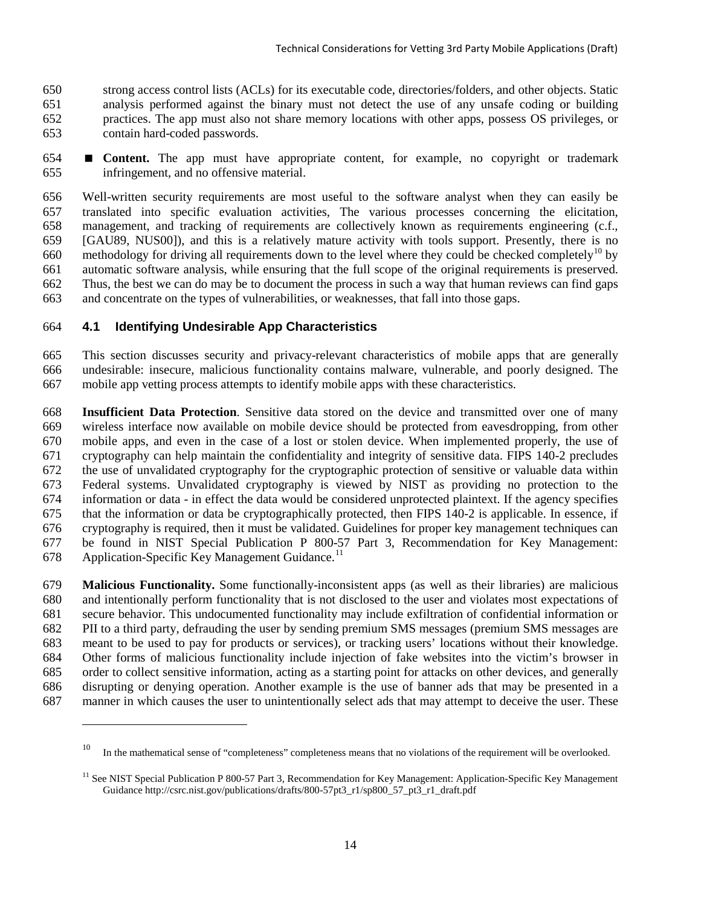strong access control lists (ACLs) for its executable code, directories/folders, and other objects. Static analysis performed against the binary must not detect the use of any unsafe coding or building practices. The app must also not share memory locations with other apps, possess OS privileges, or contain hard-coded passwords.

- **Content.** The app must have appropriate content, for example, no copyright or trademark infringement, and no offensive material.

Well-written security requirements are most useful to the software analyst when they can easily be translated into specific evaluation activities, The various processes concerning the elicitation, management, and tracking of requirements are collectively known as requirements engineering (c.f., [GAU89, NUS00]), and this is a relatively mature activity with tools support. Presently, there is no methodology for driving all requirements down to the level where they could be checked completely[10] by automatic software analysis, while ensuring that the full scope of the original requirements is preserved. Thus, the best we can do may be to document the process in such a way that human reviews can find gaps and concentrate on the types of vulnerabilities, or weaknesses, that fall into those gaps.

## 4.1 Identifying Undesirable App Characteristics

This section discusses security and privacy-relevant characteristics of mobile apps that are generally undesirable: insecure, malicious functionality contains malware, vulnerable, and poorly designed. The mobile app vetting process attempts to identify mobile apps with these characteristics.

**Insufficient Data Protection**. Sensitive data stored on the device and transmitted over one of many wireless interface now available on mobile device should be protected from eavesdropping, from other mobile apps, and even in the case of a lost or stolen device. When implemented properly, the use of cryptography can help maintain the confidentiality and integrity of sensitive data. FIPS 140-2 precludes the use of unvalidated cryptography for the cryptographic protection of sensitive or valuable data within Federal systems. Unvalidated cryptography is viewed by NIST as providing no protection to the information or data - in effect the data would be considered unprotected plaintext. If the agency specifies that the information or data be cryptographically protected, then FIPS 140-2 is applicable. In essence, if cryptography is required, then it must be validated. Guidelines for proper key management techniques can be found in NIST Special Publication P 800-57 Part 3, Recommendation for Key Management: Application-Specific Key Management Guidance.[11]

**Malicious Functionality.** Some functionally-inconsistent apps (as well as their libraries) are malicious and intentionally perform functionality that is not disclosed to the user and violates most expectations of secure behavior. This undocumented functionality may include exfiltration of confidential information or PII to a third party, defrauding the user by sending premium SMS messages (premium SMS messages are meant to be used to pay for products or services), or tracking users' locations without their knowledge. Other forms of malicious functionality include injection of fake websites into the victim's browser in order to collect sensitive information, acting as a starting point for attacks on other devices, and generally disrupting or denying operation. Another example is the use of banner ads that may be presented in a manner in which causes the user to unintentionally select ads that may attempt to deceive the user. These

---

[10] In the mathematical sense of "completeness" completeness means that no violations of the requirement will be overlooked.

[11] See NIST Special Publication P 800-57 Part 3, Recommendation for Key Management: Application-Specific Key Management Guidance http://csrc.nist.gov/publications/drafts/800-57pt3_r1/sp800_57_pt3_r1_draft.pdf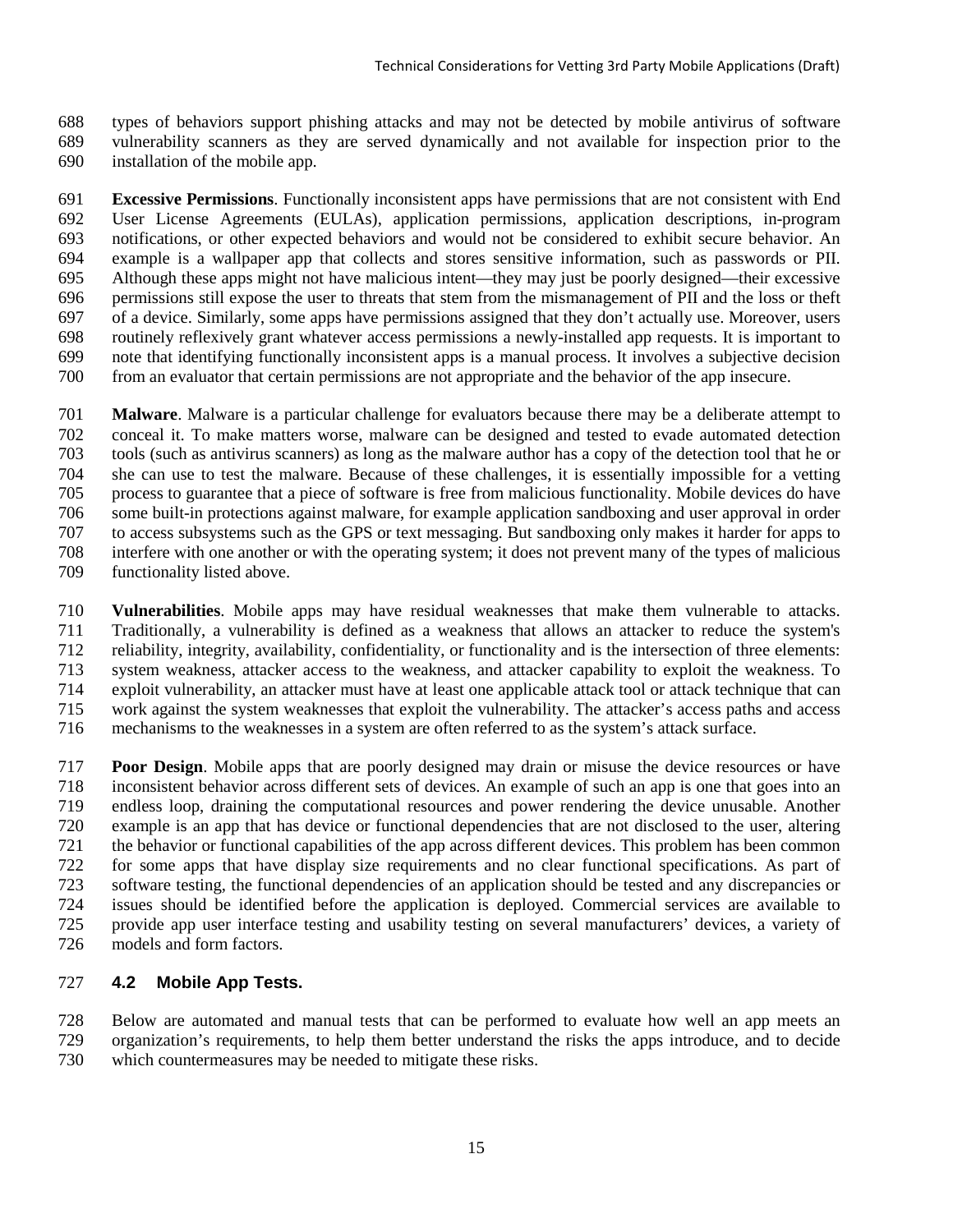types of behaviors support phishing attacks and may not be detected by mobile antivirus of software vulnerability scanners as they are served dynamically and not available for inspection prior to the installation of the mobile app.

**Excessive Permissions**. Functionally inconsistent apps have permissions that are not consistent with End User License Agreements (EULAs), application permissions, application descriptions, in-program notifications, or other expected behaviors and would not be considered to exhibit secure behavior. An example is a wallpaper app that collects and stores sensitive information, such as passwords or PII. Although these apps might not have malicious intent—they may just be poorly designed—their excessive permissions still expose the user to threats that stem from the mismanagement of PII and the loss or theft of a device. Similarly, some apps have permissions assigned that they don't actually use. Moreover, users routinely reflexively grant whatever access permissions a newly-installed app requests. It is important to note that identifying functionally inconsistent apps is a manual process. It involves a subjective decision from an evaluator that certain permissions are not appropriate and the behavior of the app insecure.

**Malware**. Malware is a particular challenge for evaluators because there may be a deliberate attempt to conceal it. To make matters worse, malware can be designed and tested to evade automated detection tools (such as antivirus scanners) as long as the malware author has a copy of the detection tool that he or she can use to test the malware. Because of these challenges, it is essentially impossible for a vetting process to guarantee that a piece of software is free from malicious functionality. Mobile devices do have some built-in protections against malware, for example application sandboxing and user approval in order to access subsystems such as the GPS or text messaging. But sandboxing only makes it harder for apps to interfere with one another or with the operating system; it does not prevent many of the types of malicious functionality listed above.

**Vulnerabilities**. Mobile apps may have residual weaknesses that make them vulnerable to attacks. Traditionally, a vulnerability is defined as a weakness that allows an attacker to reduce the system's reliability, integrity, availability, confidentiality, or functionality and is the intersection of three elements: system weakness, attacker access to the weakness, and attacker capability to exploit the weakness. To exploit vulnerability, an attacker must have at least one applicable attack tool or attack technique that can work against the system weaknesses that exploit the vulnerability. The attacker's access paths and access mechanisms to the weaknesses in a system are often referred to as the system's attack surface.

**Poor Design**. Mobile apps that are poorly designed may drain or misuse the device resources or have inconsistent behavior across different sets of devices. An example of such an app is one that goes into an endless loop, draining the computational resources and power rendering the device unusable. Another example is an app that has device or functional dependencies that are not disclosed to the user, altering the behavior or functional capabilities of the app across different devices. This problem has been common for some apps that have display size requirements and no clear functional specifications. As part of software testing, the functional dependencies of an application should be tested and any discrepancies or issues should be identified before the application is deployed. Commercial services are available to provide app user interface testing and usability testing on several manufacturers' devices, a variety of models and form factors.

## 4.2 Mobile App Tests.

Below are automated and manual tests that can be performed to evaluate how well an app meets an organization's requirements, to help them better understand the risks the apps introduce, and to decide which countermeasures may be needed to mitigate these risks.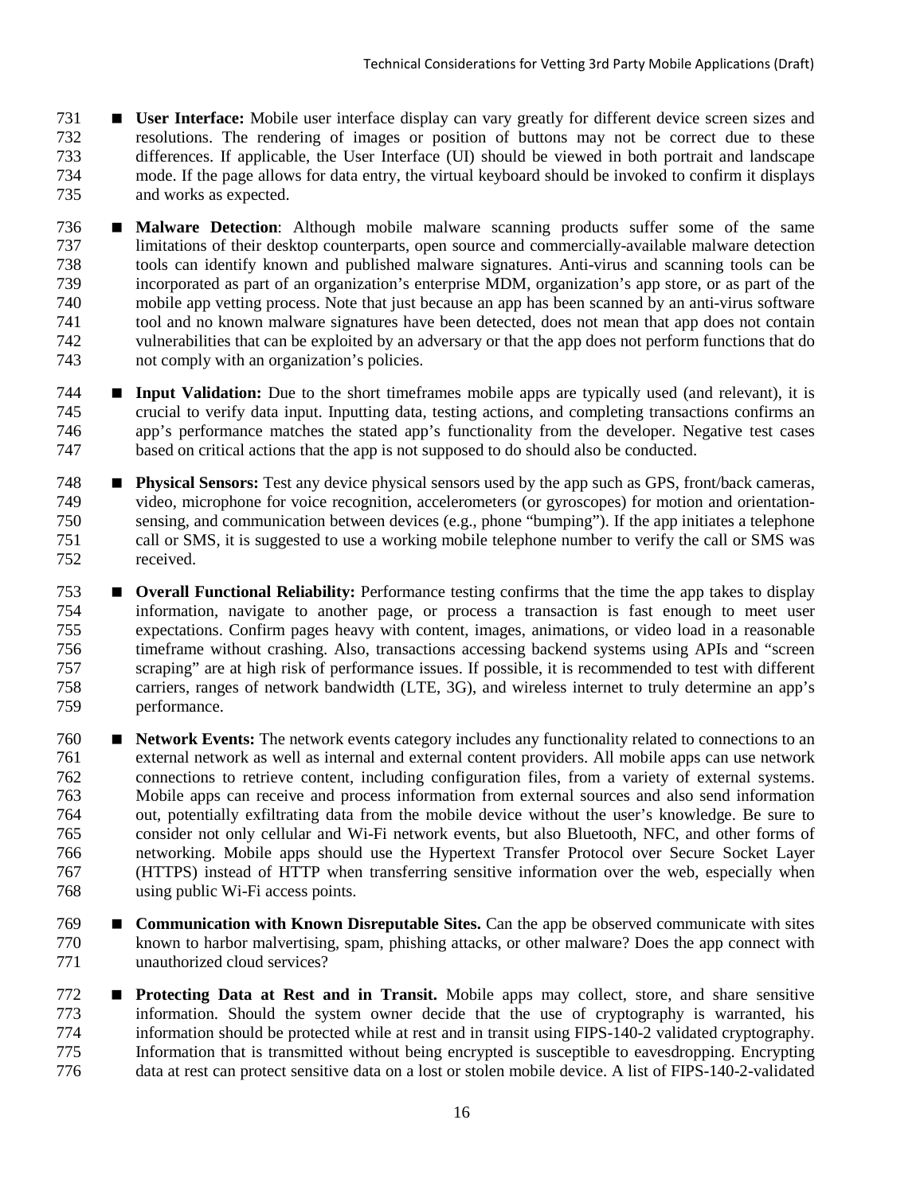- **User Interface:** Mobile user interface display can vary greatly for different device screen sizes and resolutions. The rendering of images or position of buttons may not be correct due to these differences. If applicable, the User Interface (UI) should be viewed in both portrait and landscape mode. If the page allows for data entry, the virtual keyboard should be invoked to confirm it displays and works as expected.

- **Malware Detection**: Although mobile malware scanning products suffer some of the same limitations of their desktop counterparts, open source and commercially-available malware detection tools can identify known and published malware signatures. Anti-virus and scanning tools can be incorporated as part of an organization's enterprise MDM, organization's app store, or as part of the mobile app vetting process. Note that just because an app has been scanned by an anti-virus software tool and no known malware signatures have been detected, does not mean that app does not contain vulnerabilities that can be exploited by an adversary or that the app does not perform functions that do not comply with an organization's policies.

- **Input Validation:** Due to the short timeframes mobile apps are typically used (and relevant), it is crucial to verify data input. Inputting data, testing actions, and completing transactions confirms an app's performance matches the stated app's functionality from the developer. Negative test cases based on critical actions that the app is not supposed to do should also be conducted.

- **Physical Sensors:** Test any device physical sensors used by the app such as GPS, front/back cameras, video, microphone for voice recognition, accelerometers (or gyroscopes) for motion and orientation-sensing, and communication between devices (e.g., phone "bumping"). If the app initiates a telephone call or SMS, it is suggested to use a working mobile telephone number to verify the call or SMS was received.

- **Overall Functional Reliability:** Performance testing confirms that the time the app takes to display information, navigate to another page, or process a transaction is fast enough to meet user expectations. Confirm pages heavy with content, images, animations, or video load in a reasonable timeframe without crashing. Also, transactions accessing backend systems using APIs and "screen scraping" are at high risk of performance issues. If possible, it is recommended to test with different carriers, ranges of network bandwidth (LTE, 3G), and wireless internet to truly determine an app's performance.

- **Network Events:** The network events category includes any functionality related to connections to an external network as well as internal and external content providers. All mobile apps can use network connections to retrieve content, including configuration files, from a variety of external systems. Mobile apps can receive and process information from external sources and also send information out, potentially exfiltrating data from the mobile device without the user's knowledge. Be sure to consider not only cellular and Wi-Fi network events, but also Bluetooth, NFC, and other forms of networking. Mobile apps should use the Hypertext Transfer Protocol over Secure Socket Layer (HTTPS) instead of HTTP when transferring sensitive information over the web, especially when using public Wi-Fi access points.

- **Communication with Known Disreputable Sites.** Can the app be observed communicate with sites known to harbor malvertising, spam, phishing attacks, or other malware? Does the app connect with unauthorized cloud services?

- **Protecting Data at Rest and in Transit.** Mobile apps may collect, store, and share sensitive information. Should the system owner decide that the use of cryptography is warranted, his information should be protected while at rest and in transit using FIPS-140-2 validated cryptography. Information that is transmitted without being encrypted is susceptible to eavesdropping. Encrypting data at rest can protect sensitive data on a lost or stolen mobile device. A list of FIPS-140-2-validated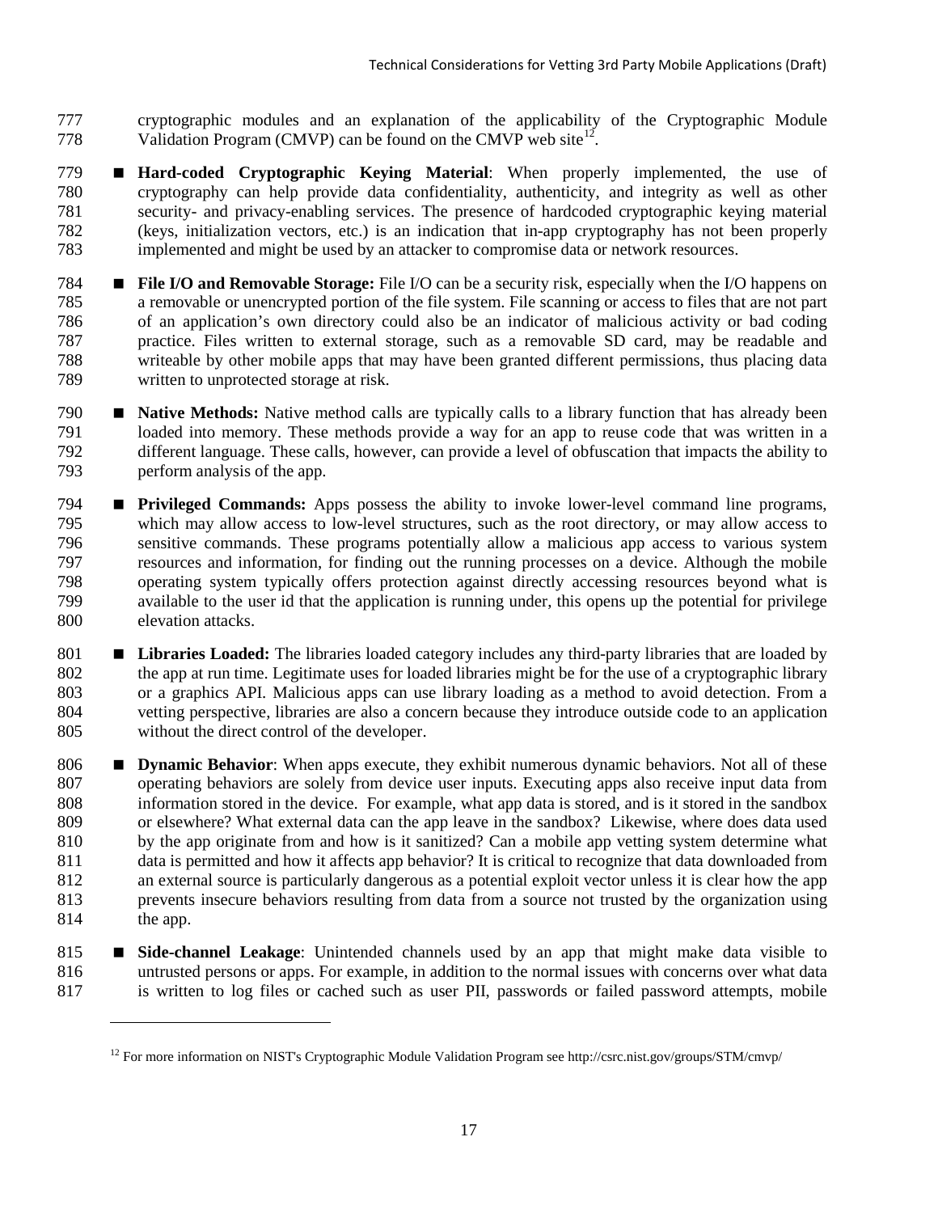cryptographic modules and an explanation of the applicability of the Cryptographic Module Validation Program (CMVP) can be found on the CMVP web site[12].

- **Hard-coded Cryptographic Keying Material**: When properly implemented, the use of cryptography can help provide data confidentiality, authenticity, and integrity as well as other security- and privacy-enabling services. The presence of hardcoded cryptographic keying material (keys, initialization vectors, etc.) is an indication that in-app cryptography has not been properly implemented and might be used by an attacker to compromise data or network resources.

- **File I/O and Removable Storage:** File I/O can be a security risk, especially when the I/O happens on a removable or unencrypted portion of the file system. File scanning or access to files that are not part of an application's own directory could also be an indicator of malicious activity or bad coding practice. Files written to external storage, such as a removable SD card, may be readable and writeable by other mobile apps that may have been granted different permissions, thus placing data written to unprotected storage at risk.

- **Native Methods:** Native method calls are typically calls to a library function that has already been loaded into memory. These methods provide a way for an app to reuse code that was written in a different language. These calls, however, can provide a level of obfuscation that impacts the ability to perform analysis of the app.

- **Privileged Commands:** Apps possess the ability to invoke lower-level command line programs, which may allow access to low-level structures, such as the root directory, or may allow access to sensitive commands. These programs potentially allow a malicious app access to various system resources and information, for finding out the running processes on a device. Although the mobile operating system typically offers protection against directly accessing resources beyond what is available to the user id that the application is running under, this opens up the potential for privilege elevation attacks.

- **Libraries Loaded:** The libraries loaded category includes any third-party libraries that are loaded by the app at run time. Legitimate uses for loaded libraries might be for the use of a cryptographic library or a graphics API. Malicious apps can use library loading as a method to avoid detection. From a vetting perspective, libraries are also a concern because they introduce outside code to an application without the direct control of the developer.

- **Dynamic Behavior**: When apps execute, they exhibit numerous dynamic behaviors. Not all of these operating behaviors are solely from device user inputs. Executing apps also receive input data from information stored in the device. For example, what app data is stored, and is it stored in the sandbox or elsewhere? What external data can the app leave in the sandbox? Likewise, where does data used by the app originate from and how is it sanitized? Can a mobile app vetting system determine what data is permitted and how it affects app behavior? It is critical to recognize that data downloaded from an external source is particularly dangerous as a potential exploit vector unless it is clear how the app prevents insecure behaviors resulting from data from a source not trusted by the organization using the app.

- **Side-channel Leakage**: Unintended channels used by an app that might make data visible to untrusted persons or apps. For example, in addition to the normal issues with concerns over what data is written to log files or cached such as user PII, passwords or failed password attempts, mobile

[12] For more information on NIST's Cryptographic Module Validation Program see http://csrc.nist.gov/groups/STM/cmvp/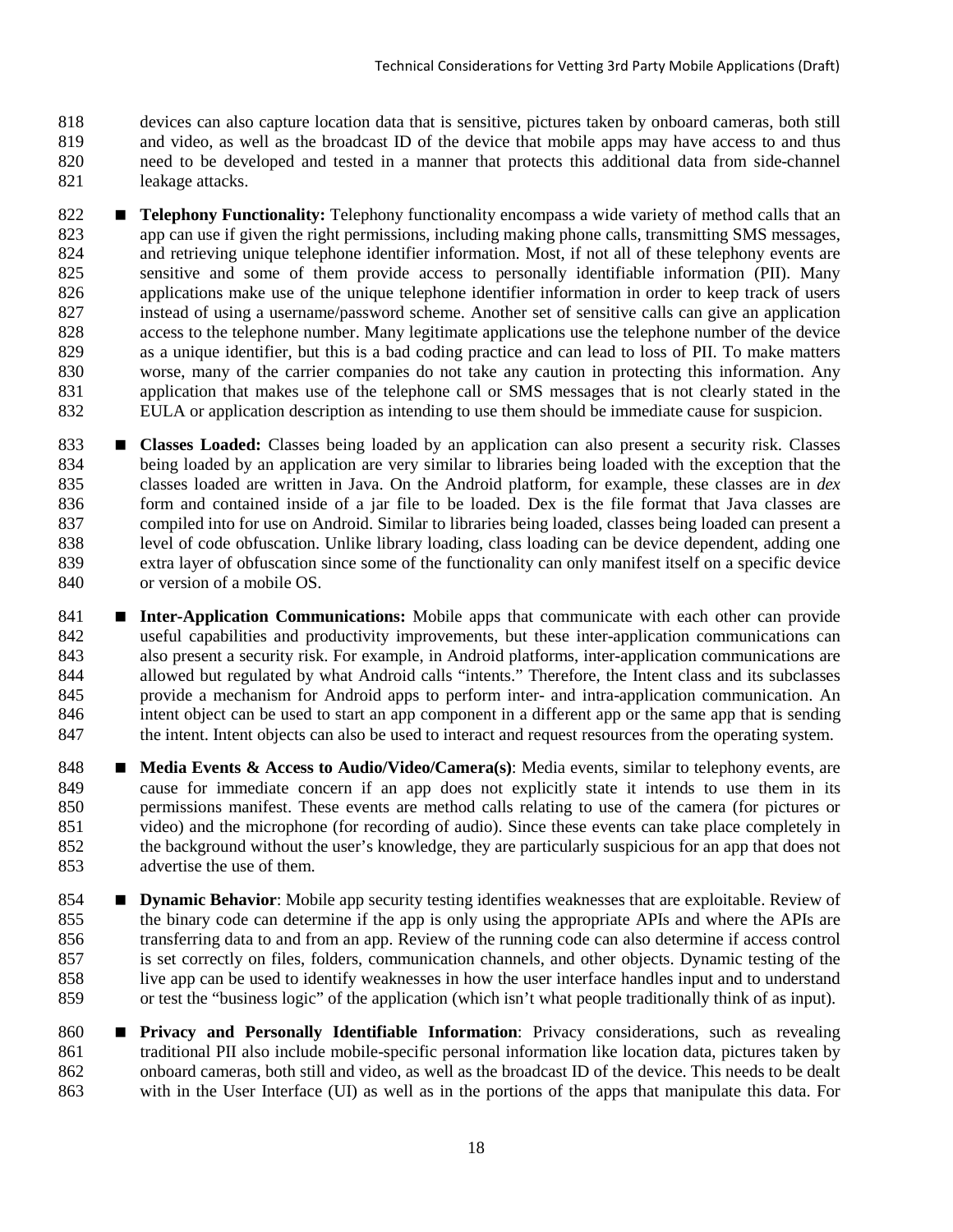devices can also capture location data that is sensitive, pictures taken by onboard cameras, both still and video, as well as the broadcast ID of the device that mobile apps may have access to and thus need to be developed and tested in a manner that protects this additional data from side-channel leakage attacks.

- **Telephony Functionality:** Telephony functionality encompass a wide variety of method calls that an app can use if given the right permissions, including making phone calls, transmitting SMS messages, and retrieving unique telephone identifier information. Most, if not all of these telephony events are sensitive and some of them provide access to personally identifiable information (PII). Many applications make use of the unique telephone identifier information in order to keep track of users instead of using a username/password scheme. Another set of sensitive calls can give an application access to the telephone number. Many legitimate applications use the telephone number of the device as a unique identifier, but this is a bad coding practice and can lead to loss of PII. To make matters worse, many of the carrier companies do not take any caution in protecting this information. Any application that makes use of the telephone call or SMS messages that is not clearly stated in the EULA or application description as intending to use them should be immediate cause for suspicion.

- **Classes Loaded:** Classes being loaded by an application can also present a security risk. Classes being loaded by an application are very similar to libraries being loaded with the exception that the classes loaded are written in Java. On the Android platform, for example, these classes are in *dex* form and contained inside of a jar file to be loaded. Dex is the file format that Java classes are compiled into for use on Android. Similar to libraries being loaded, classes being loaded can present a level of code obfuscation. Unlike library loading, class loading can be device dependent, adding one extra layer of obfuscation since some of the functionality can only manifest itself on a specific device or version of a mobile OS.

- **Inter-Application Communications:** Mobile apps that communicate with each other can provide useful capabilities and productivity improvements, but these inter-application communications can also present a security risk. For example, in Android platforms, inter-application communications are allowed but regulated by what Android calls "intents." Therefore, the Intent class and its subclasses provide a mechanism for Android apps to perform inter- and intra-application communication. An intent object can be used to start an app component in a different app or the same app that is sending the intent. Intent objects can also be used to interact and request resources from the operating system.

- **Media Events & Access to Audio/Video/Camera(s)**: Media events, similar to telephony events, are cause for immediate concern if an app does not explicitly state it intends to use them in its permissions manifest. These events are method calls relating to use of the camera (for pictures or video) and the microphone (for recording of audio). Since these events can take place completely in the background without the user's knowledge, they are particularly suspicious for an app that does not advertise the use of them.

- **Dynamic Behavior**: Mobile app security testing identifies weaknesses that are exploitable. Review of the binary code can determine if the app is only using the appropriate APIs and where the APIs are transferring data to and from an app. Review of the running code can also determine if access control is set correctly on files, folders, communication channels, and other objects. Dynamic testing of the live app can be used to identify weaknesses in how the user interface handles input and to understand or test the "business logic" of the application (which isn't what people traditionally think of as input).

- **Privacy and Personally Identifiable Information**: Privacy considerations, such as revealing traditional PII also include mobile-specific personal information like location data, pictures taken by onboard cameras, both still and video, as well as the broadcast ID of the device. This needs to be dealt with in the User Interface (UI) as well as in the portions of the apps that manipulate this data. For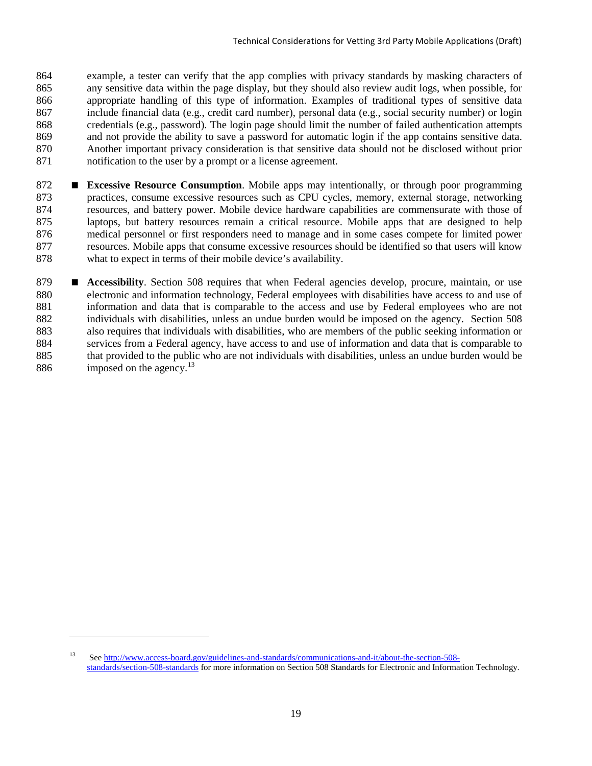example, a tester can verify that the app complies with privacy standards by masking characters of any sensitive data within the page display, but they should also review audit logs, when possible, for appropriate handling of this type of information. Examples of traditional types of sensitive data include financial data (e.g., credit card number), personal data (e.g., social security number) or login credentials (e.g., password). The login page should limit the number of failed authentication attempts and not provide the ability to save a password for automatic login if the app contains sensitive data. Another important privacy consideration is that sensitive data should not be disclosed without prior notification to the user by a prompt or a license agreement.

- **Excessive Resource Consumption**. Mobile apps may intentionally, or through poor programming practices, consume excessive resources such as CPU cycles, memory, external storage, networking resources, and battery power. Mobile device hardware capabilities are commensurate with those of laptops, but battery resources remain a critical resource. Mobile apps that are designed to help medical personnel or first responders need to manage and in some cases compete for limited power resources. Mobile apps that consume excessive resources should be identified so that users will know what to expect in terms of their mobile device's availability.
- **Accessibility**. Section 508 requires that when Federal agencies develop, procure, maintain, or use electronic and information technology, Federal employees with disabilities have access to and use of information and data that is comparable to the access and use by Federal employees who are not individuals with disabilities, unless an undue burden would be imposed on the agency. Section 508 also requires that individuals with disabilities, who are members of the public seeking information or services from a Federal agency, have access to and use of information and data that is comparable to that provided to the public who are not individuals with disabilities, unless an undue burden would be imposed on the agency.[13]

---

[13] See http://www.access-board.gov/guidelines-and-standards/communications-and-it/about-the-section-508-standards/section-508-standards for more information on Section 508 Standards for Electronic and Information Technology.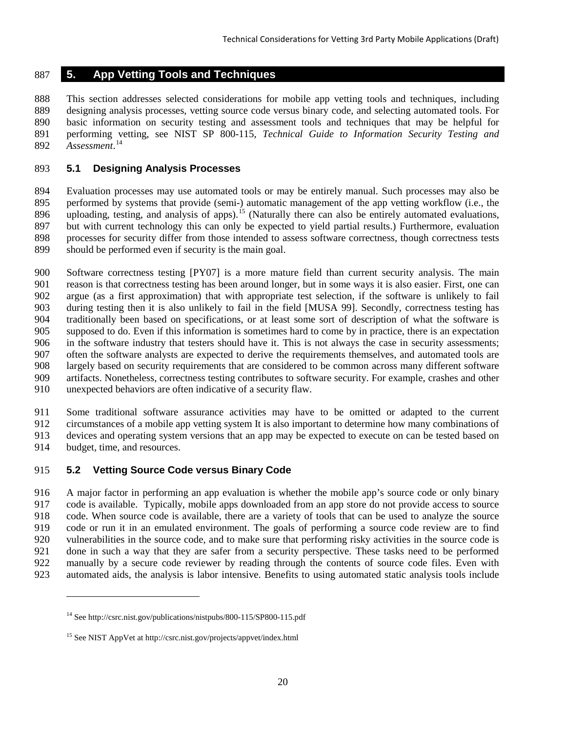# 5. App Vetting Tools and Techniques

This section addresses selected considerations for mobile app vetting tools and techniques, including designing analysis processes, vetting source code versus binary code, and selecting automated tools. For basic information on security testing and assessment tools and techniques that may be helpful for performing vetting, see NIST SP 800-115, *Technical Guide to Information Security Testing and Assessment*.[14]

## 5.1 Designing Analysis Processes

Evaluation processes may use automated tools or may be entirely manual. Such processes may also be performed by systems that provide (semi-) automatic management of the app vetting workflow (i.e., the uploading, testing, and analysis of apps).[15] (Naturally there can also be entirely automated evaluations, but with current technology this can only be expected to yield partial results.) Furthermore, evaluation processes for security differ from those intended to assess software correctness, though correctness tests should be performed even if security is the main goal.

Software correctness testing [PY07] is a more mature field than current security analysis. The main reason is that correctness testing has been around longer, but in some ways it is also easier. First, one can argue (as a first approximation) that with appropriate test selection, if the software is unlikely to fail during testing then it is also unlikely to fail in the field [MUSA 99]. Secondly, correctness testing has traditionally been based on specifications, or at least some sort of description of what the software is supposed to do. Even if this information is sometimes hard to come by in practice, there is an expectation in the software industry that testers should have it. This is not always the case in security assessments; often the software analysts are expected to derive the requirements themselves, and automated tools are largely based on security requirements that are considered to be common across many different software artifacts. Nonetheless, correctness testing contributes to software security. For example, crashes and other unexpected behaviors are often indicative of a security flaw.

Some traditional software assurance activities may have to be omitted or adapted to the current circumstances of a mobile app vetting system It is also important to determine how many combinations of devices and operating system versions that an app may be expected to execute on can be tested based on budget, time, and resources.

## 5.2 Vetting Source Code versus Binary Code

A major factor in performing an app evaluation is whether the mobile app's source code or only binary code is available. Typically, mobile apps downloaded from an app store do not provide access to source code. When source code is available, there are a variety of tools that can be used to analyze the source code or run it in an emulated environment. The goals of performing a source code review are to find vulnerabilities in the source code, and to make sure that performing risky activities in the source code is done in such a way that they are safer from a security perspective. These tasks need to be performed manually by a secure code reviewer by reading through the contents of source code files. Even with automated aids, the analysis is labor intensive. Benefits to using automated static analysis tools include

---

[14] See http://csrc.nist.gov/publications/nistpubs/800-115/SP800-115.pdf

[15] See NIST AppVet at http://csrc.nist.gov/projects/appvet/index.html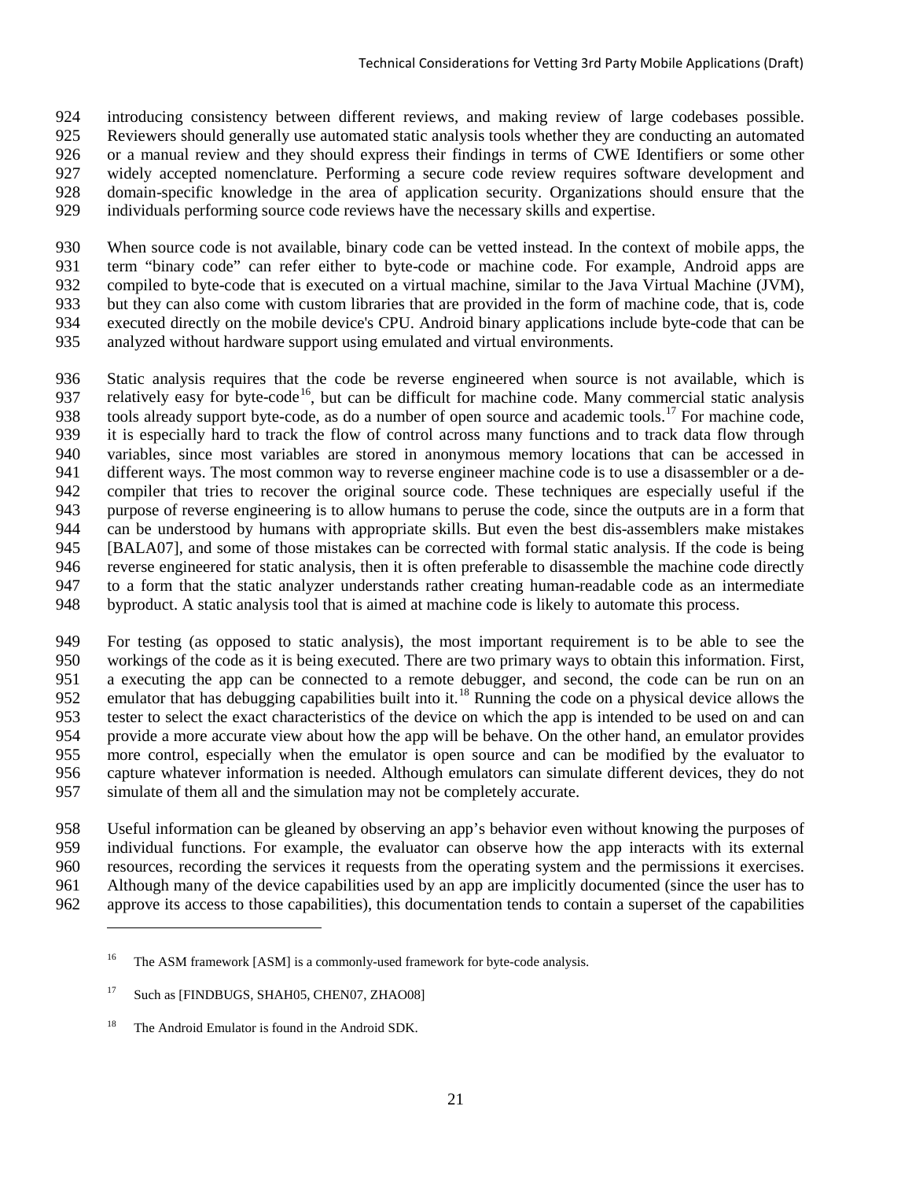introducing consistency between different reviews, and making review of large codebases possible. Reviewers should generally use automated static analysis tools whether they are conducting an automated or a manual review and they should express their findings in terms of CWE Identifiers or some other widely accepted nomenclature. Performing a secure code review requires software development and domain-specific knowledge in the area of application security. Organizations should ensure that the individuals performing source code reviews have the necessary skills and expertise.

When source code is not available, binary code can be vetted instead. In the context of mobile apps, the term "binary code" can refer either to byte-code or machine code. For example, Android apps are compiled to byte-code that is executed on a virtual machine, similar to the Java Virtual Machine (JVM), but they can also come with custom libraries that are provided in the form of machine code, that is, code executed directly on the mobile device's CPU. Android binary applications include byte-code that can be analyzed without hardware support using emulated and virtual environments.

Static analysis requires that the code be reverse engineered when source is not available, which is relatively easy for byte-code[16], but can be difficult for machine code. Many commercial static analysis tools already support byte-code, as do a number of open source and academic tools.[17] For machine code, it is especially hard to track the flow of control across many functions and to track data flow through variables, since most variables are stored in anonymous memory locations that can be accessed in different ways. The most common way to reverse engineer machine code is to use a disassembler or a de-compiler that tries to recover the original source code. These techniques are especially useful if the purpose of reverse engineering is to allow humans to peruse the code, since the outputs are in a form that can be understood by humans with appropriate skills. But even the best dis-assemblers make mistakes [BALA07], and some of those mistakes can be corrected with formal static analysis. If the code is being reverse engineered for static analysis, then it is often preferable to disassemble the machine code directly to a form that the static analyzer understands rather creating human-readable code as an intermediate byproduct. A static analysis tool that is aimed at machine code is likely to automate this process.

For testing (as opposed to static analysis), the most important requirement is to be able to see the workings of the code as it is being executed. There are two primary ways to obtain this information. First, a executing the app can be connected to a remote debugger, and second, the code can be run on an emulator that has debugging capabilities built into it.[18] Running the code on a physical device allows the tester to select the exact characteristics of the device on which the app is intended to be used on and can provide a more accurate view about how the app will be behave. On the other hand, an emulator provides more control, especially when the emulator is open source and can be modified by the evaluator to capture whatever information is needed. Although emulators can simulate different devices, they do not simulate of them all and the simulation may not be completely accurate.

Useful information can be gleaned by observing an app's behavior even without knowing the purposes of individual functions. For example, the evaluator can observe how the app interacts with its external resources, recording the services it requests from the operating system and the permissions it exercises. Although many of the device capabilities used by an app are implicitly documented (since the user has to approve its access to those capabilities), this documentation tends to contain a superset of the capabilities

---

[16] The ASM framework [ASM] is a commonly-used framework for byte-code analysis.

[17] Such as [FINDBUGS, SHAH05, CHEN07, ZHAO08]

[18] The Android Emulator is found in the Android SDK.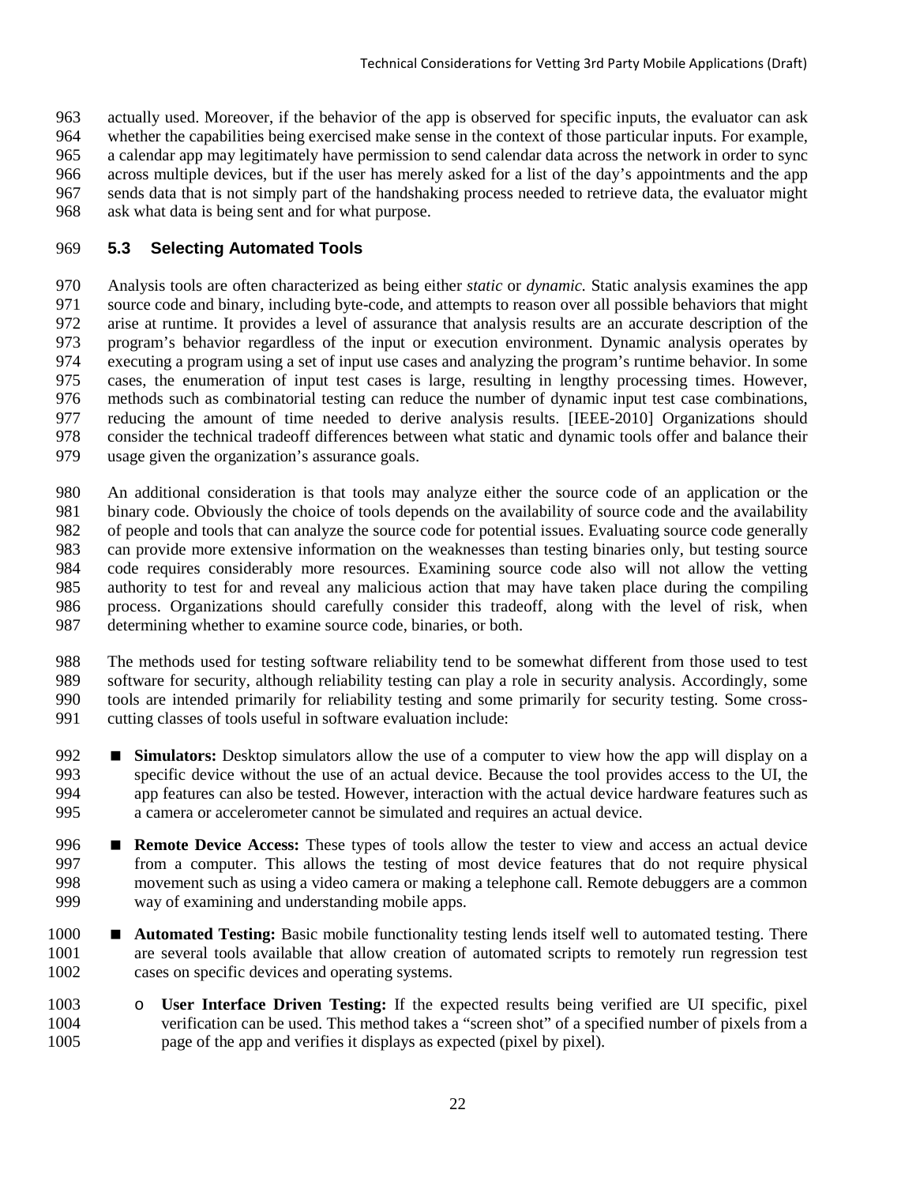actually used. Moreover, if the behavior of the app is observed for specific inputs, the evaluator can ask whether the capabilities being exercised make sense in the context of those particular inputs. For example, a calendar app may legitimately have permission to send calendar data across the network in order to sync across multiple devices, but if the user has merely asked for a list of the day's appointments and the app sends data that is not simply part of the handshaking process needed to retrieve data, the evaluator might ask what data is being sent and for what purpose.

## 5.3 Selecting Automated Tools

Analysis tools are often characterized as being either *static* or *dynamic.* Static analysis examines the app source code and binary, including byte-code, and attempts to reason over all possible behaviors that might arise at runtime. It provides a level of assurance that analysis results are an accurate description of the program's behavior regardless of the input or execution environment. Dynamic analysis operates by executing a program using a set of input use cases and analyzing the program's runtime behavior. In some cases, the enumeration of input test cases is large, resulting in lengthy processing times. However, methods such as combinatorial testing can reduce the number of dynamic input test case combinations, reducing the amount of time needed to derive analysis results. [IEEE-2010] Organizations should consider the technical tradeoff differences between what static and dynamic tools offer and balance their usage given the organization's assurance goals.

An additional consideration is that tools may analyze either the source code of an application or the binary code. Obviously the choice of tools depends on the availability of source code and the availability of people and tools that can analyze the source code for potential issues. Evaluating source code generally can provide more extensive information on the weaknesses than testing binaries only, but testing source code requires considerably more resources. Examining source code also will not allow the vetting authority to test for and reveal any malicious action that may have taken place during the compiling process. Organizations should carefully consider this tradeoff, along with the level of risk, when determining whether to examine source code, binaries, or both.

The methods used for testing software reliability tend to be somewhat different from those used to test software for security, although reliability testing can play a role in security analysis. Accordingly, some tools are intended primarily for reliability testing and some primarily for security testing. Some cross-cutting classes of tools useful in software evaluation include:

- **Simulators:** Desktop simulators allow the use of a computer to view how the app will display on a specific device without the use of an actual device. Because the tool provides access to the UI, the app features can also be tested. However, interaction with the actual device hardware features such as a camera or accelerometer cannot be simulated and requires an actual device.
- **Remote Device Access:** These types of tools allow the tester to view and access an actual device from a computer. This allows the testing of most device features that do not require physical movement such as using a video camera or making a telephone call. Remote debuggers are a common way of examining and understanding mobile apps.
- **Automated Testing:** Basic mobile functionality testing lends itself well to automated testing. There are several tools available that allow creation of automated scripts to remotely run regression test cases on specific devices and operating systems.
  - **User Interface Driven Testing:** If the expected results being verified are UI specific, pixel verification can be used. This method takes a "screen shot" of a specified number of pixels from a page of the app and verifies it displays as expected (pixel by pixel).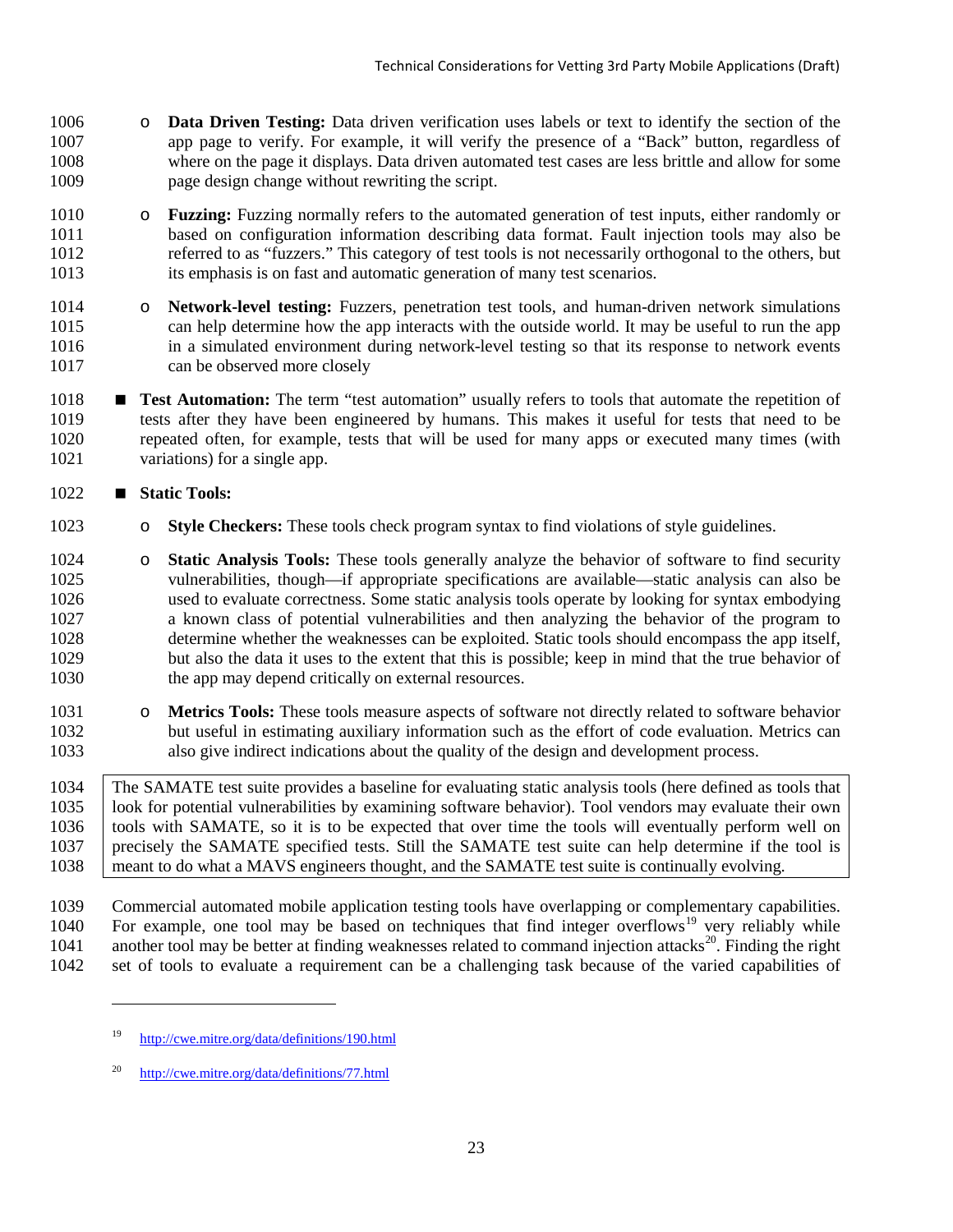- **Data Driven Testing:** Data driven verification uses labels or text to identify the section of the app page to verify. For example, it will verify the presence of a "Back" button, regardless of where on the page it displays. Data driven automated test cases are less brittle and allow for some page design change without rewriting the script.
- **Fuzzing:** Fuzzing normally refers to the automated generation of test inputs, either randomly or based on configuration information describing data format. Fault injection tools may also be referred to as "fuzzers." This category of test tools is not necessarily orthogonal to the others, but its emphasis is on fast and automatic generation of many test scenarios.
- **Network-level testing:** Fuzzers, penetration test tools, and human-driven network simulations can help determine how the app interacts with the outside world. It may be useful to run the app in a simulated environment during network-level testing so that its response to network events can be observed more closely

- **Test Automation:** The term "test automation" usually refers to tools that automate the repetition of tests after they have been engineered by humans. This makes it useful for tests that need to be repeated often, for example, tests that will be used for many apps or executed many times (with variations) for a single app.
- **Static Tools:**
  - **Style Checkers:** These tools check program syntax to find violations of style guidelines.
  - **Static Analysis Tools:** These tools generally analyze the behavior of software to find security vulnerabilities, though—if appropriate specifications are available—static analysis can also be used to evaluate correctness. Some static analysis tools operate by looking for syntax embodying a known class of potential vulnerabilities and then analyzing the behavior of the program to determine whether the weaknesses can be exploited. Static tools should encompass the app itself, but also the data it uses to the extent that this is possible; keep in mind that the true behavior of the app may depend critically on external resources.
  - **Metrics Tools:** These tools measure aspects of software not directly related to software behavior but useful in estimating auxiliary information such as the effort of code evaluation. Metrics can also give indirect indications about the quality of the design and development process.

> The SAMATE test suite provides a baseline for evaluating static analysis tools (here defined as tools that look for potential vulnerabilities by examining software behavior). Tool vendors may evaluate their own tools with SAMATE, so it is to be expected that over time the tools will eventually perform well on precisely the SAMATE specified tests. Still the SAMATE test suite can help determine if the tool is meant to do what a MAVS engineers thought, and the SAMATE test suite is continually evolving.

Commercial automated mobile application testing tools have overlapping or complementary capabilities. For example, one tool may be based on techniques that find integer overflows[19] very reliably while another tool may be better at finding weaknesses related to command injection attacks[20]. Finding the right set of tools to evaluate a requirement can be a challenging task because of the varied capabilities of

[19] http://cwe.mitre.org/data/definitions/190.html

[20] http://cwe.mitre.org/data/definitions/77.html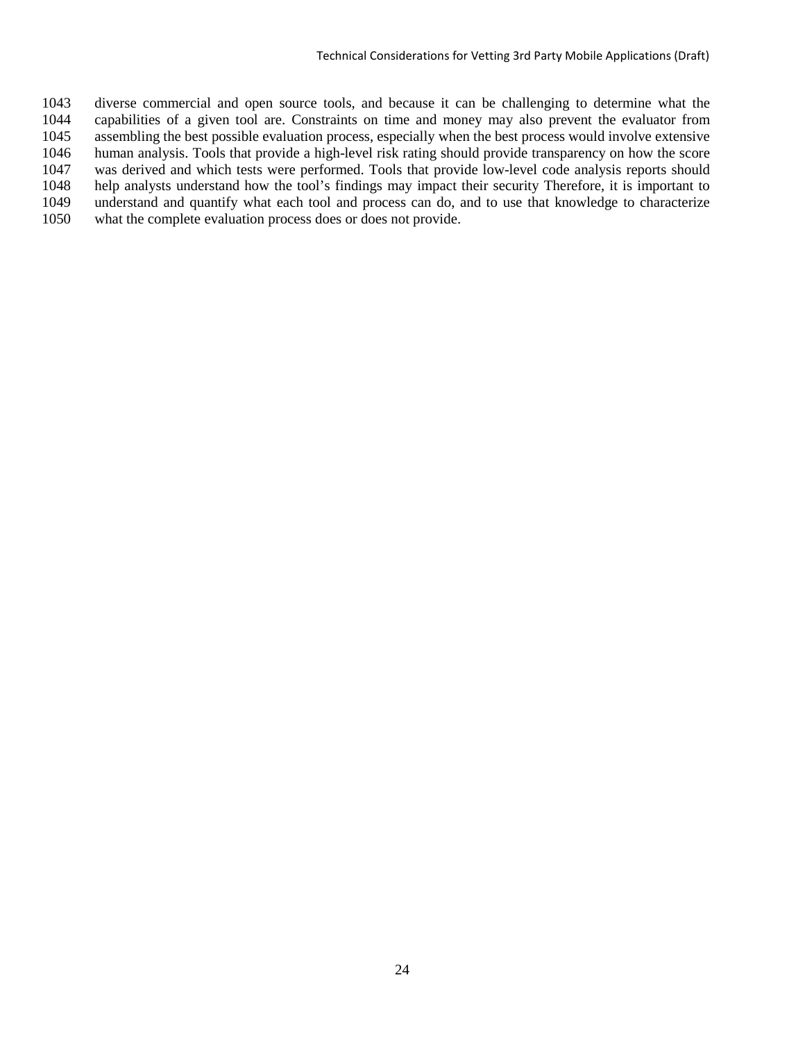diverse commercial and open source tools, and because it can be challenging to determine what the capabilities of a given tool are. Constraints on time and money may also prevent the evaluator from assembling the best possible evaluation process, especially when the best process would involve extensive human analysis. Tools that provide a high-level risk rating should provide transparency on how the score was derived and which tests were performed. Tools that provide low-level code analysis reports should help analysts understand how the tool's findings may impact their security Therefore, it is important to understand and quantify what each tool and process can do, and to use that knowledge to characterize what the complete evaluation process does or does not provide.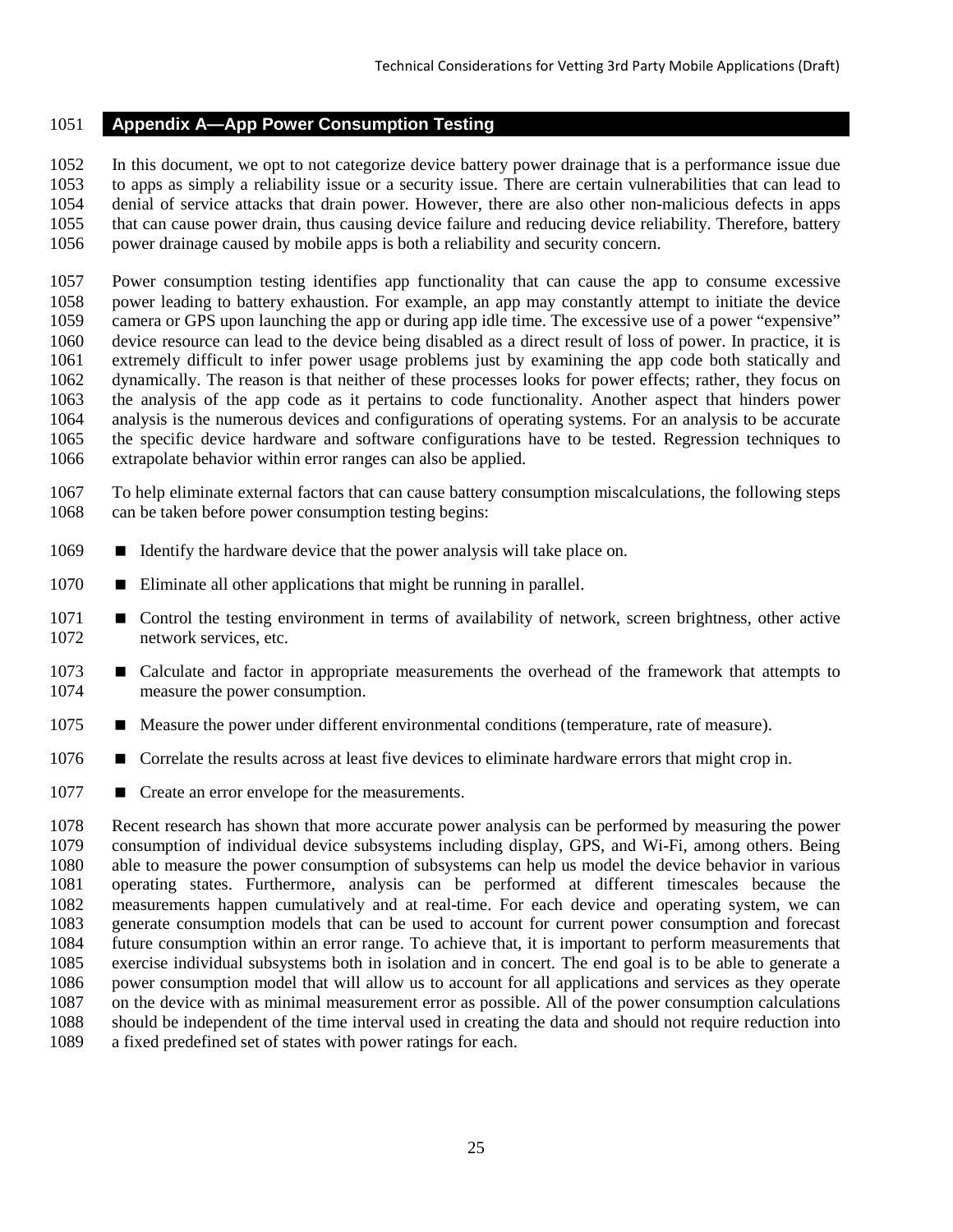# Appendix A—App Power Consumption Testing

In this document, we opt to not categorize device battery power drainage that is a performance issue due to apps as simply a reliability issue or a security issue. There are certain vulnerabilities that can lead to denial of service attacks that drain power. However, there are also other non-malicious defects in apps that can cause power drain, thus causing device failure and reducing device reliability. Therefore, battery power drainage caused by mobile apps is both a reliability and security concern.

Power consumption testing identifies app functionality that can cause the app to consume excessive power leading to battery exhaustion. For example, an app may constantly attempt to initiate the device camera or GPS upon launching the app or during app idle time. The excessive use of a power "expensive" device resource can lead to the device being disabled as a direct result of loss of power. In practice, it is extremely difficult to infer power usage problems just by examining the app code both statically and dynamically. The reason is that neither of these processes looks for power effects; rather, they focus on the analysis of the app code as it pertains to code functionality. Another aspect that hinders power analysis is the numerous devices and configurations of operating systems. For an analysis to be accurate the specific device hardware and software configurations have to be tested. Regression techniques to extrapolate behavior within error ranges can also be applied.

To help eliminate external factors that can cause battery consumption miscalculations, the following steps can be taken before power consumption testing begins:

- Identify the hardware device that the power analysis will take place on.
- Eliminate all other applications that might be running in parallel.
- Control the testing environment in terms of availability of network, screen brightness, other active network services, etc.
- Calculate and factor in appropriate measurements the overhead of the framework that attempts to measure the power consumption.
- Measure the power under different environmental conditions (temperature, rate of measure).
- Correlate the results across at least five devices to eliminate hardware errors that might crop in.
- Create an error envelope for the measurements.

Recent research has shown that more accurate power analysis can be performed by measuring the power consumption of individual device subsystems including display, GPS, and Wi-Fi, among others. Being able to measure the power consumption of subsystems can help us model the device behavior in various operating states. Furthermore, analysis can be performed at different timescales because the measurements happen cumulatively and at real-time. For each device and operating system, we can generate consumption models that can be used to account for current power consumption and forecast future consumption within an error range. To achieve that, it is important to perform measurements that exercise individual subsystems both in isolation and in concert. The end goal is to be able to generate a power consumption model that will allow us to account for all applications and services as they operate on the device with as minimal measurement error as possible. All of the power consumption calculations should be independent of the time interval used in creating the data and should not require reduction into a fixed predefined set of states with power ratings for each.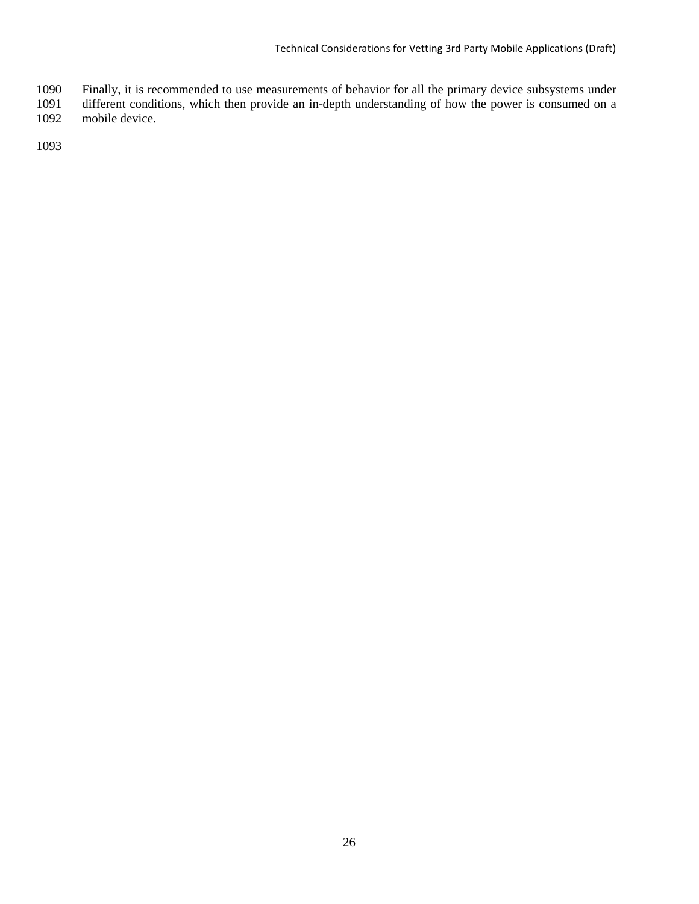Finally, it is recommended to use measurements of behavior for all the primary device subsystems under different conditions, which then provide an in-depth understanding of how the power is consumed on a mobile device.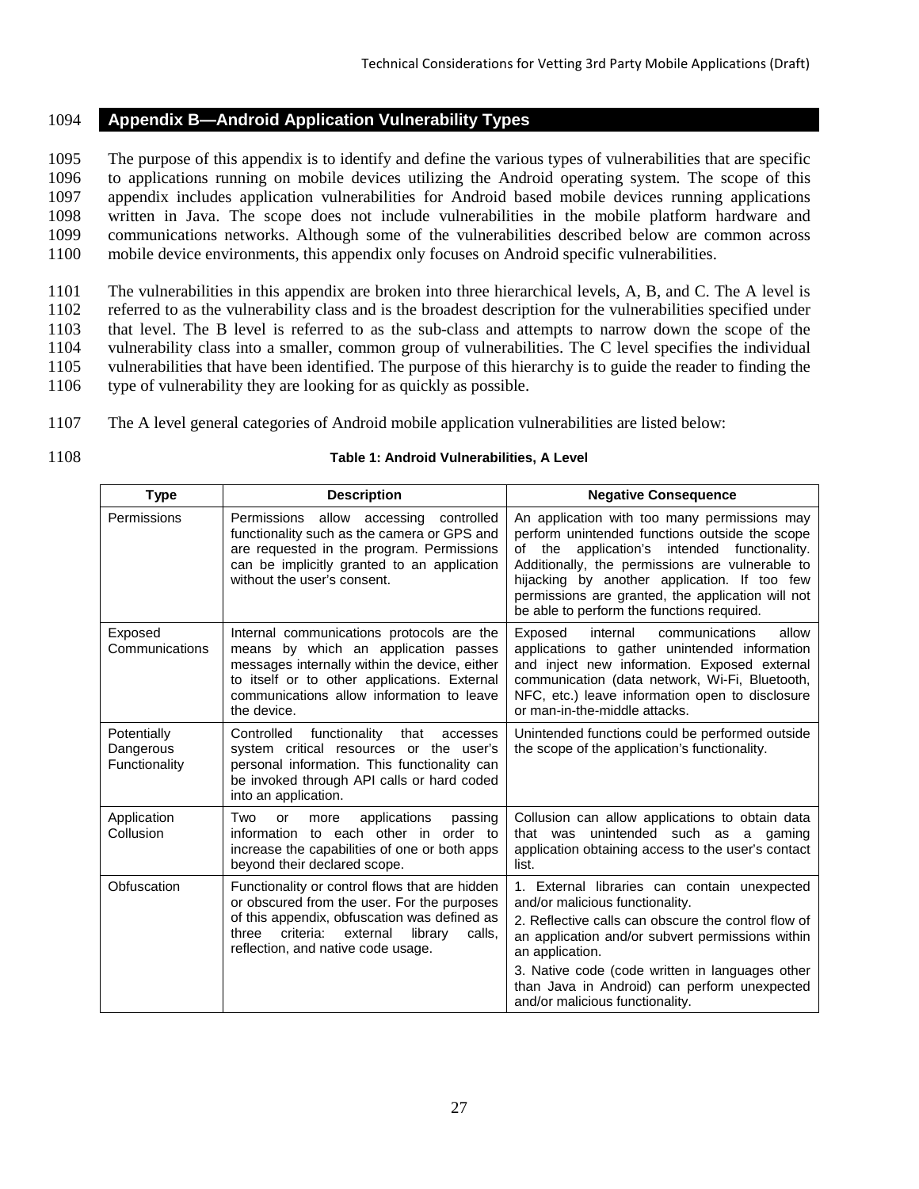# Appendix B—Android Application Vulnerability Types

The purpose of this appendix is to identify and define the various types of vulnerabilities that are specific to applications running on mobile devices utilizing the Android operating system. The scope of this appendix includes application vulnerabilities for Android based mobile devices running applications written in Java. The scope does not include vulnerabilities in the mobile platform hardware and communications networks. Although some of the vulnerabilities described below are common across mobile device environments, this appendix only focuses on Android specific vulnerabilities.

The vulnerabilities in this appendix are broken into three hierarchical levels, A, B, and C. The A level is referred to as the vulnerability class and is the broadest description for the vulnerabilities specified under that level. The B level is referred to as the sub-class and attempts to narrow down the scope of the vulnerability class into a smaller, common group of vulnerabilities. The C level specifies the individual vulnerabilities that have been identified. The purpose of this hierarchy is to guide the reader to finding the type of vulnerability they are looking for as quickly as possible.

The A level general categories of Android mobile application vulnerabilities are listed below:

**Table 1: Android Vulnerabilities, A Level**

| Type | Description | Negative Consequence |
|---|---|---|
| Permissions | Permissions allow accessing controlled functionality such as the camera or GPS and are requested in the program. Permissions can be implicitly granted to an application without the user's consent. | An application with too many permissions may perform unintended functions outside the scope of the application's intended functionality. Additionally, the permissions are vulnerable to hijacking by another application. If too few permissions are granted, the application will not be able to perform the functions required. |
| Exposed Communications | Internal communications protocols are the means by which an application passes messages internally within the device, either to itself or to other applications. External communications allow information to leave the device. | Exposed internal communications allow applications to gather unintended information and inject new information. Exposed external communication (data network, Wi-Fi, Bluetooth, NFC, etc.) leave information open to disclosure or man-in-the-middle attacks. |
| Potentially Dangerous Functionality | Controlled functionality that accesses system critical resources or the user's personal information. This functionality can be invoked through API calls or hard coded into an application. | Unintended functions could be performed outside the scope of the application's functionality. |
| Application Collusion | Two or more applications passing information to each other in order to increase the capabilities of one or both apps beyond their declared scope. | Collusion can allow applications to obtain data that was unintended such as a gaming application obtaining access to the user's contact list. |
| Obfuscation | Functionality or control flows that are hidden or obscured from the user. For the purposes of this appendix, obfuscation was defined as three criteria: external library calls, reflection, and native code usage. | 1. External libraries can contain unexpected and/or malicious functionality.<br>2. Reflective calls can obscure the control flow of an application and/or subvert permissions within an application.<br>3. Native code (code written in languages other than Java in Android) can perform unexpected and/or malicious functionality. |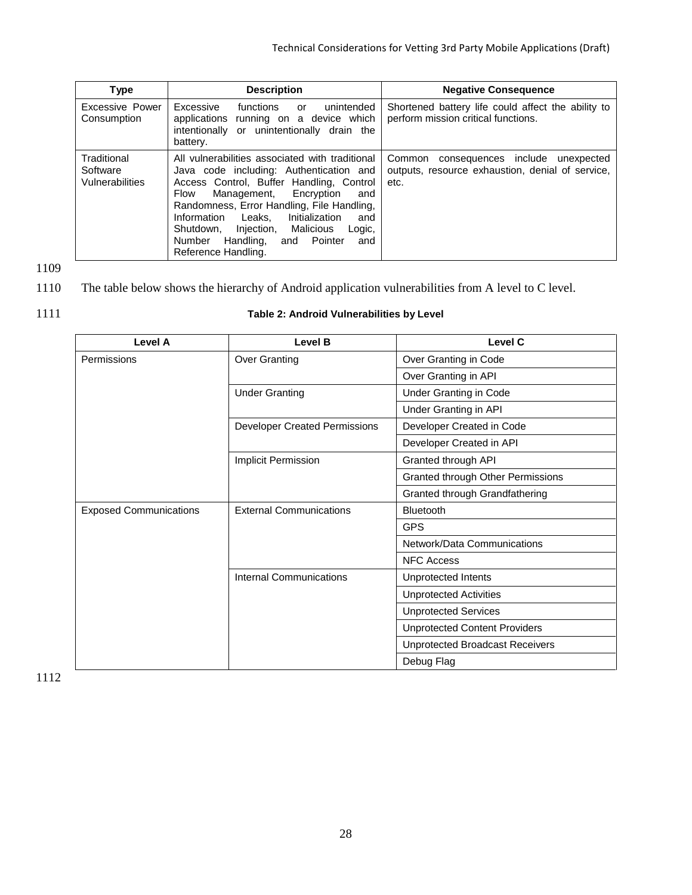| Type | Description | Negative Consequence |
|---|---|---|
| Excessive Power Consumption | Excessive functions or unintended applications running on a device which intentionally or unintentionally drain the battery. | Shortened battery life could affect the ability to perform mission critical functions. |
| Traditional Software Vulnerabilities | All vulnerabilities associated with traditional Java code including: Authentication and Access Control, Buffer Handling, Control Flow Management, Encryption and Randomness, Error Handling, File Handling, Information Leaks, Initialization and Shutdown, Injection, Malicious Logic, Number Handling, and Pointer and Reference Handling. | Common consequences include unexpected outputs, resource exhaustion, denial of service, etc. |

The table below shows the hierarchy of Android application vulnerabilities from A level to C level.

**Table 2: Android Vulnerabilities by Level**

| Level A | Level B | Level C |
|---|---|---|
| Permissions | Over Granting | Over Granting in Code |
| | | Over Granting in API |
| | Under Granting | Under Granting in Code |
| | | Under Granting in API |
| | Developer Created Permissions | Developer Created in Code |
| | | Developer Created in API |
| | Implicit Permission | Granted through API |
| | | Granted through Other Permissions |
| | | Granted through Grandfathering |
| Exposed Communications | External Communications | Bluetooth |
| | | GPS |
| | | Network/Data Communications |
| | | NFC Access |
| | Internal Communications | Unprotected Intents |
| | | Unprotected Activities |
| | | Unprotected Services |
| | | Unprotected Content Providers |
| | | Unprotected Broadcast Receivers |
| | | Debug Flag |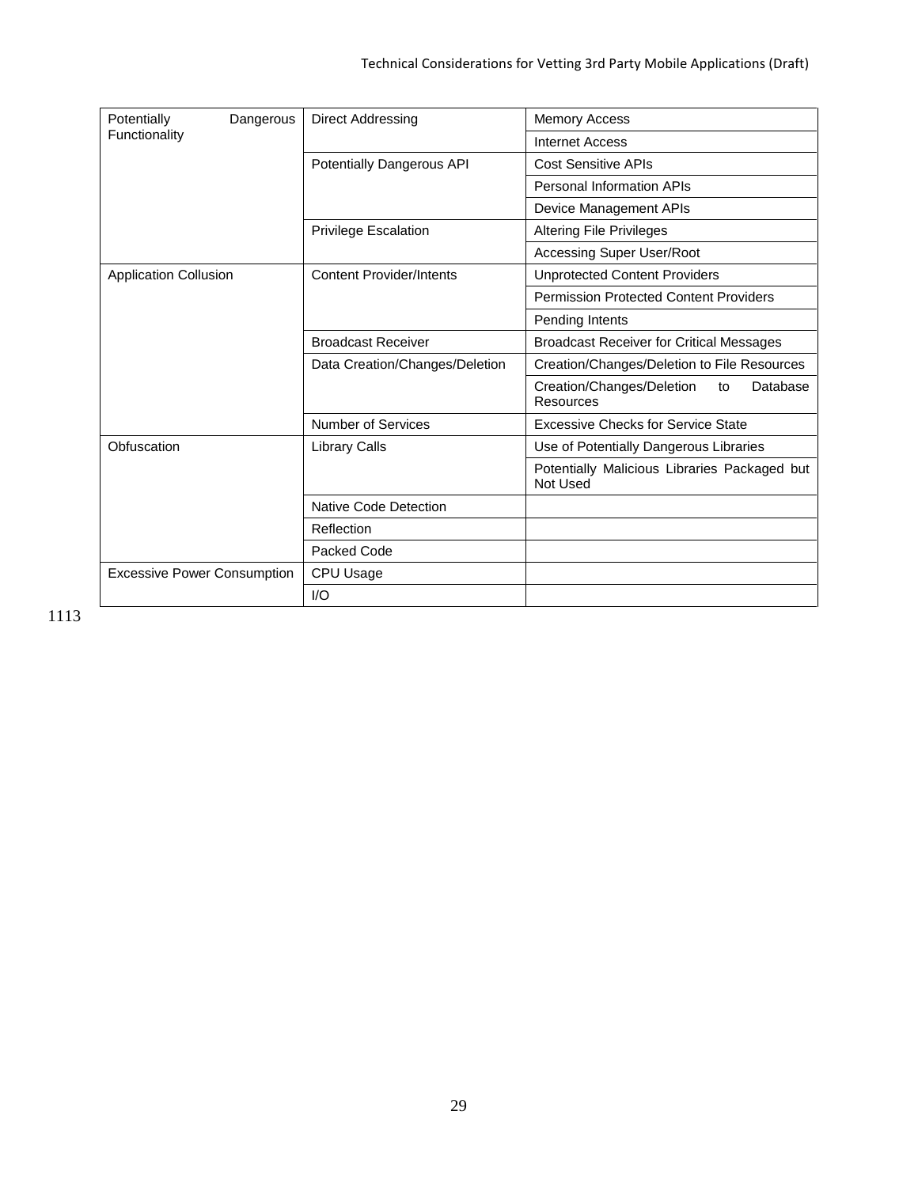| Potentially Dangerous Functionality | Direct Addressing | Memory Access |
|---|---|---|
| | | Internet Access |
| | Potentially Dangerous API | Cost Sensitive APIs |
| | | Personal Information APIs |
| | | Device Management APIs |
| | Privilege Escalation | Altering File Privileges |
| | | Accessing Super User/Root |
| Application Collusion | Content Provider/Intents | Unprotected Content Providers |
| | | Permission Protected Content Providers |
| | | Pending Intents |
| | Broadcast Receiver | Broadcast Receiver for Critical Messages |
| | Data Creation/Changes/Deletion | Creation/Changes/Deletion to File Resources |
| | | Creation/Changes/Deletion to Database Resources |
| | Number of Services | Excessive Checks for Service State |
| Obfuscation | Library Calls | Use of Potentially Dangerous Libraries |
| | | Potentially Malicious Libraries Packaged but Not Used |
| | Native Code Detection | |
| | Reflection | |
| | Packed Code | |
| Excessive Power Consumption | CPU Usage | |
| | I/O | |

1113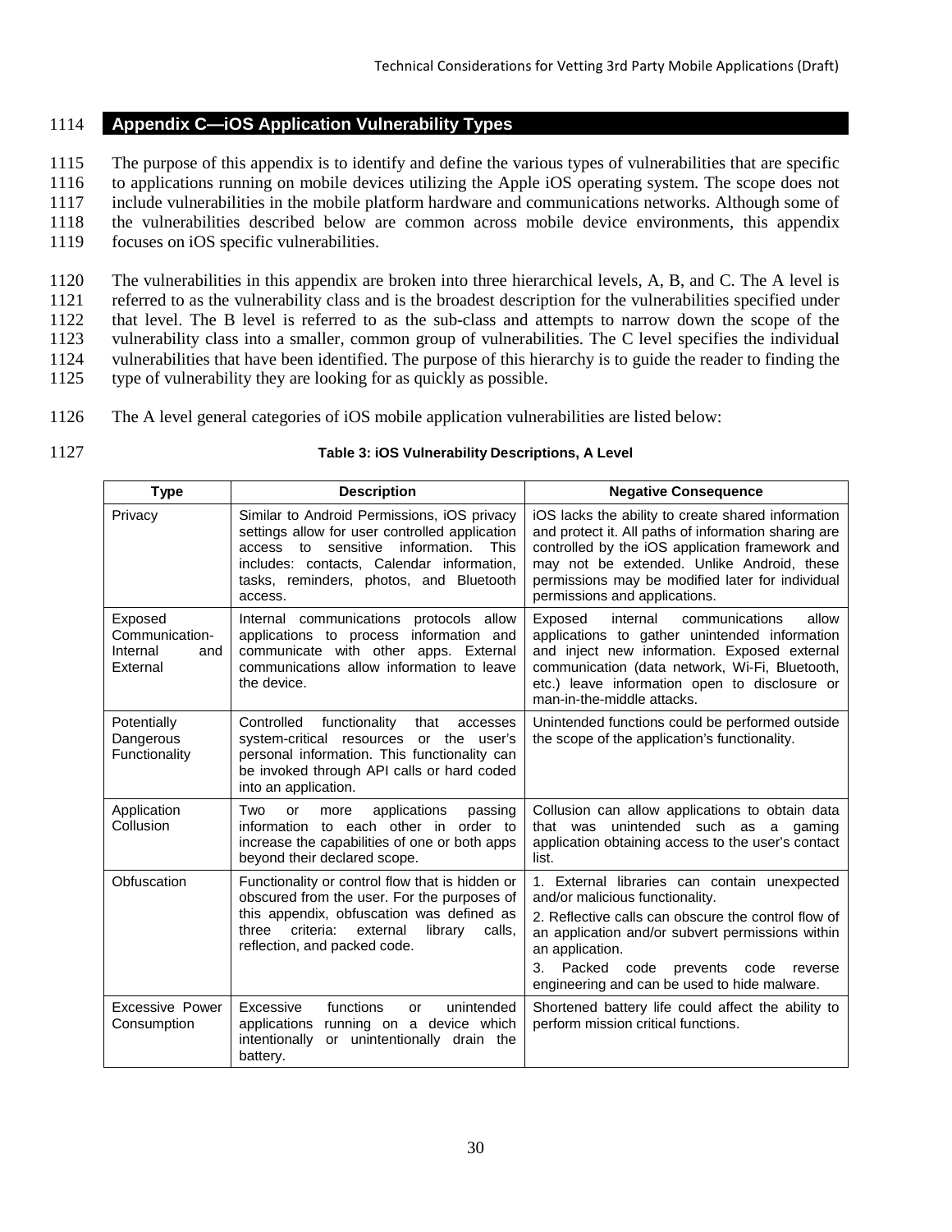## Appendix C—iOS Application Vulnerability Types

The purpose of this appendix is to identify and define the various types of vulnerabilities that are specific to applications running on mobile devices utilizing the Apple iOS operating system. The scope does not include vulnerabilities in the mobile platform hardware and communications networks. Although some of the vulnerabilities described below are common across mobile device environments, this appendix focuses on iOS specific vulnerabilities.

The vulnerabilities in this appendix are broken into three hierarchical levels, A, B, and C. The A level is referred to as the vulnerability class and is the broadest description for the vulnerabilities specified under that level. The B level is referred to as the sub-class and attempts to narrow down the scope of the vulnerability class into a smaller, common group of vulnerabilities. The C level specifies the individual vulnerabilities that have been identified. The purpose of this hierarchy is to guide the reader to finding the type of vulnerability they are looking for as quickly as possible.

The A level general categories of iOS mobile application vulnerabilities are listed below:

**Table 3: iOS Vulnerability Descriptions, A Level**

| Type | Description | Negative Consequence |
|---|---|---|
| Privacy | Similar to Android Permissions, iOS privacy settings allow for user controlled application access to sensitive information. This includes: contacts, Calendar information, tasks, reminders, photos, and Bluetooth access. | iOS lacks the ability to create shared information and protect it. All paths of information sharing are controlled by the iOS application framework and may not be extended. Unlike Android, these permissions may be modified later for individual permissions and applications. |
| Exposed Communication-Internal and External | Internal communications protocols allow applications to process information and communicate with other apps. External communications allow information to leave the device. | Exposed internal communications allow applications to gather unintended information and inject new information. Exposed external communication (data network, Wi-Fi, Bluetooth, etc.) leave information open to disclosure or man-in-the-middle attacks. |
| Potentially Dangerous Functionality | Controlled functionality that accesses system-critical resources or the user's personal information. This functionality can be invoked through API calls or hard coded into an application. | Unintended functions could be performed outside the scope of the application's functionality. |
| Application Collusion | Two or more applications passing information to each other in order to increase the capabilities of one or both apps beyond their declared scope. | Collusion can allow applications to obtain data that was unintended such as a gaming application obtaining access to the user's contact list. |
| Obfuscation | Functionality or control flow that is hidden or obscured from the user. For the purposes of this appendix, obfuscation was defined as three criteria: external library calls, reflection, and packed code. | 1. External libraries can contain unexpected and/or malicious functionality.<br>2. Reflective calls can obscure the control flow of an application and/or subvert permissions within an application.<br>3. Packed code prevents code reverse engineering and can be used to hide malware. |
| Excessive Power Consumption | Excessive functions or unintended applications running on a device which intentionally or unintentionally drain the battery. | Shortened battery life could affect the ability to perform mission critical functions. |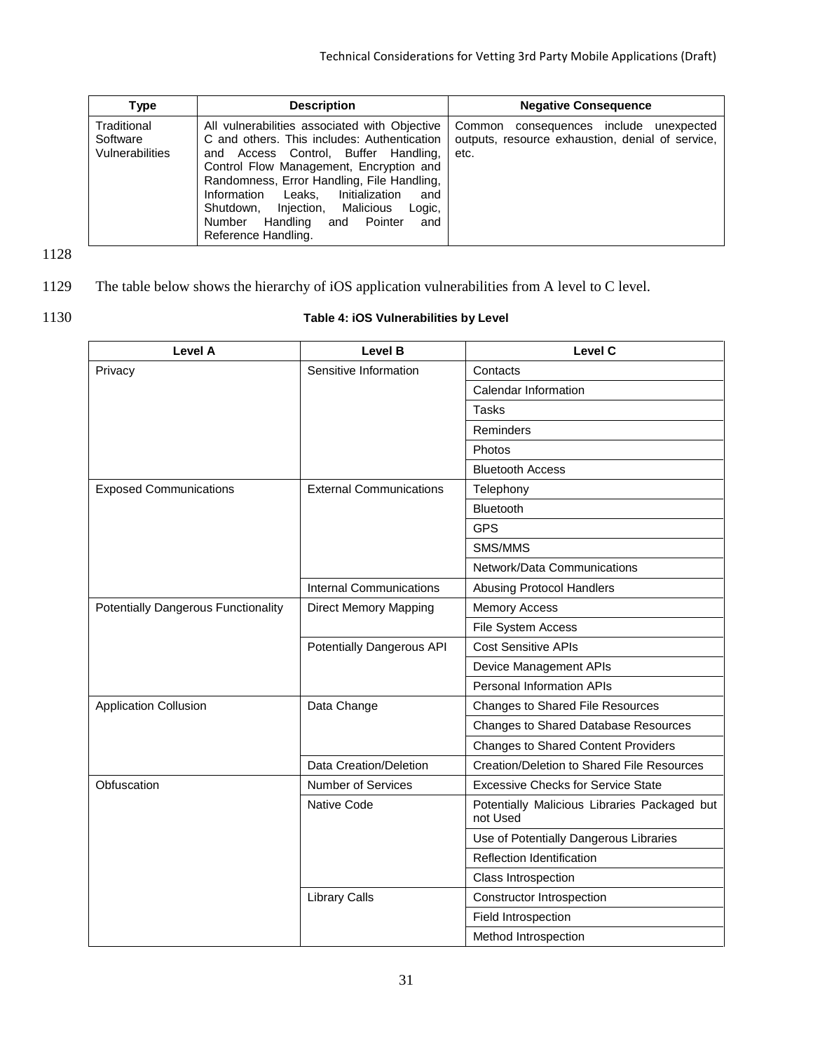| Type | Description | Negative Consequence |
| --- | --- | --- |
| Traditional Software Vulnerabilities | All vulnerabilities associated with Objective C and others. This includes: Authentication and Access Control, Buffer Handling, Control Flow Management, Encryption and Randomness, Error Handling, File Handling, Information Leaks, Initialization and Shutdown, Injection, Malicious Logic, Number Handling and Pointer and Reference Handling. | Common consequences include unexpected outputs, resource exhaustion, denial of service, etc. |

The table below shows the hierarchy of iOS application vulnerabilities from A level to C level.

**Table 4: iOS Vulnerabilities by Level**

| Level A | Level B | Level C |
| --- | --- | --- |
| Privacy | Sensitive Information | Contacts |
| | | Calendar Information |
| | | Tasks |
| | | Reminders |
| | | Photos |
| | | Bluetooth Access |
| Exposed Communications | External Communications | Telephony |
| | | Bluetooth |
| | | GPS |
| | | SMS/MMS |
| | | Network/Data Communications |
| | Internal Communications | Abusing Protocol Handlers |
| Potentially Dangerous Functionality | Direct Memory Mapping | Memory Access |
| | | File System Access |
| | Potentially Dangerous API | Cost Sensitive APIs |
| | | Device Management APIs |
| | | Personal Information APIs |
| Application Collusion | Data Change | Changes to Shared File Resources |
| | | Changes to Shared Database Resources |
| | | Changes to Shared Content Providers |
| | Data Creation/Deletion | Creation/Deletion to Shared File Resources |
| Obfuscation | Number of Services | Excessive Checks for Service State |
| | Native Code | Potentially Malicious Libraries Packaged but not Used |
| | | Use of Potentially Dangerous Libraries |
| | | Reflection Identification |
| | | Class Introspection |
| | Library Calls | Constructor Introspection |
| | | Field Introspection |
| | | Method Introspection |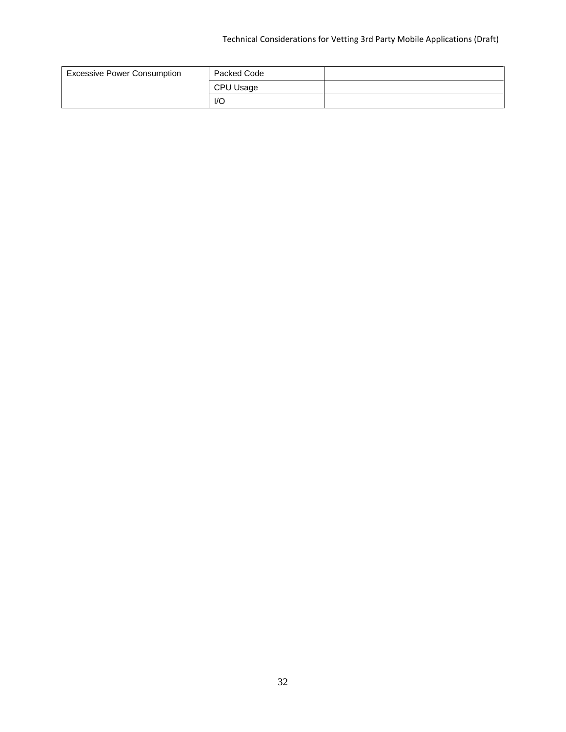| Excessive Power Consumption | Packed Code | |
| --- | --- | --- |
| | CPU Usage | |
| | I/O | |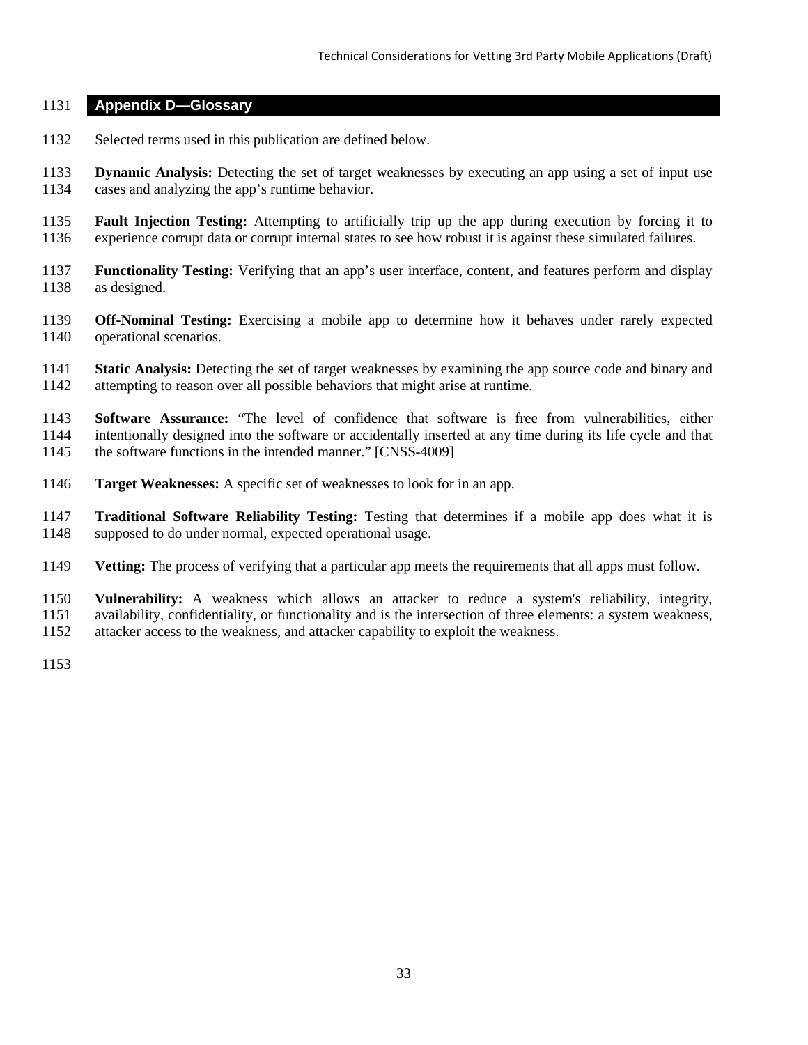## Appendix D—Glossary

Selected terms used in this publication are defined below.

**Dynamic Analysis:** Detecting the set of target weaknesses by executing an app using a set of input use cases and analyzing the app's runtime behavior.

**Fault Injection Testing:** Attempting to artificially trip up the app during execution by forcing it to experience corrupt data or corrupt internal states to see how robust it is against these simulated failures.

**Functionality Testing:** Verifying that an app's user interface, content, and features perform and display as designed.

**Off-Nominal Testing:** Exercising a mobile app to determine how it behaves under rarely expected operational scenarios.

**Static Analysis:** Detecting the set of target weaknesses by examining the app source code and binary and attempting to reason over all possible behaviors that might arise at runtime.

**Software Assurance:** "The level of confidence that software is free from vulnerabilities, either intentionally designed into the software or accidentally inserted at any time during its life cycle and that the software functions in the intended manner." [CNSS-4009]

**Target Weaknesses:** A specific set of weaknesses to look for in an app.

**Traditional Software Reliability Testing:** Testing that determines if a mobile app does what it is supposed to do under normal, expected operational usage.

**Vetting:** The process of verifying that a particular app meets the requirements that all apps must follow.

**Vulnerability:** A weakness which allows an attacker to reduce a system's reliability, integrity, availability, confidentiality, or functionality and is the intersection of three elements: a system weakness, attacker access to the weakness, and attacker capability to exploit the weakness.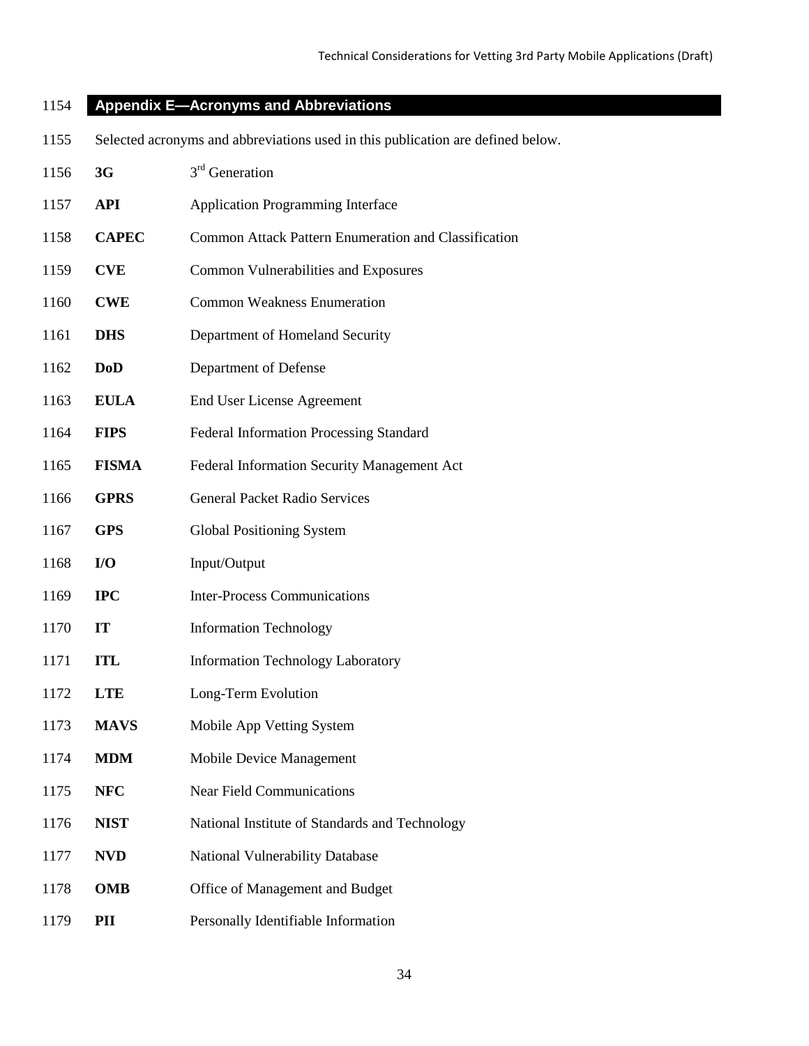## Appendix E—Acronyms and Abbreviations

Selected acronyms and abbreviations used in this publication are defined below.

| | |
|---|---|
| **3G** | 3rd Generation |
| **API** | Application Programming Interface |
| **CAPEC** | Common Attack Pattern Enumeration and Classification |
| **CVE** | Common Vulnerabilities and Exposures |
| **CWE** | Common Weakness Enumeration |
| **DHS** | Department of Homeland Security |
| **DoD** | Department of Defense |
| **EULA** | End User License Agreement |
| **FIPS** | Federal Information Processing Standard |
| **FISMA** | Federal Information Security Management Act |
| **GPRS** | General Packet Radio Services |
| **GPS** | Global Positioning System |
| **I/O** | Input/Output |
| **IPC** | Inter-Process Communications |
| **IT** | Information Technology |
| **ITL** | Information Technology Laboratory |
| **LTE** | Long-Term Evolution |
| **MAVS** | Mobile App Vetting System |
| **MDM** | Mobile Device Management |
| **NFC** | Near Field Communications |
| **NIST** | National Institute of Standards and Technology |
| **NVD** | National Vulnerability Database |
| **OMB** | Office of Management and Budget |
| **PII** | Personally Identifiable Information |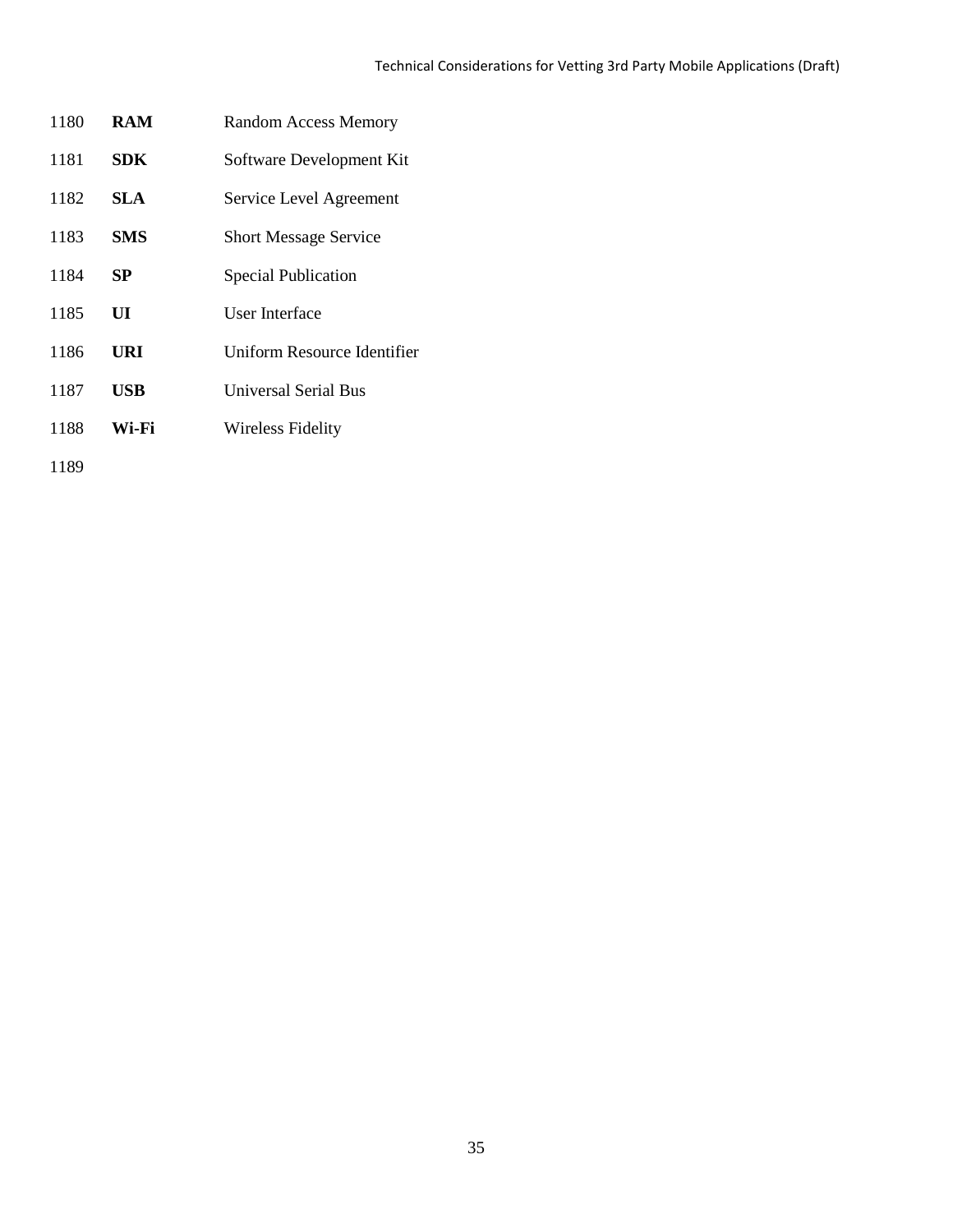| | |
|---|---|
| **RAM** | Random Access Memory |
| **SDK** | Software Development Kit |
| **SLA** | Service Level Agreement |
| **SMS** | Short Message Service |
| **SP** | Special Publication |
| **UI** | User Interface |
| **URI** | Uniform Resource Identifier |
| **USB** | Universal Serial Bus |
| **Wi-Fi** | Wireless Fidelity |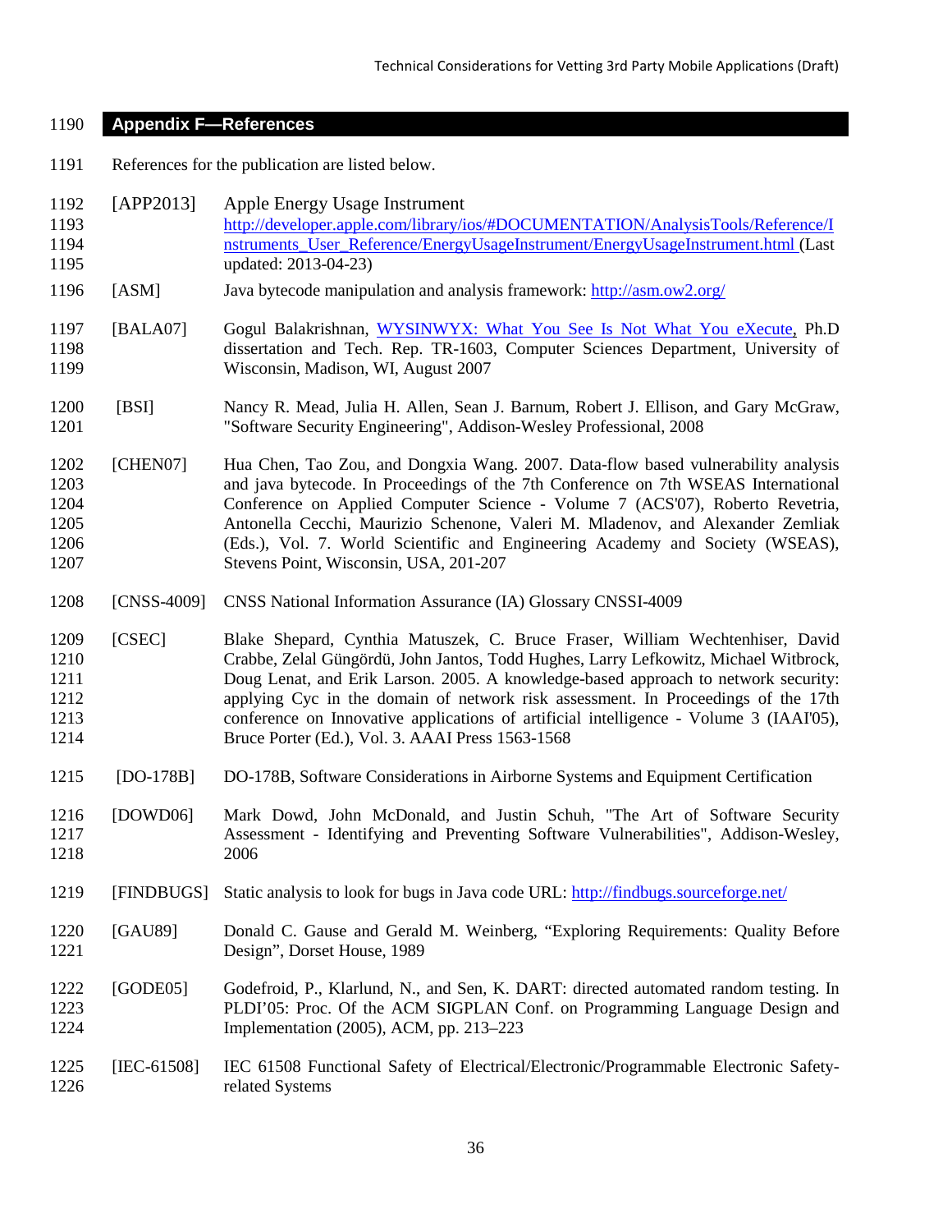## Appendix F—References

References for the publication are listed below.

| | |
|---|---|
| [APP2013] | Apple Energy Usage Instrument http://developer.apple.com/library/ios/#DOCUMENTATION/AnalysisTools/Reference/Instruments_User_Reference/EnergyUsageInstrument/EnergyUsageInstrument.html (Last updated: 2013-04-23) |
| [ASM] | Java bytecode manipulation and analysis framework: http://asm.ow2.org/ |
| [BALA07] | Gogul Balakrishnan, WYSINWYX: What You See Is Not What You eXecute, Ph.D dissertation and Tech. Rep. TR-1603, Computer Sciences Department, University of Wisconsin, Madison, WI, August 2007 |
| [BSI] | Nancy R. Mead, Julia H. Allen, Sean J. Barnum, Robert J. Ellison, and Gary McGraw, "Software Security Engineering", Addison-Wesley Professional, 2008 |
| [CHEN07] | Hua Chen, Tao Zou, and Dongxia Wang. 2007. Data-flow based vulnerability analysis and java bytecode. In Proceedings of the 7th Conference on 7th WSEAS International Conference on Applied Computer Science - Volume 7 (ACS'07), Roberto Revetria, Antonella Cecchi, Maurizio Schenone, Valeri M. Mladenov, and Alexander Zemliak (Eds.), Vol. 7. World Scientific and Engineering Academy and Society (WSEAS), Stevens Point, Wisconsin, USA, 201-207 |
| [CNSS-4009] | CNSS National Information Assurance (IA) Glossary CNSSI-4009 |
| [CSEC] | Blake Shepard, Cynthia Matuszek, C. Bruce Fraser, William Wechtenhiser, David Crabbe, Zelal Güngördü, John Jantos, Todd Hughes, Larry Lefkowitz, Michael Witbrock, Doug Lenat, and Erik Larson. 2005. A knowledge-based approach to network security: applying Cyc in the domain of network risk assessment. In Proceedings of the 17th conference on Innovative applications of artificial intelligence - Volume 3 (IAAI'05), Bruce Porter (Ed.), Vol. 3. AAAI Press 1563-1568 |
| [DO-178B] | DO-178B, Software Considerations in Airborne Systems and Equipment Certification |
| [DOWD06] | Mark Dowd, John McDonald, and Justin Schuh, "The Art of Software Security Assessment - Identifying and Preventing Software Vulnerabilities", Addison-Wesley, 2006 |
| [FINDBUGS] | Static analysis to look for bugs in Java code URL: http://findbugs.sourceforge.net/ |
| [GAU89] | Donald C. Gause and Gerald M. Weinberg, "Exploring Requirements: Quality Before Design", Dorset House, 1989 |
| [GODE05] | Godefroid, P., Klarlund, N., and Sen, K. DART: directed automated random testing. In PLDI'05: Proc. Of the ACM SIGPLAN Conf. on Programming Language Design and Implementation (2005), ACM, pp. 213–223 |
| [IEC-61508] | IEC 61508 Functional Safety of Electrical/Electronic/Programmable Electronic Safety-related Systems |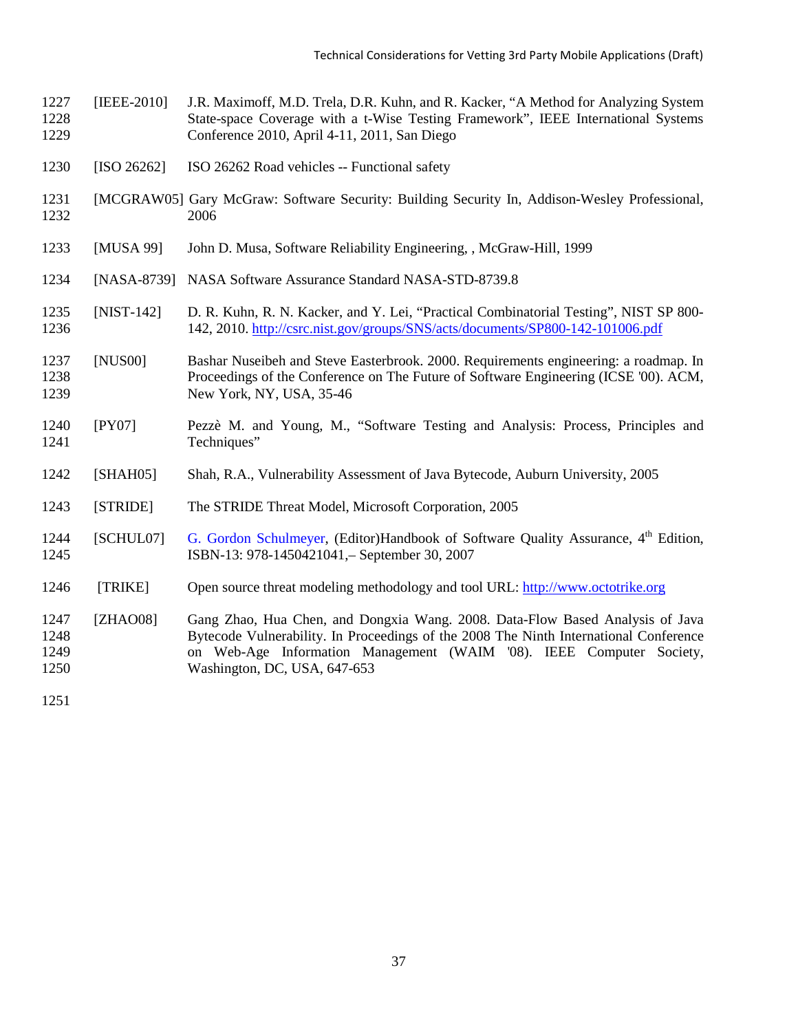[IEEE-2010] J.R. Maximoff, M.D. Trela, D.R. Kuhn, and R. Kacker, "A Method for Analyzing System State-space Coverage with a t-Wise Testing Framework", IEEE International Systems Conference 2010, April 4-11, 2011, San Diego

[ISO 26262] ISO 26262 Road vehicles -- Functional safety

[MCGRAW05] Gary McGraw: Software Security: Building Security In, Addison-Wesley Professional, 2006

[MUSA 99] John D. Musa, Software Reliability Engineering, , McGraw-Hill, 1999

[NASA-8739] NASA Software Assurance Standard NASA-STD-8739.8

[NIST-142] D. R. Kuhn, R. N. Kacker, and Y. Lei, "Practical Combinatorial Testing", NIST SP 800-142, 2010. http://csrc.nist.gov/groups/SNS/acts/documents/SP800-142-101006.pdf

[NUS00] Bashar Nuseibeh and Steve Easterbrook. 2000. Requirements engineering: a roadmap. In Proceedings of the Conference on The Future of Software Engineering (ICSE '00). ACM, New York, NY, USA, 35-46

[PY07] Pezzè M. and Young, M., "Software Testing and Analysis: Process, Principles and Techniques"

[SHAH05] Shah, R.A., Vulnerability Assessment of Java Bytecode, Auburn University, 2005

[STRIDE] The STRIDE Threat Model, Microsoft Corporation, 2005

[SCHUL07] G. Gordon Schulmeyer, (Editor)Handbook of Software Quality Assurance, 4th Edition, ISBN-13: 978-1450421041,– September 30, 2007

[TRIKE] Open source threat modeling methodology and tool URL: http://www.octotrike.org

[ZHAO08] Gang Zhao, Hua Chen, and Dongxia Wang. 2008. Data-Flow Based Analysis of Java Bytecode Vulnerability. In Proceedings of the 2008 The Ninth International Conference on Web-Age Information Management (WAIM '08). IEEE Computer Society, Washington, DC, USA, 647-653